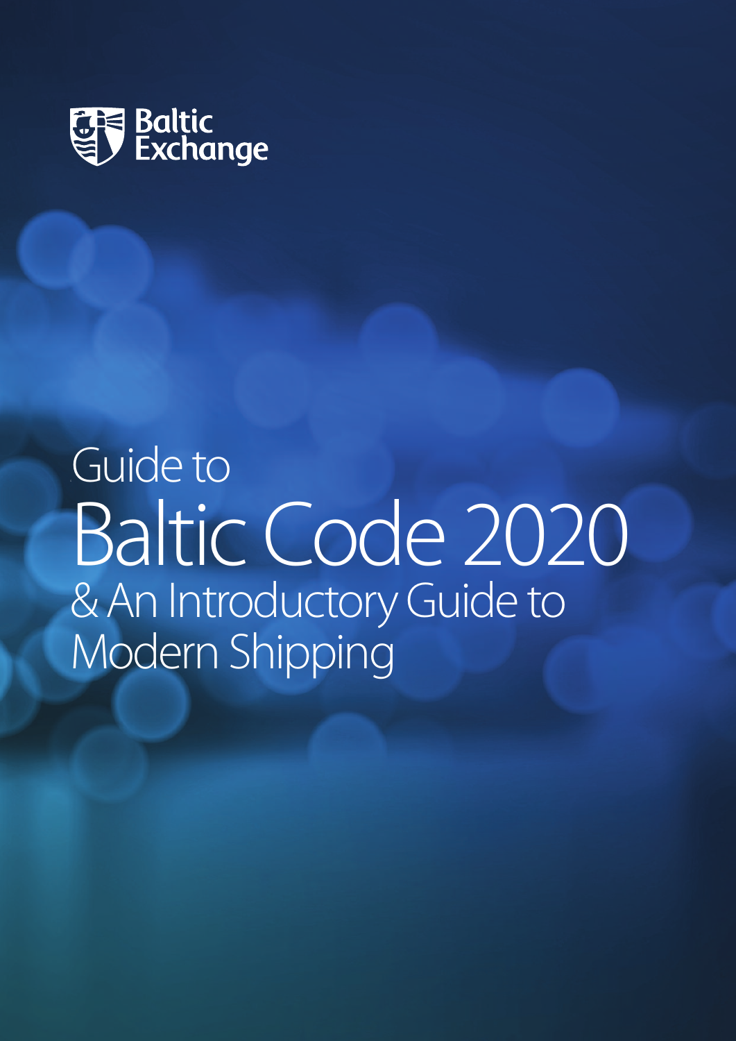Baltic Exchange

# Guide to Baltic Code 2020 & An Introductory Guide to Modern Shipping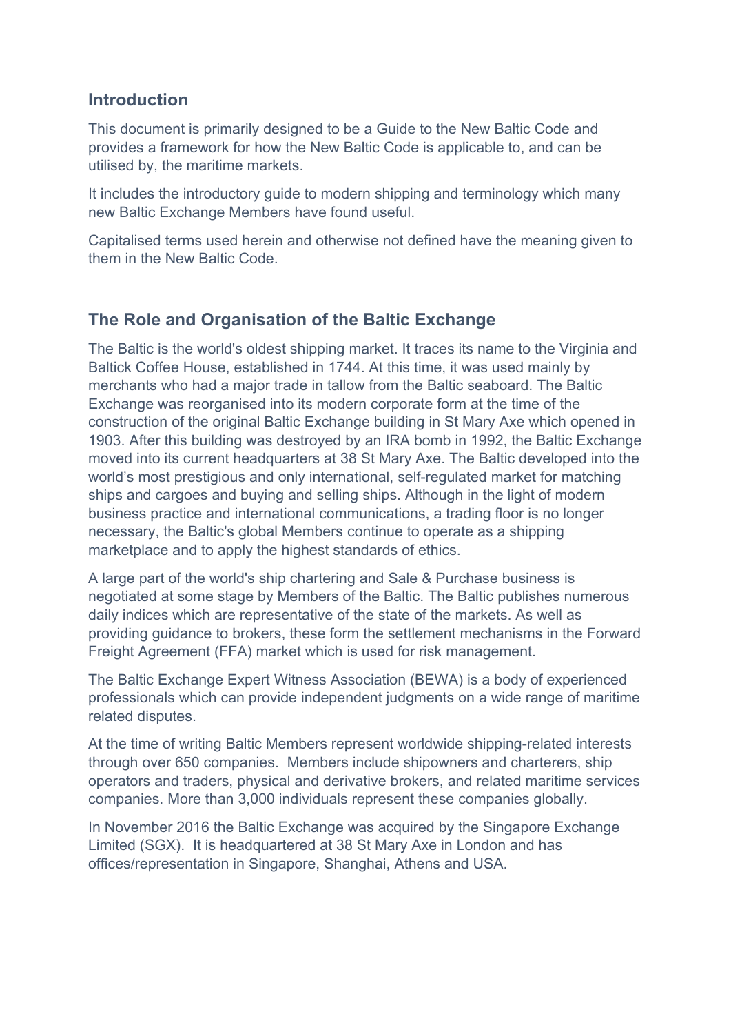## Introduction

This document is primarily designed to be a Guide to the New Baltic Code and provides a framework for how the New Baltic Code is applicable to, and can be utilised by, the maritime markets.

It includes the introductory guide to modern shipping and terminology which many new Baltic Exchange Members have found useful.

Capitalised terms used herein and otherwise not defined have the meaning given to them in the New Baltic Code.

## The Role and Organisation of the Baltic Exchange

The Baltic is the world's oldest shipping market. It traces its name to the Virginia and Baltick Coffee House, established in 1744. At this time, it was used mainly by merchants who had a major trade in tallow from the Baltic seaboard. The Baltic Exchange was reorganised into its modern corporate form at the time of the construction of the original Baltic Exchange building in St Mary Axe which opened in 1903. After this building was destroyed by an IRA bomb in 1992, the Baltic Exchange moved into its current headquarters at 38 St Mary Axe. The Baltic developed into the world's most prestigious and only international, self-regulated market for matching ships and cargoes and buying and selling ships. Although in the light of modern business practice and international communications, a trading floor is no longer necessary, the Baltic's global Members continue to operate as a shipping marketplace and to apply the highest standards of ethics.

A large part of the world's ship chartering and Sale & Purchase business is negotiated at some stage by Members of the Baltic. The Baltic publishes numerous daily indices which are representative of the state of the markets. As well as providing guidance to brokers, these form the settlement mechanisms in the Forward Freight Agreement (FFA) market which is used for risk management.

The Baltic Exchange Expert Witness Association (BEWA) is a body of experienced professionals which can provide independent judgments on a wide range of maritime related disputes.

At the time of writing Baltic Members represent worldwide shipping-related interests through over 650 companies. Members include shipowners and charterers, ship operators and traders, physical and derivative brokers, and related maritime services companies. More than 3,000 individuals represent these companies globally.

In November 2016 the Baltic Exchange was acquired by the Singapore Exchange Limited (SGX). It is headquartered at 38 St Mary Axe in London and has offices/representation in Singapore, Shanghai, Athens and USA.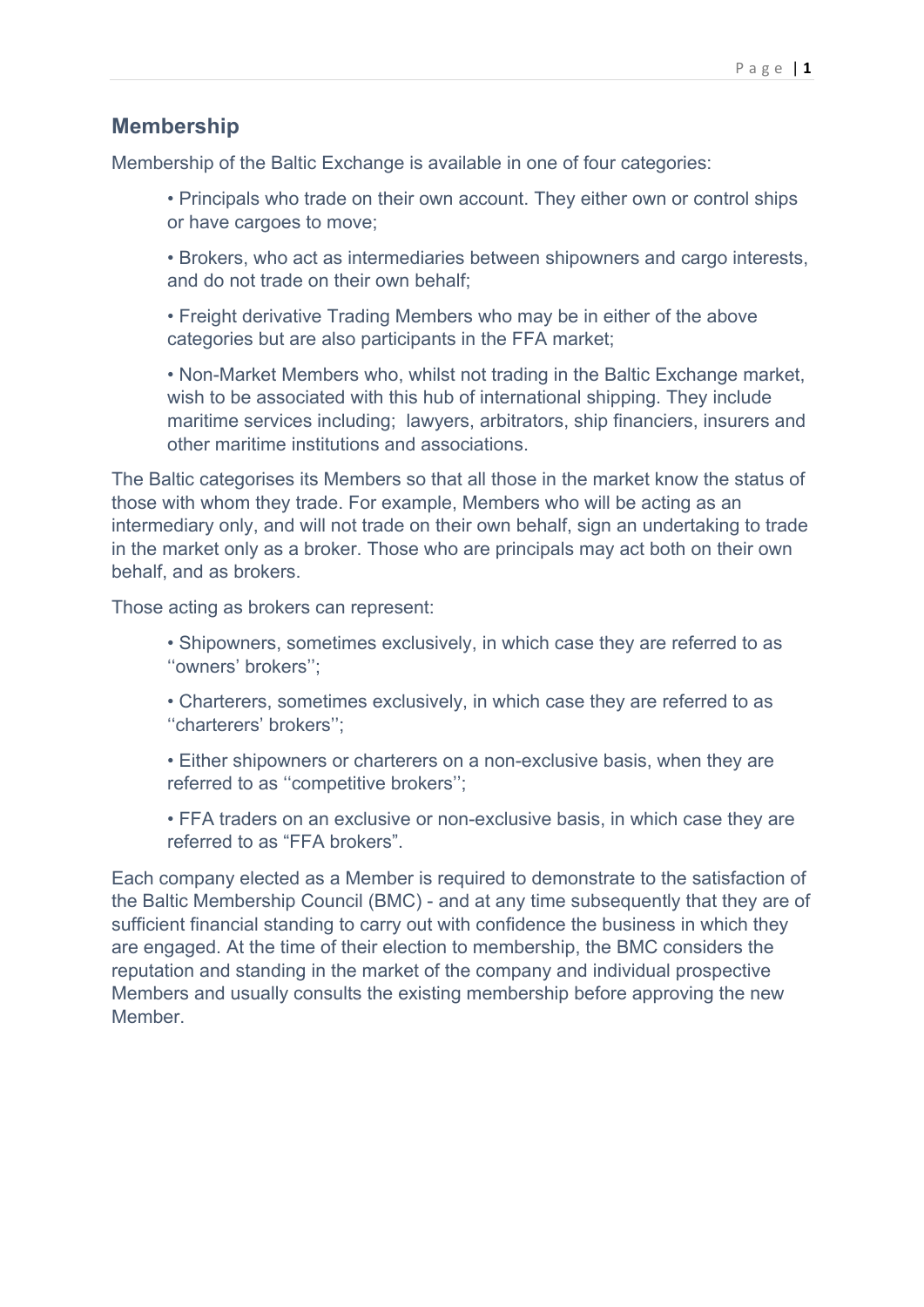## Membership

Membership of the Baltic Exchange is available in one of four categories:

- Principals who trade on their own account. They either own or control ships or have cargoes to move;
- Brokers, who act as intermediaries between shipowners and cargo interests, and do not trade on their own behalf;
- Freight derivative Trading Members who may be in either of the above categories but are also participants in the FFA market;
- Non-Market Members who, whilst not trading in the Baltic Exchange market, wish to be associated with this hub of international shipping. They include maritime services including; lawyers, arbitrators, ship financiers, insurers and other maritime institutions and associations.

The Baltic categorises its Members so that all those in the market know the status of those with whom they trade. For example, Members who will be acting as an intermediary only, and will not trade on their own behalf, sign an undertaking to trade in the market only as a broker. Those who are principals may act both on their own behalf, and as brokers.

Those acting as brokers can represent:

- Shipowners, sometimes exclusively, in which case they are referred to as ‘‘owners’ brokers’’;
- Charterers, sometimes exclusively, in which case they are referred to as ‘‘charterers’ brokers’’;
- Either shipowners or charterers on a non-exclusive basis, when they are referred to as ‘‘competitive brokers’’;
- FFA traders on an exclusive or non-exclusive basis, in which case they are referred to as “FFA brokers”.

Each company elected as a Member is required to demonstrate to the satisfaction of the Baltic Membership Council (BMC) - and at any time subsequently that they are of sufficient financial standing to carry out with confidence the business in which they are engaged. At the time of their election to membership, the BMC considers the reputation and standing in the market of the company and individual prospective Members and usually consults the existing membership before approving the new Member.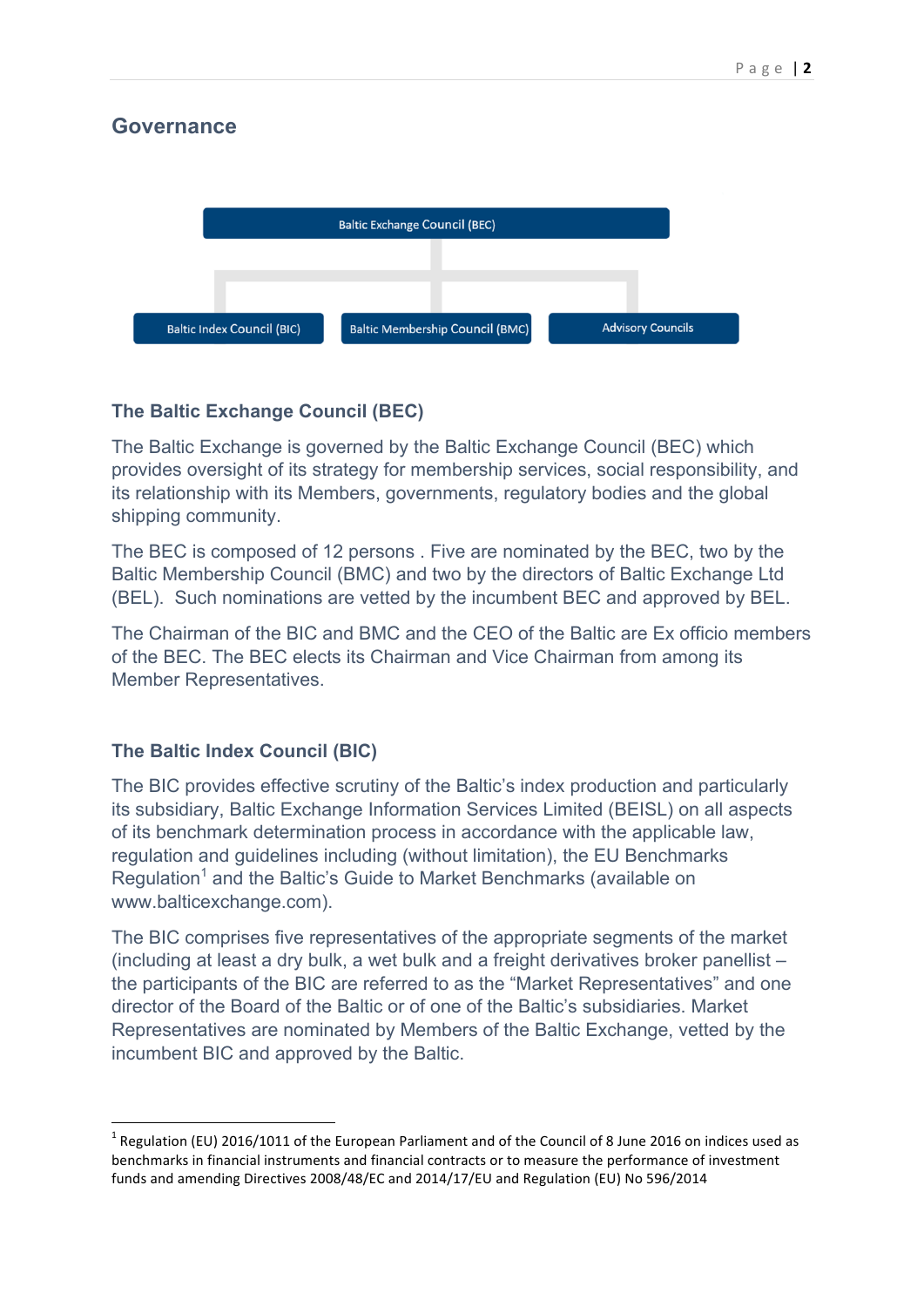## Governance

Baltic Exchange Council (BEC)

Baltic Index Council (BIC) | Baltic Membership Council (BMC) | Advisory Councils

### The Baltic Exchange Council (BEC)

The Baltic Exchange is governed by the Baltic Exchange Council (BEC) which provides oversight of its strategy for membership services, social responsibility, and its relationship with its Members, governments, regulatory bodies and the global shipping community.

The BEC is composed of 12 persons . Five are nominated by the BEC, two by the Baltic Membership Council (BMC) and two by the directors of Baltic Exchange Ltd (BEL). Such nominations are vetted by the incumbent BEC and approved by BEL.

The Chairman of the BIC and BMC and the CEO of the Baltic are Ex officio members of the BEC. The BEC elects its Chairman and Vice Chairman from among its Member Representatives.

### The Baltic Index Council (BIC)

The BIC provides effective scrutiny of the Baltic's index production and particularly its subsidiary, Baltic Exchange Information Services Limited (BEISL) on all aspects of its benchmark determination process in accordance with the applicable law, regulation and guidelines including (without limitation), the EU Benchmarks Regulation[1] and the Baltic's Guide to Market Benchmarks (available on www.balticexchange.com).

The BIC comprises five representatives of the appropriate segments of the market (including at least a dry bulk, a wet bulk and a freight derivatives broker panellist – the participants of the BIC are referred to as the "Market Representatives" and one director of the Board of the Baltic or of one of the Baltic's subsidiaries. Market Representatives are nominated by Members of the Baltic Exchange, vetted by the incumbent BIC and approved by the Baltic.

---

[1] Regulation (EU) 2016/1011 of the European Parliament and of the Council of 8 June 2016 on indices used as benchmarks in financial instruments and financial contracts or to measure the performance of investment funds and amending Directives 2008/48/EC and 2014/17/EU and Regulation (EU) No 596/2014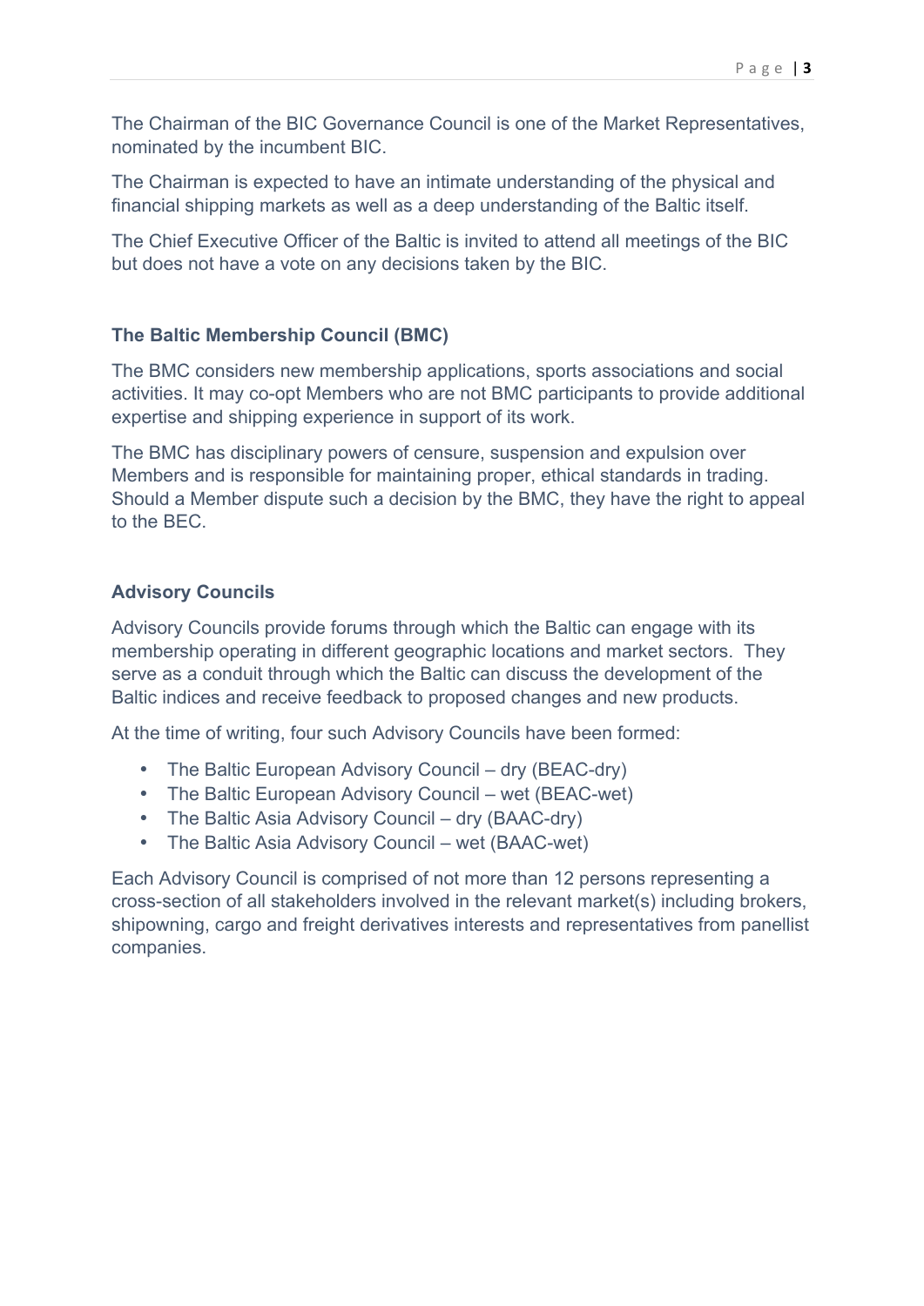The Chairman of the BIC Governance Council is one of the Market Representatives, nominated by the incumbent BIC.

The Chairman is expected to have an intimate understanding of the physical and financial shipping markets as well as a deep understanding of the Baltic itself.

The Chief Executive Officer of the Baltic is invited to attend all meetings of the BIC but does not have a vote on any decisions taken by the BIC.

### The Baltic Membership Council (BMC)

The BMC considers new membership applications, sports associations and social activities. It may co-opt Members who are not BMC participants to provide additional expertise and shipping experience in support of its work.

The BMC has disciplinary powers of censure, suspension and expulsion over Members and is responsible for maintaining proper, ethical standards in trading. Should a Member dispute such a decision by the BMC, they have the right to appeal to the BEC.

### Advisory Councils

Advisory Councils provide forums through which the Baltic can engage with its membership operating in different geographic locations and market sectors. They serve as a conduit through which the Baltic can discuss the development of the Baltic indices and receive feedback to proposed changes and new products.

At the time of writing, four such Advisory Councils have been formed:

- The Baltic European Advisory Council – dry (BEAC-dry)
- The Baltic European Advisory Council – wet (BEAC-wet)
- The Baltic Asia Advisory Council – dry (BAAC-dry)
- The Baltic Asia Advisory Council – wet (BAAC-wet)

Each Advisory Council is comprised of not more than 12 persons representing a cross-section of all stakeholders involved in the relevant market(s) including brokers, shipowning, cargo and freight derivatives interests and representatives from panellist companies.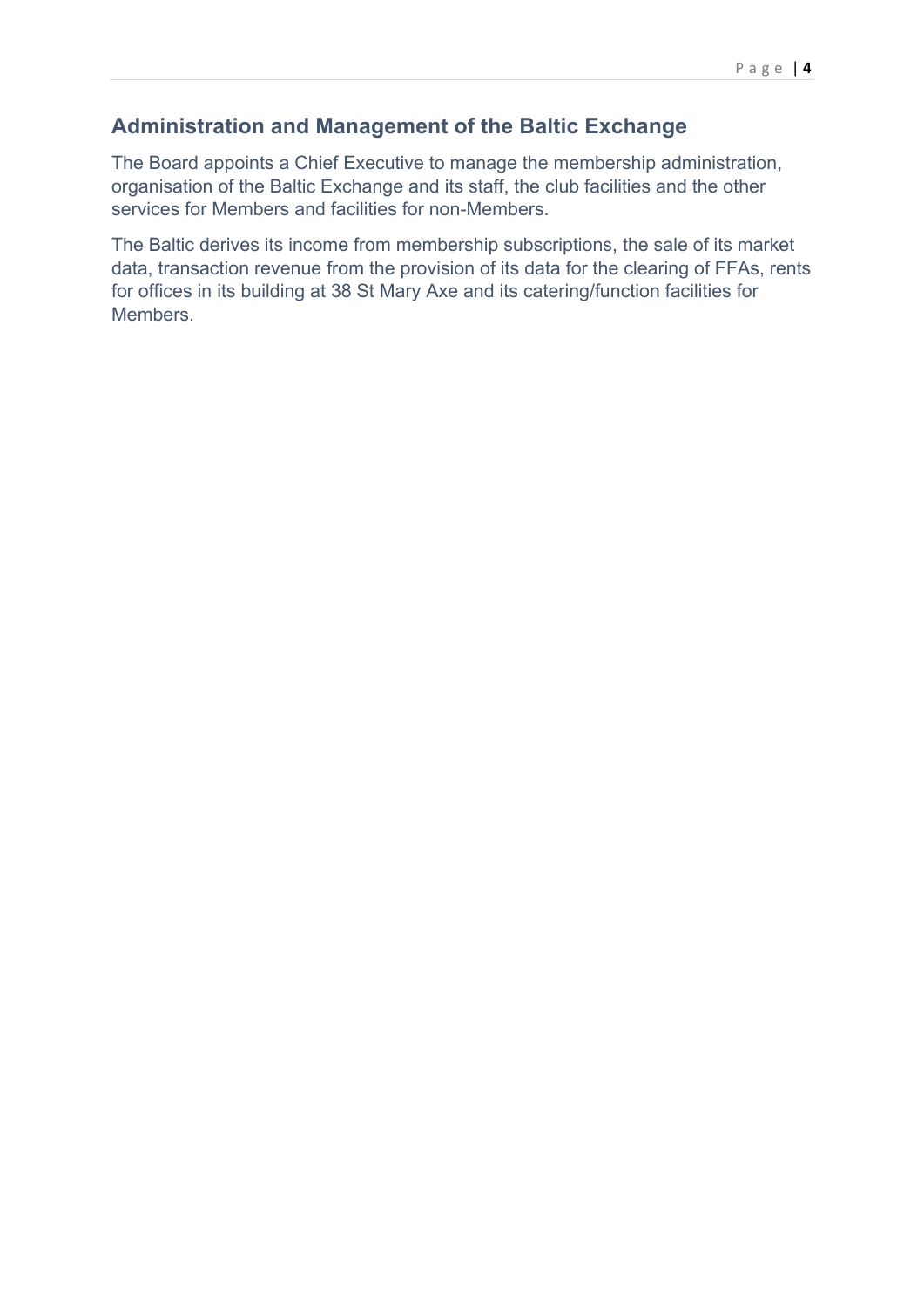## Administration and Management of the Baltic Exchange

The Board appoints a Chief Executive to manage the membership administration, organisation of the Baltic Exchange and its staff, the club facilities and the other services for Members and facilities for non-Members.

The Baltic derives its income from membership subscriptions, the sale of its market data, transaction revenue from the provision of its data for the clearing of FFAs, rents for offices in its building at 38 St Mary Axe and its catering/function facilities for Members.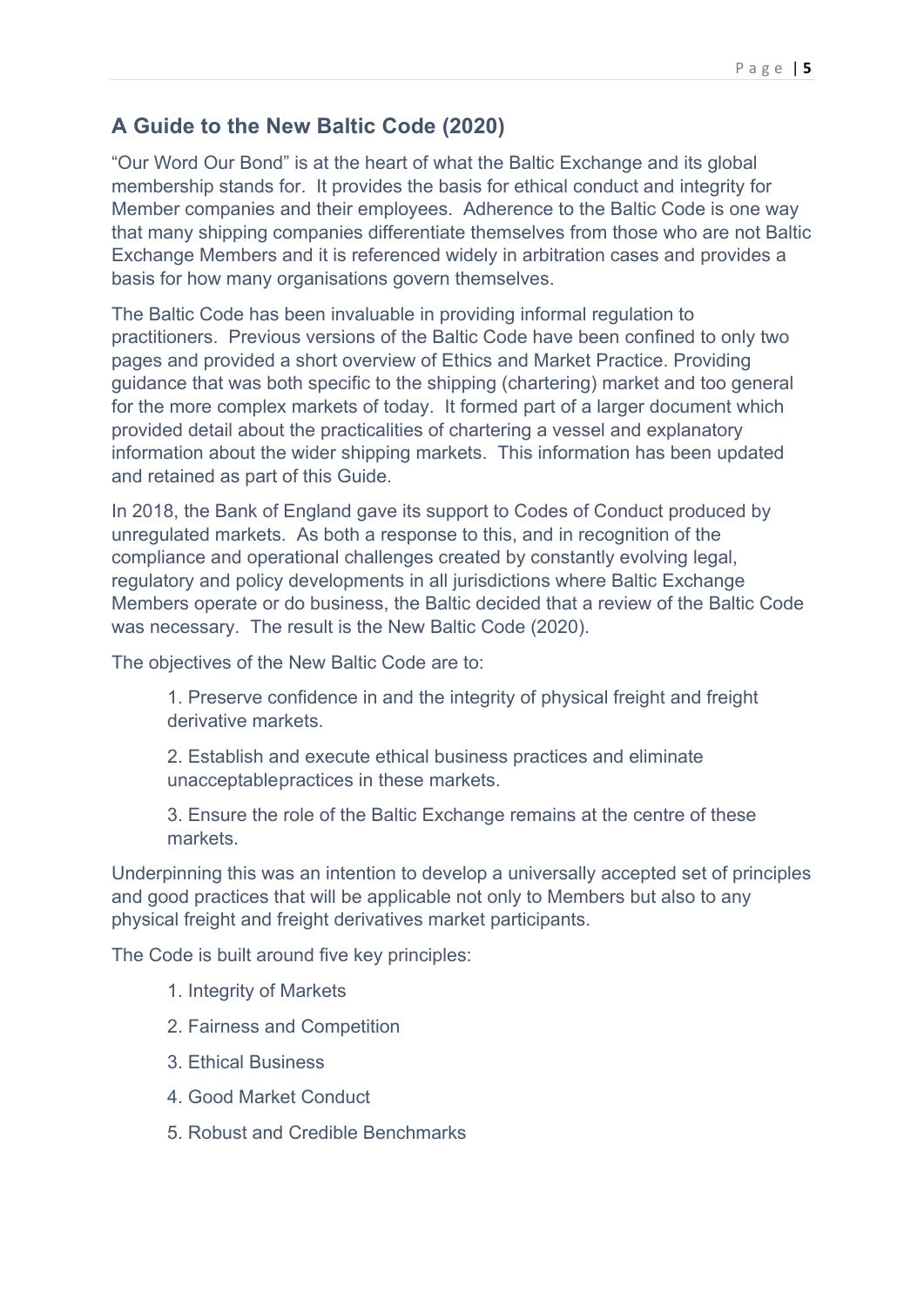## A Guide to the New Baltic Code (2020)

"Our Word Our Bond" is at the heart of what the Baltic Exchange and its global membership stands for. It provides the basis for ethical conduct and integrity for Member companies and their employees. Adherence to the Baltic Code is one way that many shipping companies differentiate themselves from those who are not Baltic Exchange Members and it is referenced widely in arbitration cases and provides a basis for how many organisations govern themselves.

The Baltic Code has been invaluable in providing informal regulation to practitioners. Previous versions of the Baltic Code have been confined to only two pages and provided a short overview of Ethics and Market Practice. Providing guidance that was both specific to the shipping (chartering) market and too general for the more complex markets of today. It formed part of a larger document which provided detail about the practicalities of chartering a vessel and explanatory information about the wider shipping markets. This information has been updated and retained as part of this Guide.

In 2018, the Bank of England gave its support to Codes of Conduct produced by unregulated markets. As both a response to this, and in recognition of the compliance and operational challenges created by constantly evolving legal, regulatory and policy developments in all jurisdictions where Baltic Exchange Members operate or do business, the Baltic decided that a review of the Baltic Code was necessary. The result is the New Baltic Code (2020).

The objectives of the New Baltic Code are to:

1. Preserve confidence in and the integrity of physical freight and freight derivative markets.
2. Establish and execute ethical business practices and eliminate unacceptablepractices in these markets.
3. Ensure the role of the Baltic Exchange remains at the centre of these markets.

Underpinning this was an intention to develop a universally accepted set of principles and good practices that will be applicable not only to Members but also to any physical freight and freight derivatives market participants.

The Code is built around five key principles:

1. Integrity of Markets
2. Fairness and Competition
3. Ethical Business
4. Good Market Conduct
5. Robust and Credible Benchmarks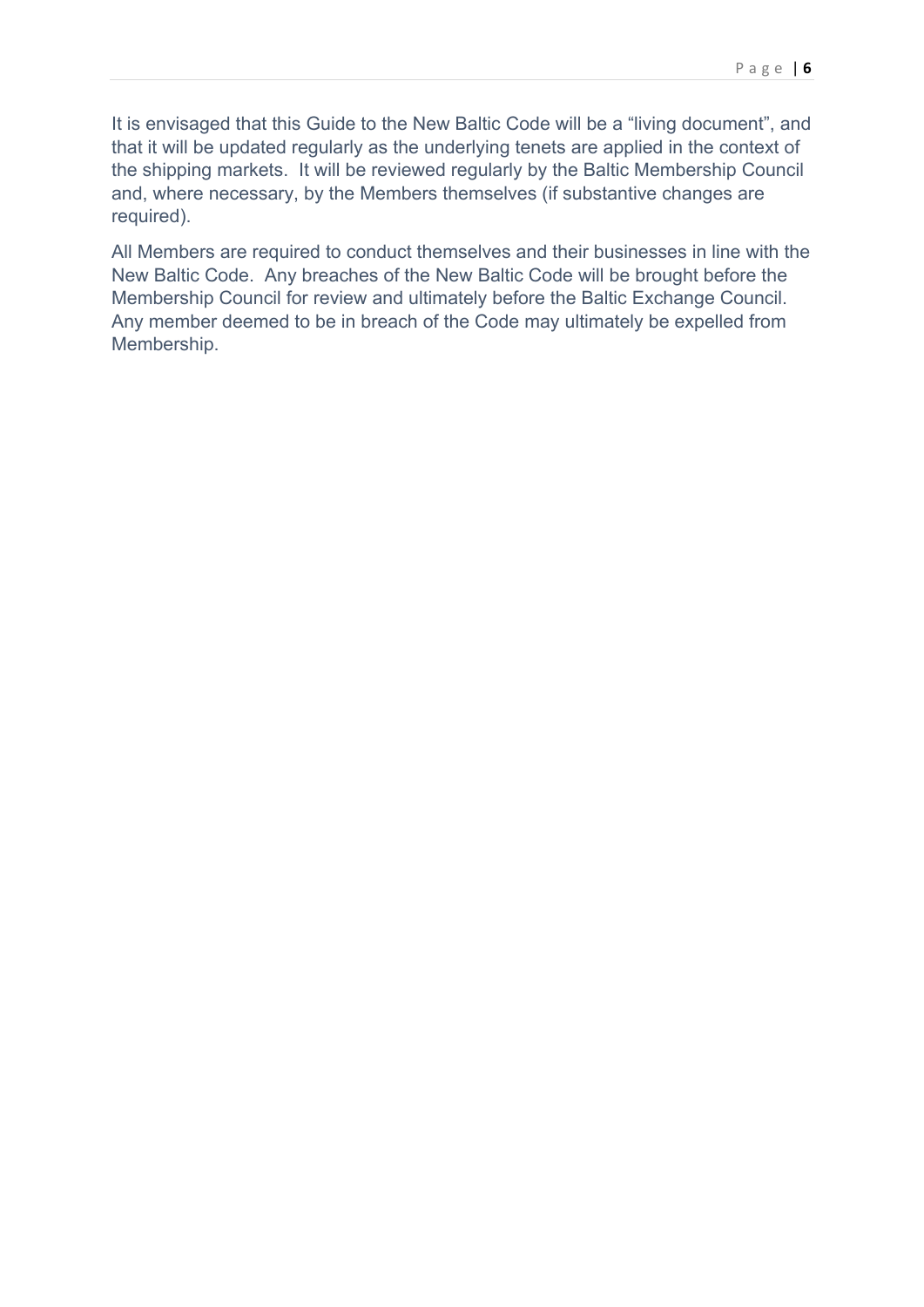It is envisaged that this Guide to the New Baltic Code will be a "living document", and that it will be updated regularly as the underlying tenets are applied in the context of the shipping markets. It will be reviewed regularly by the Baltic Membership Council and, where necessary, by the Members themselves (if substantive changes are required).

All Members are required to conduct themselves and their businesses in line with the New Baltic Code. Any breaches of the New Baltic Code will be brought before the Membership Council for review and ultimately before the Baltic Exchange Council. Any member deemed to be in breach of the Code may ultimately be expelled from Membership.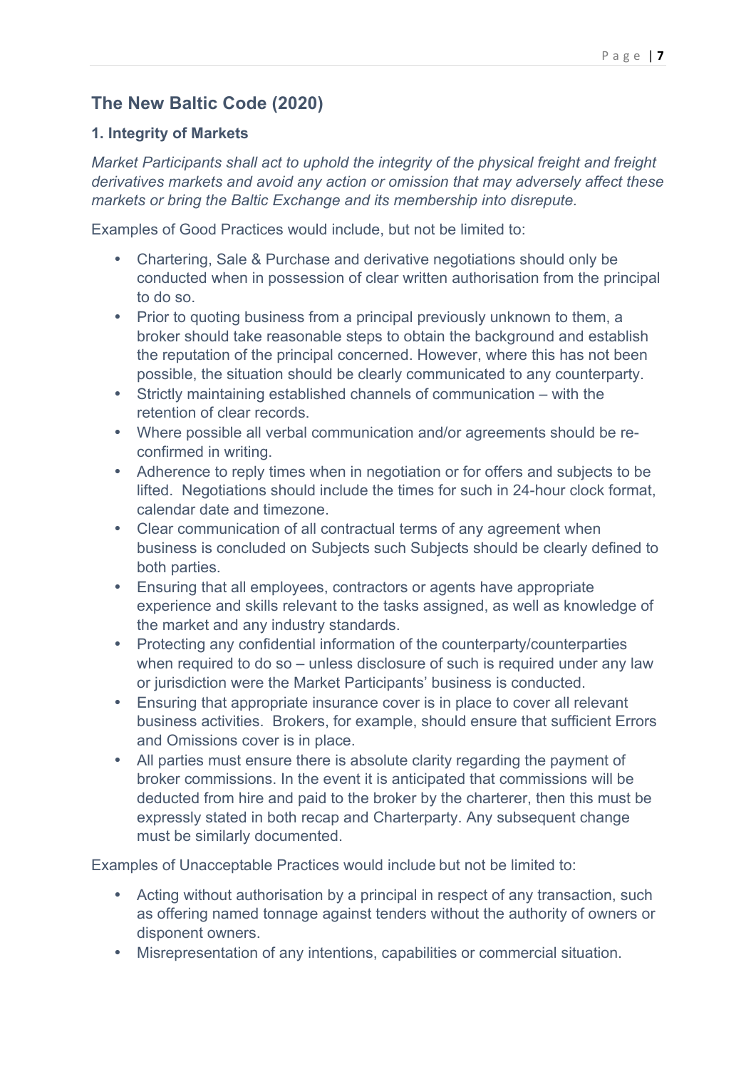## The New Baltic Code (2020)

### 1. Integrity of Markets

*Market Participants shall act to uphold the integrity of the physical freight and freight derivatives markets and avoid any action or omission that may adversely affect these markets or bring the Baltic Exchange and its membership into disrepute.*

Examples of Good Practices would include, but not be limited to:

- Chartering, Sale & Purchase and derivative negotiations should only be conducted when in possession of clear written authorisation from the principal to do so.
- Prior to quoting business from a principal previously unknown to them, a broker should take reasonable steps to obtain the background and establish the reputation of the principal concerned. However, where this has not been possible, the situation should be clearly communicated to any counterparty.
- Strictly maintaining established channels of communication – with the retention of clear records.
- Where possible all verbal communication and/or agreements should be re-confirmed in writing.
- Adherence to reply times when in negotiation or for offers and subjects to be lifted. Negotiations should include the times for such in 24-hour clock format, calendar date and timezone.
- Clear communication of all contractual terms of any agreement when business is concluded on Subjects such Subjects should be clearly defined to both parties.
- Ensuring that all employees, contractors or agents have appropriate experience and skills relevant to the tasks assigned, as well as knowledge of the market and any industry standards.
- Protecting any confidential information of the counterparty/counterparties when required to do so – unless disclosure of such is required under any law or jurisdiction were the Market Participants' business is conducted.
- Ensuring that appropriate insurance cover is in place to cover all relevant business activities. Brokers, for example, should ensure that sufficient Errors and Omissions cover is in place.
- All parties must ensure there is absolute clarity regarding the payment of broker commissions. In the event it is anticipated that commissions will be deducted from hire and paid to the broker by the charterer, then this must be expressly stated in both recap and Charterparty. Any subsequent change must be similarly documented.

Examples of Unacceptable Practices would include but not be limited to:

- Acting without authorisation by a principal in respect of any transaction, such as offering named tonnage against tenders without the authority of owners or disponent owners.
- Misrepresentation of any intentions, capabilities or commercial situation.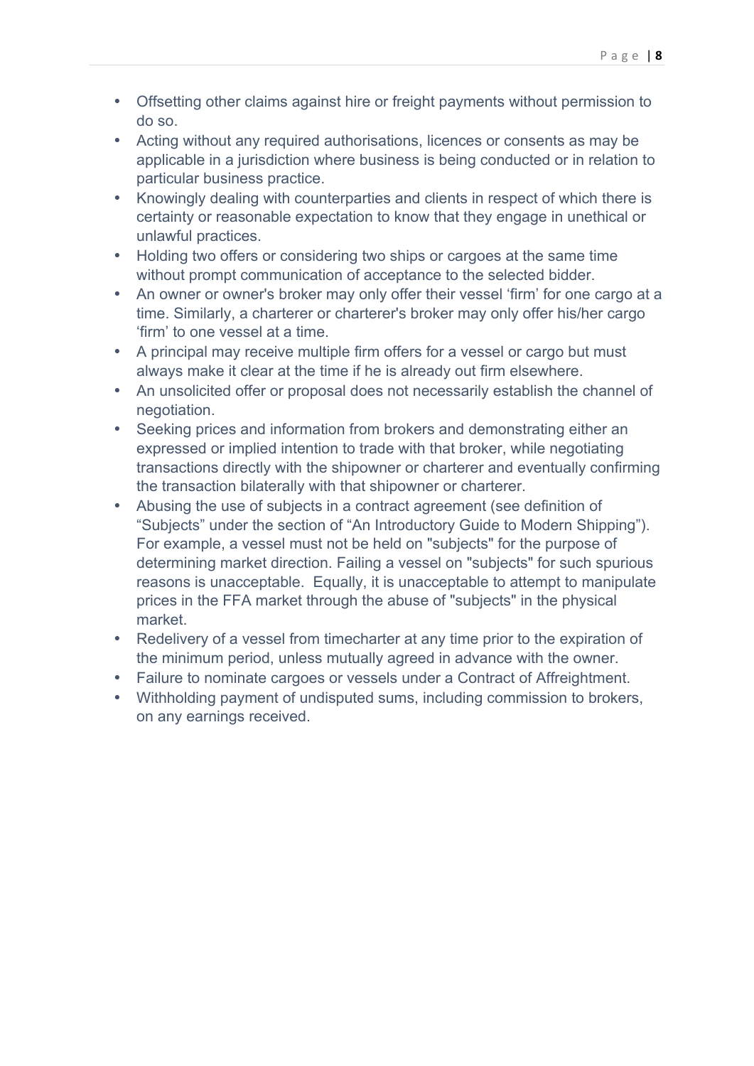- Offsetting other claims against hire or freight payments without permission to do so.
- Acting without any required authorisations, licences or consents as may be applicable in a jurisdiction where business is being conducted or in relation to particular business practice.
- Knowingly dealing with counterparties and clients in respect of which there is certainty or reasonable expectation to know that they engage in unethical or unlawful practices.
- Holding two offers or considering two ships or cargoes at the same time without prompt communication of acceptance to the selected bidder.
- An owner or owner's broker may only offer their vessel 'firm' for one cargo at a time. Similarly, a charterer or charterer's broker may only offer his/her cargo 'firm' to one vessel at a time.
- A principal may receive multiple firm offers for a vessel or cargo but must always make it clear at the time if he is already out firm elsewhere.
- An unsolicited offer or proposal does not necessarily establish the channel of negotiation.
- Seeking prices and information from brokers and demonstrating either an expressed or implied intention to trade with that broker, while negotiating transactions directly with the shipowner or charterer and eventually confirming the transaction bilaterally with that shipowner or charterer.
- Abusing the use of subjects in a contract agreement (see definition of "Subjects" under the section of "An Introductory Guide to Modern Shipping"). For example, a vessel must not be held on "subjects" for the purpose of determining market direction. Failing a vessel on "subjects" for such spurious reasons is unacceptable. Equally, it is unacceptable to attempt to manipulate prices in the FFA market through the abuse of "subjects" in the physical market.
- Redelivery of a vessel from timecharter at any time prior to the expiration of the minimum period, unless mutually agreed in advance with the owner.
- Failure to nominate cargoes or vessels under a Contract of Affreightment.
- Withholding payment of undisputed sums, including commission to brokers, on any earnings received.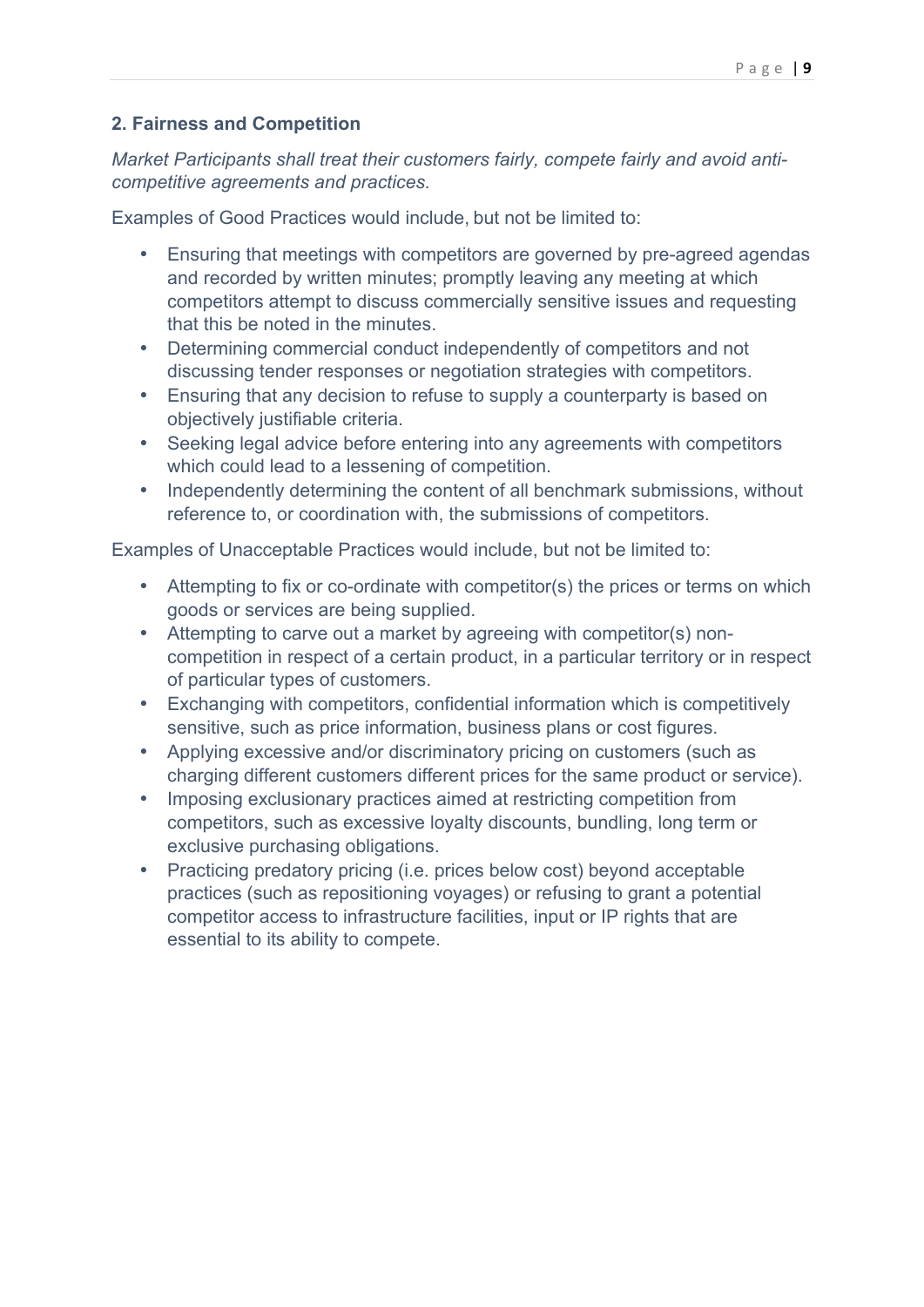## 2. Fairness and Competition

*Market Participants shall treat their customers fairly, compete fairly and avoid anti-competitive agreements and practices.*

Examples of Good Practices would include, but not be limited to:

- Ensuring that meetings with competitors are governed by pre-agreed agendas and recorded by written minutes; promptly leaving any meeting at which competitors attempt to discuss commercially sensitive issues and requesting that this be noted in the minutes.
- Determining commercial conduct independently of competitors and not discussing tender responses or negotiation strategies with competitors.
- Ensuring that any decision to refuse to supply a counterparty is based on objectively justifiable criteria.
- Seeking legal advice before entering into any agreements with competitors which could lead to a lessening of competition.
- Independently determining the content of all benchmark submissions, without reference to, or coordination with, the submissions of competitors.

Examples of Unacceptable Practices would include, but not be limited to:

- Attempting to fix or co-ordinate with competitor(s) the prices or terms on which goods or services are being supplied.
- Attempting to carve out a market by agreeing with competitor(s) non-competition in respect of a certain product, in a particular territory or in respect of particular types of customers.
- Exchanging with competitors, confidential information which is competitively sensitive, such as price information, business plans or cost figures.
- Applying excessive and/or discriminatory pricing on customers (such as charging different customers different prices for the same product or service).
- Imposing exclusionary practices aimed at restricting competition from competitors, such as excessive loyalty discounts, bundling, long term or exclusive purchasing obligations.
- Practicing predatory pricing (i.e. prices below cost) beyond acceptable practices (such as repositioning voyages) or refusing to grant a potential competitor access to infrastructure facilities, input or IP rights that are essential to its ability to compete.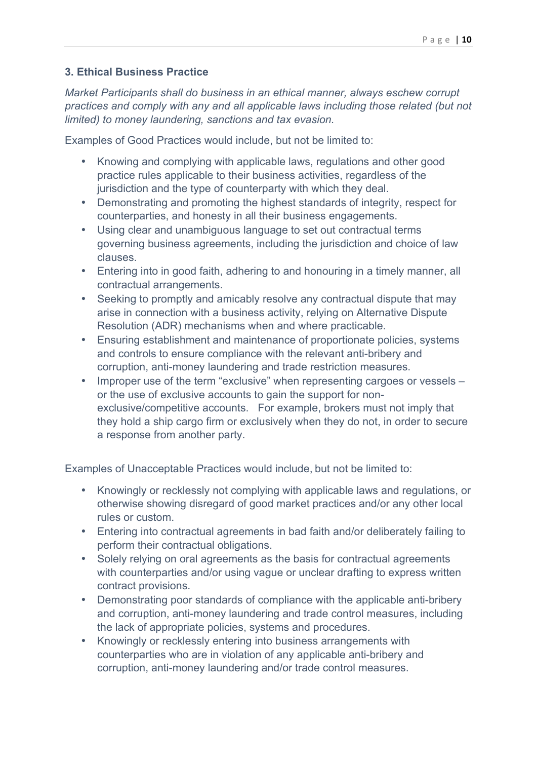### 3. Ethical Business Practice

*Market Participants shall do business in an ethical manner, always eschew corrupt practices and comply with any and all applicable laws including those related (but not limited) to money laundering, sanctions and tax evasion.*

Examples of Good Practices would include, but not be limited to:

- Knowing and complying with applicable laws, regulations and other good practice rules applicable to their business activities, regardless of the jurisdiction and the type of counterparty with which they deal.
- Demonstrating and promoting the highest standards of integrity, respect for counterparties, and honesty in all their business engagements.
- Using clear and unambiguous language to set out contractual terms governing business agreements, including the jurisdiction and choice of law clauses.
- Entering into in good faith, adhering to and honouring in a timely manner, all contractual arrangements.
- Seeking to promptly and amicably resolve any contractual dispute that may arise in connection with a business activity, relying on Alternative Dispute Resolution (ADR) mechanisms when and where practicable.
- Ensuring establishment and maintenance of proportionate policies, systems and controls to ensure compliance with the relevant anti-bribery and corruption, anti-money laundering and trade restriction measures.
- Improper use of the term "exclusive" when representing cargoes or vessels – or the use of exclusive accounts to gain the support for non-exclusive/competitive accounts. For example, brokers must not imply that they hold a ship cargo firm or exclusively when they do not, in order to secure a response from another party.

Examples of Unacceptable Practices would include, but not be limited to:

- Knowingly or recklessly not complying with applicable laws and regulations, or otherwise showing disregard of good market practices and/or any other local rules or custom.
- Entering into contractual agreements in bad faith and/or deliberately failing to perform their contractual obligations.
- Solely relying on oral agreements as the basis for contractual agreements with counterparties and/or using vague or unclear drafting to express written contract provisions.
- Demonstrating poor standards of compliance with the applicable anti-bribery and corruption, anti-money laundering and trade control measures, including the lack of appropriate policies, systems and procedures.
- Knowingly or recklessly entering into business arrangements with counterparties who are in violation of any applicable anti-bribery and corruption, anti-money laundering and/or trade control measures.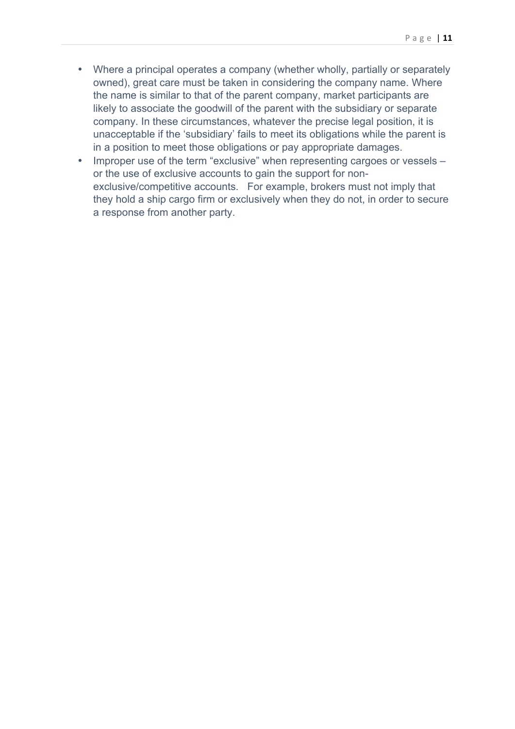- Where a principal operates a company (whether wholly, partially or separately owned), great care must be taken in considering the company name. Where the name is similar to that of the parent company, market participants are likely to associate the goodwill of the parent with the subsidiary or separate company. In these circumstances, whatever the precise legal position, it is unacceptable if the 'subsidiary' fails to meet its obligations while the parent is in a position to meet those obligations or pay appropriate damages.
- Improper use of the term "exclusive" when representing cargoes or vessels – or the use of exclusive accounts to gain the support for non-exclusive/competitive accounts. For example, brokers must not imply that they hold a ship cargo firm or exclusively when they do not, in order to secure a response from another party.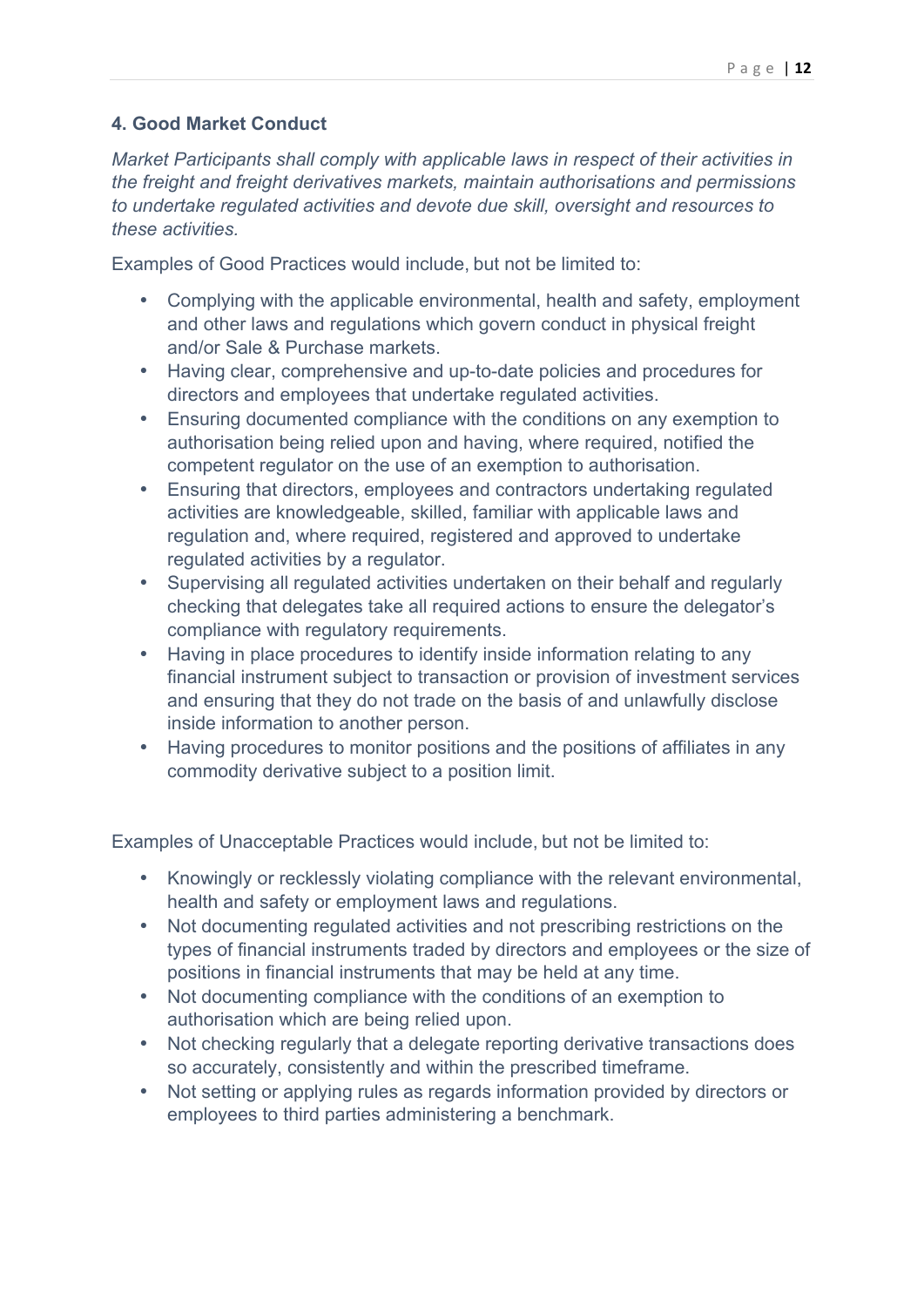### 4. Good Market Conduct

*Market Participants shall comply with applicable laws in respect of their activities in the freight and freight derivatives markets, maintain authorisations and permissions to undertake regulated activities and devote due skill, oversight and resources to these activities.*

Examples of Good Practices would include, but not be limited to:

- Complying with the applicable environmental, health and safety, employment and other laws and regulations which govern conduct in physical freight and/or Sale & Purchase markets.
- Having clear, comprehensive and up-to-date policies and procedures for directors and employees that undertake regulated activities.
- Ensuring documented compliance with the conditions on any exemption to authorisation being relied upon and having, where required, notified the competent regulator on the use of an exemption to authorisation.
- Ensuring that directors, employees and contractors undertaking regulated activities are knowledgeable, skilled, familiar with applicable laws and regulation and, where required, registered and approved to undertake regulated activities by a regulator.
- Supervising all regulated activities undertaken on their behalf and regularly checking that delegates take all required actions to ensure the delegator's compliance with regulatory requirements.
- Having in place procedures to identify inside information relating to any financial instrument subject to transaction or provision of investment services and ensuring that they do not trade on the basis of and unlawfully disclose inside information to another person.
- Having procedures to monitor positions and the positions of affiliates in any commodity derivative subject to a position limit.

Examples of Unacceptable Practices would include, but not be limited to:

- Knowingly or recklessly violating compliance with the relevant environmental, health and safety or employment laws and regulations.
- Not documenting regulated activities and not prescribing restrictions on the types of financial instruments traded by directors and employees or the size of positions in financial instruments that may be held at any time.
- Not documenting compliance with the conditions of an exemption to authorisation which are being relied upon.
- Not checking regularly that a delegate reporting derivative transactions does so accurately, consistently and within the prescribed timeframe.
- Not setting or applying rules as regards information provided by directors or employees to third parties administering a benchmark.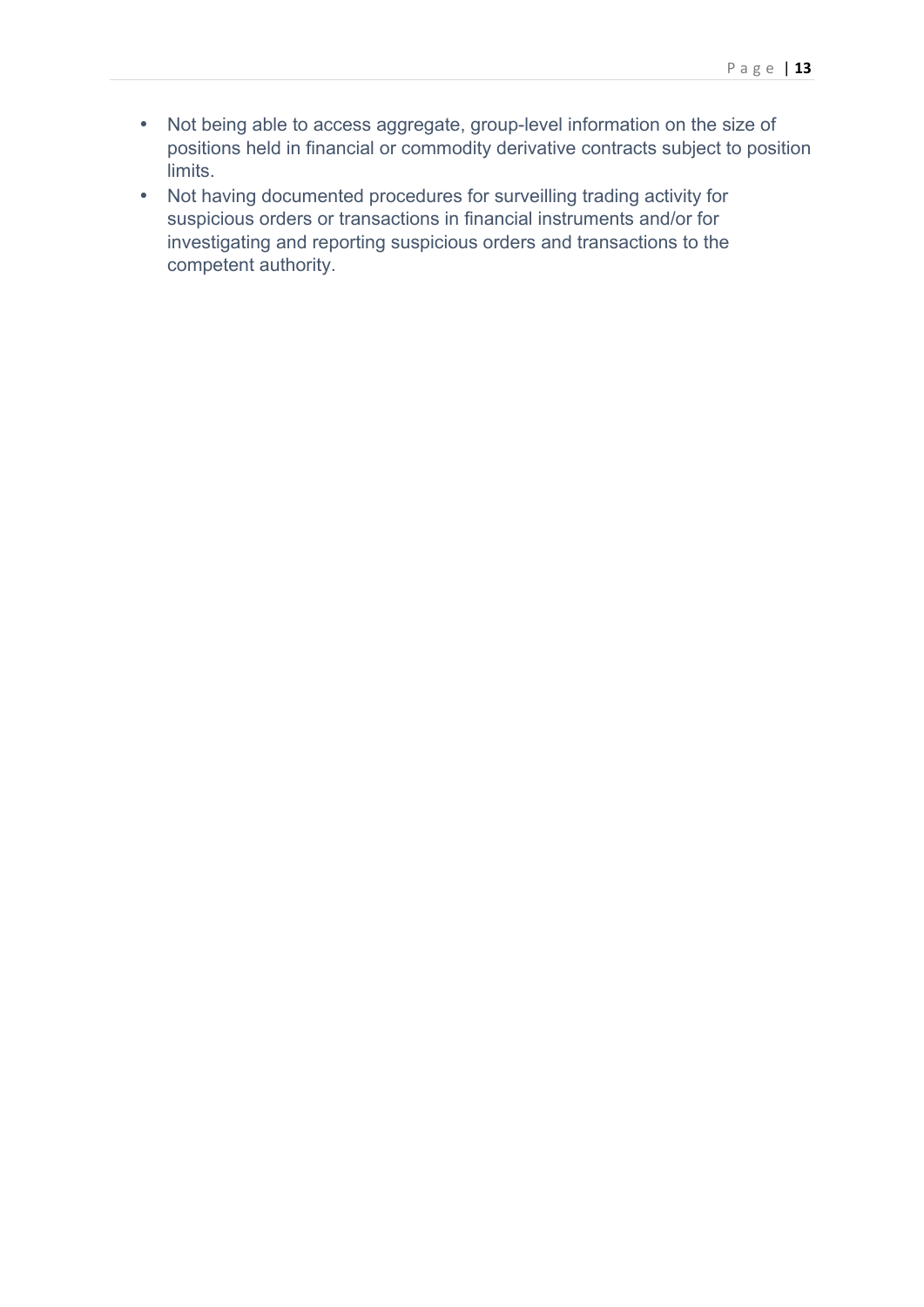- Not being able to access aggregate, group-level information on the size of positions held in financial or commodity derivative contracts subject to position limits.
- Not having documented procedures for surveilling trading activity for suspicious orders or transactions in financial instruments and/or for investigating and reporting suspicious orders and transactions to the competent authority.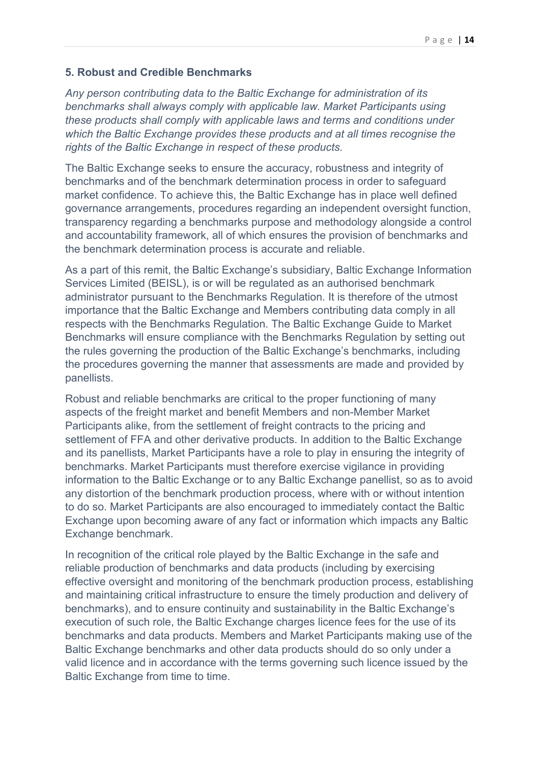## 5. Robust and Credible Benchmarks

*Any person contributing data to the Baltic Exchange for administration of its benchmarks shall always comply with applicable law. Market Participants using these products shall comply with applicable laws and terms and conditions under which the Baltic Exchange provides these products and at all times recognise the rights of the Baltic Exchange in respect of these products.*

The Baltic Exchange seeks to ensure the accuracy, robustness and integrity of benchmarks and of the benchmark determination process in order to safeguard market confidence. To achieve this, the Baltic Exchange has in place well defined governance arrangements, procedures regarding an independent oversight function, transparency regarding a benchmarks purpose and methodology alongside a control and accountability framework, all of which ensures the provision of benchmarks and the benchmark determination process is accurate and reliable.

As a part of this remit, the Baltic Exchange's subsidiary, Baltic Exchange Information Services Limited (BEISL), is or will be regulated as an authorised benchmark administrator pursuant to the Benchmarks Regulation. It is therefore of the utmost importance that the Baltic Exchange and Members contributing data comply in all respects with the Benchmarks Regulation. The Baltic Exchange Guide to Market Benchmarks will ensure compliance with the Benchmarks Regulation by setting out the rules governing the production of the Baltic Exchange's benchmarks, including the procedures governing the manner that assessments are made and provided by panellists.

Robust and reliable benchmarks are critical to the proper functioning of many aspects of the freight market and benefit Members and non-Member Market Participants alike, from the settlement of freight contracts to the pricing and settlement of FFA and other derivative products. In addition to the Baltic Exchange and its panellists, Market Participants have a role to play in ensuring the integrity of benchmarks. Market Participants must therefore exercise vigilance in providing information to the Baltic Exchange or to any Baltic Exchange panellist, so as to avoid any distortion of the benchmark production process, where with or without intention to do so. Market Participants are also encouraged to immediately contact the Baltic Exchange upon becoming aware of any fact or information which impacts any Baltic Exchange benchmark.

In recognition of the critical role played by the Baltic Exchange in the safe and reliable production of benchmarks and data products (including by exercising effective oversight and monitoring of the benchmark production process, establishing and maintaining critical infrastructure to ensure the timely production and delivery of benchmarks), and to ensure continuity and sustainability in the Baltic Exchange's execution of such role, the Baltic Exchange charges licence fees for the use of its benchmarks and data products. Members and Market Participants making use of the Baltic Exchange benchmarks and other data products should do so only under a valid licence and in accordance with the terms governing such licence issued by the Baltic Exchange from time to time.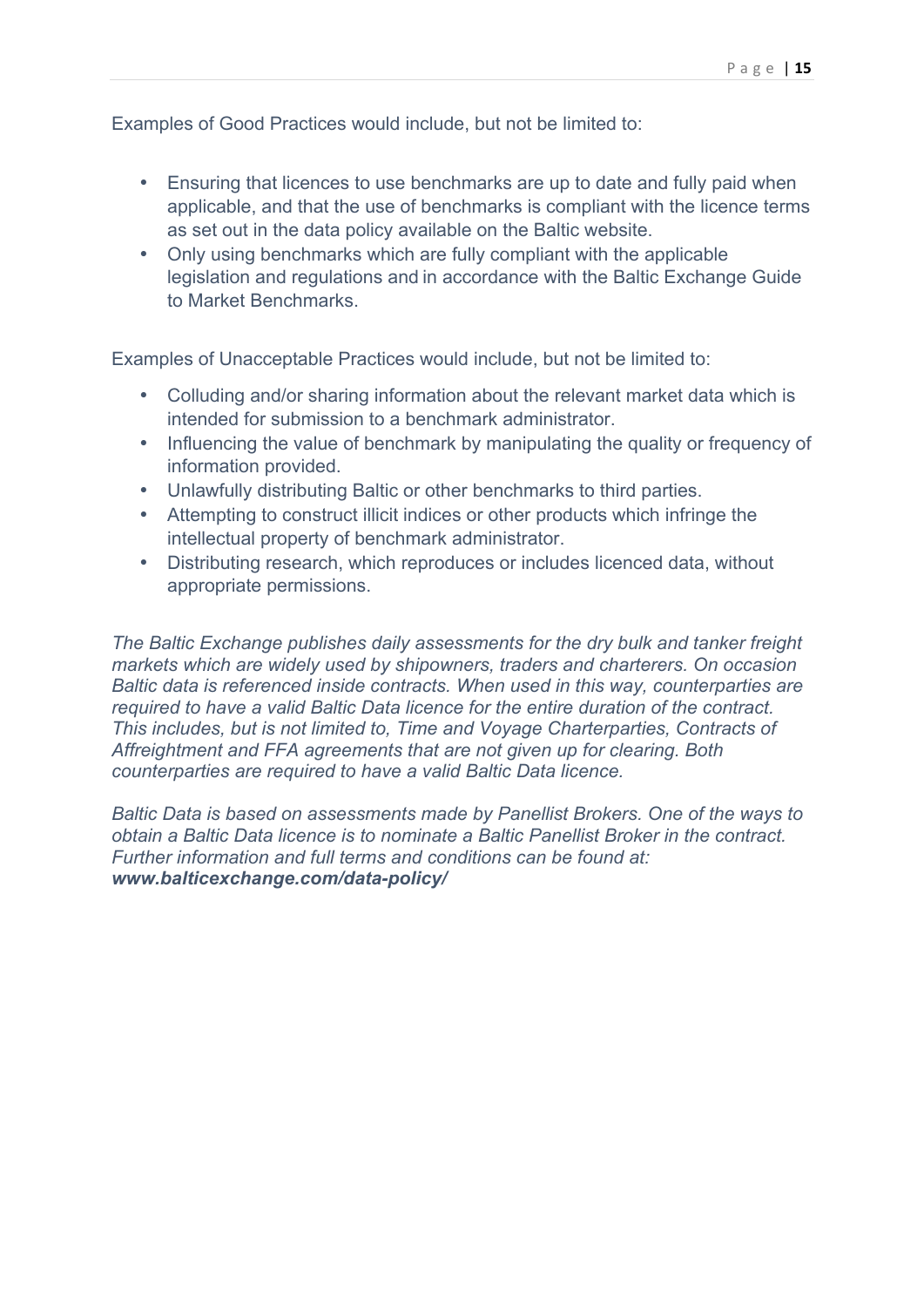Examples of Good Practices would include, but not be limited to:

- Ensuring that licences to use benchmarks are up to date and fully paid when applicable, and that the use of benchmarks is compliant with the licence terms as set out in the data policy available on the Baltic website.
- Only using benchmarks which are fully compliant with the applicable legislation and regulations and in accordance with the Baltic Exchange Guide to Market Benchmarks.

Examples of Unacceptable Practices would include, but not be limited to:

- Colluding and/or sharing information about the relevant market data which is intended for submission to a benchmark administrator.
- Influencing the value of benchmark by manipulating the quality or frequency of information provided.
- Unlawfully distributing Baltic or other benchmarks to third parties.
- Attempting to construct illicit indices or other products which infringe the intellectual property of benchmark administrator.
- Distributing research, which reproduces or includes licenced data, without appropriate permissions.

*The Baltic Exchange publishes daily assessments for the dry bulk and tanker freight markets which are widely used by shipowners, traders and charterers. On occasion Baltic data is referenced inside contracts. When used in this way, counterparties are required to have a valid Baltic Data licence for the entire duration of the contract. This includes, but is not limited to, Time and Voyage Charterparties, Contracts of Affreightment and FFA agreements that are not given up for clearing. Both counterparties are required to have a valid Baltic Data licence.*

*Baltic Data is based on assessments made by Panellist Brokers. One of the ways to obtain a Baltic Data licence is to nominate a Baltic Panellist Broker in the contract. Further information and full terms and conditions can be found at:* ***www.balticexchange.com/data-policy/***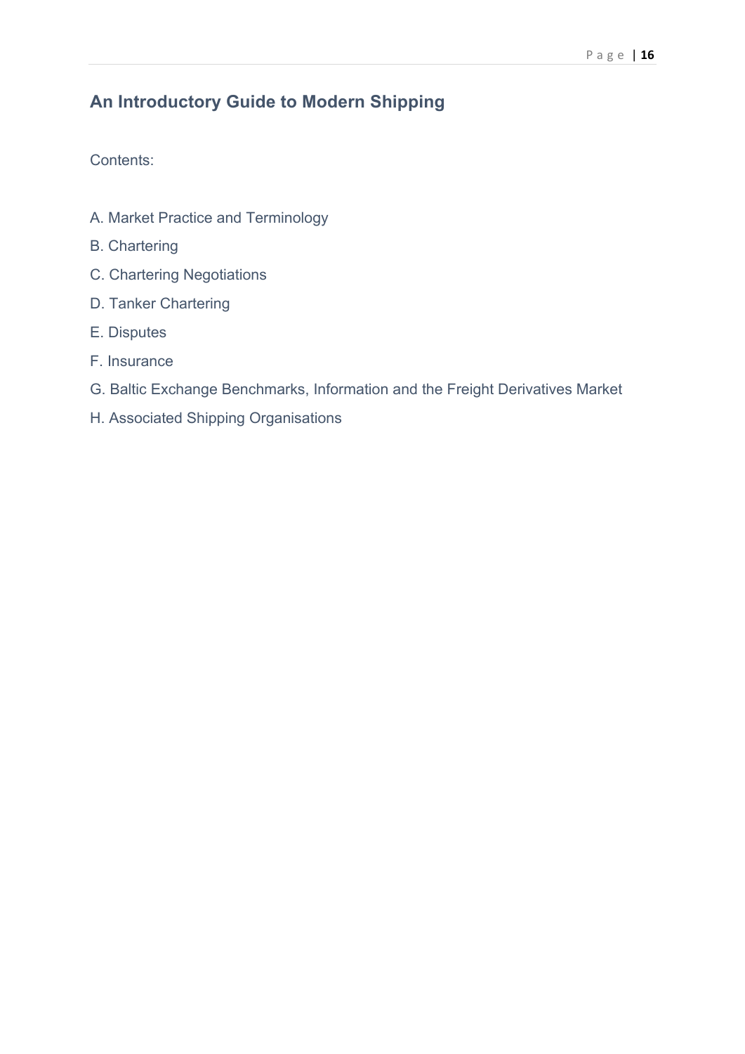## An Introductory Guide to Modern Shipping

Contents:

A. Market Practice and Terminology

B. Chartering

C. Chartering Negotiations

D. Tanker Chartering

E. Disputes

F. Insurance

G. Baltic Exchange Benchmarks, Information and the Freight Derivatives Market

H. Associated Shipping Organisations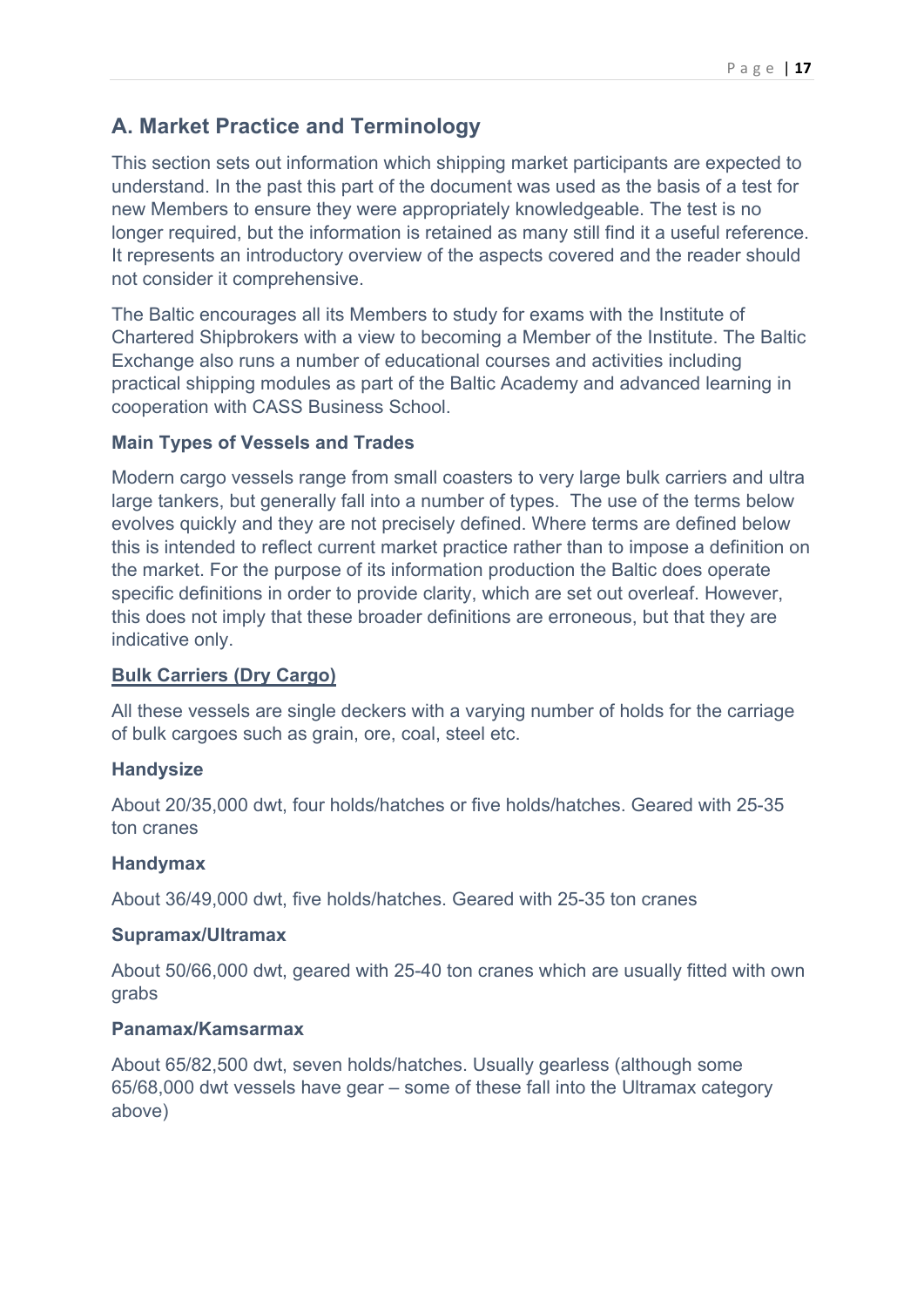## A. Market Practice and Terminology

This section sets out information which shipping market participants are expected to understand. In the past this part of the document was used as the basis of a test for new Members to ensure they were appropriately knowledgeable. The test is no longer required, but the information is retained as many still find it a useful reference. It represents an introductory overview of the aspects covered and the reader should not consider it comprehensive.

The Baltic encourages all its Members to study for exams with the Institute of Chartered Shipbrokers with a view to becoming a Member of the Institute. The Baltic Exchange also runs a number of educational courses and activities including practical shipping modules as part of the Baltic Academy and advanced learning in cooperation with CASS Business School.

### Main Types of Vessels and Trades

Modern cargo vessels range from small coasters to very large bulk carriers and ultra large tankers, but generally fall into a number of types. The use of the terms below evolves quickly and they are not precisely defined. Where terms are defined below this is intended to reflect current market practice rather than to impose a definition on the market. For the purpose of its information production the Baltic does operate specific definitions in order to provide clarity, which are set out overleaf. However, this does not imply that these broader definitions are erroneous, but that they are indicative only.

### Bulk Carriers (Dry Cargo)

All these vessels are single deckers with a varying number of holds for the carriage of bulk cargoes such as grain, ore, coal, steel etc.

#### Handysize

About 20/35,000 dwt, four holds/hatches or five holds/hatches. Geared with 25-35 ton cranes

#### Handymax

About 36/49,000 dwt, five holds/hatches. Geared with 25-35 ton cranes

#### Supramax/Ultramax

About 50/66,000 dwt, geared with 25-40 ton cranes which are usually fitted with own grabs

#### Panamax/Kamsarmax

About 65/82,500 dwt, seven holds/hatches. Usually gearless (although some 65/68,000 dwt vessels have gear – some of these fall into the Ultramax category above)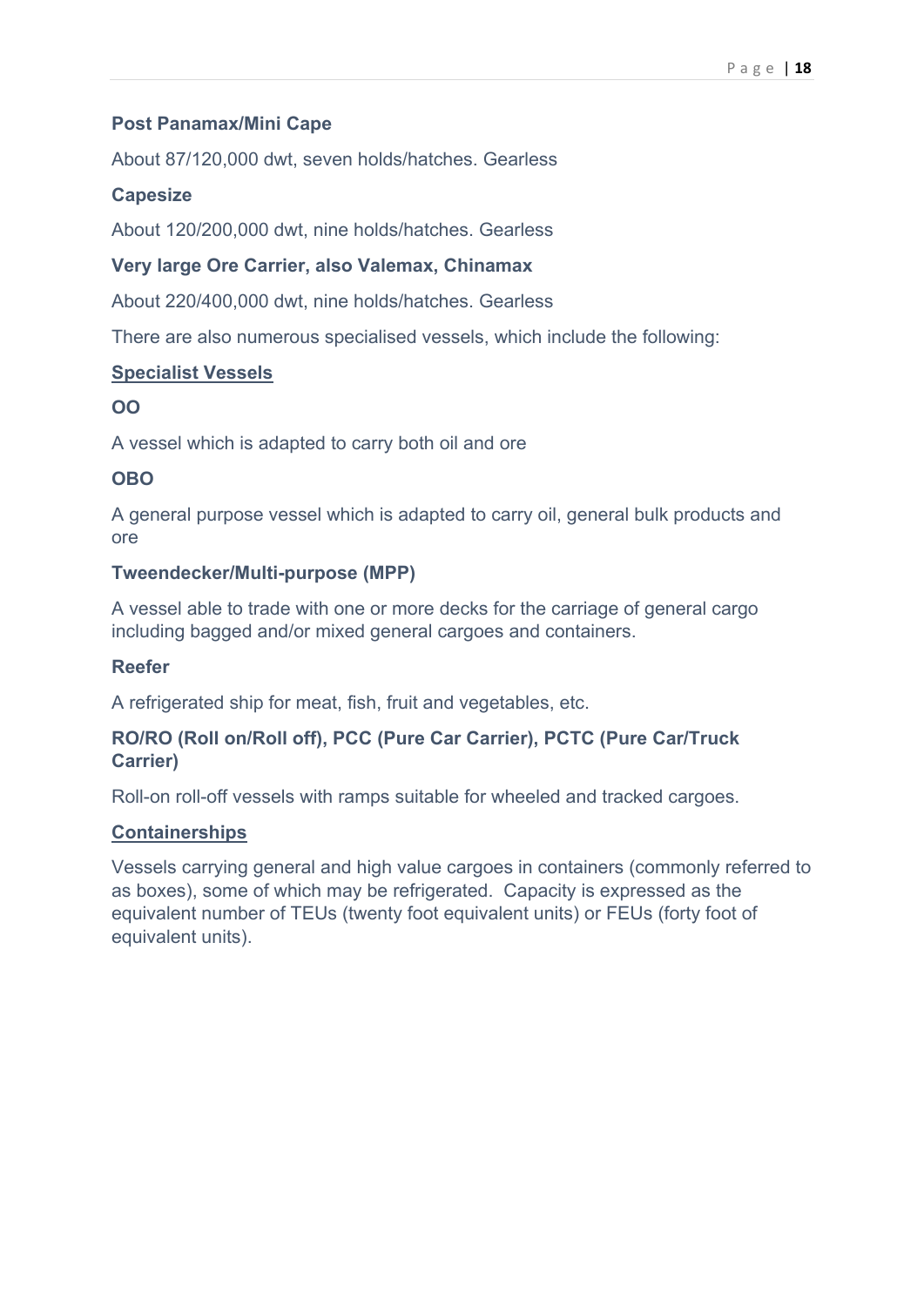**Post Panamax/Mini Cape**

About 87/120,000 dwt, seven holds/hatches. Gearless

**Capesize**

About 120/200,000 dwt, nine holds/hatches. Gearless

**Very large Ore Carrier, also Valemax, Chinamax**

About 220/400,000 dwt, nine holds/hatches. Gearless

There are also numerous specialised vessels, which include the following:

## Specialist Vessels

**OO**

A vessel which is adapted to carry both oil and ore

**OBO**

A general purpose vessel which is adapted to carry oil, general bulk products and ore

**Tweendecker/Multi-purpose (MPP)**

A vessel able to trade with one or more decks for the carriage of general cargo including bagged and/or mixed general cargoes and containers.

**Reefer**

A refrigerated ship for meat, fish, fruit and vegetables, etc.

**RO/RO (Roll on/Roll off), PCC (Pure Car Carrier), PCTC (Pure Car/Truck Carrier)**

Roll-on roll-off vessels with ramps suitable for wheeled and tracked cargoes.

## Containerships

Vessels carrying general and high value cargoes in containers (commonly referred to as boxes), some of which may be refrigerated. Capacity is expressed as the equivalent number of TEUs (twenty foot equivalent units) or FEUs (forty foot of equivalent units).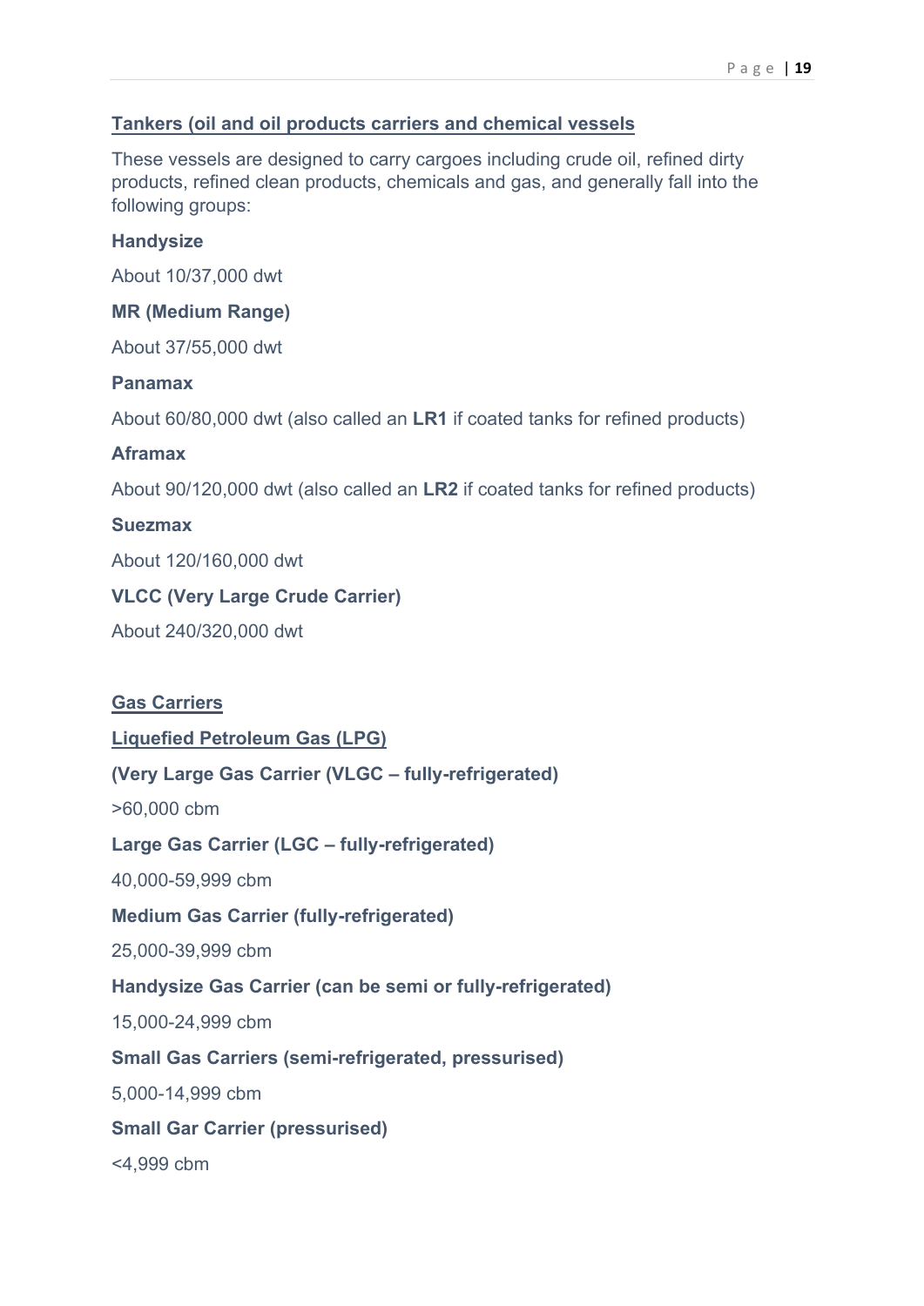## Tankers (oil and oil products carriers and chemical vessels

These vessels are designed to carry cargoes including crude oil, refined dirty products, refined clean products, chemicals and gas, and generally fall into the following groups:

**Handysize**

About 10/37,000 dwt

**MR (Medium Range)**

About 37/55,000 dwt

**Panamax**

About 60/80,000 dwt (also called an **LR1** if coated tanks for refined products)

**Aframax**

About 90/120,000 dwt (also called an **LR2** if coated tanks for refined products)

**Suezmax**

About 120/160,000 dwt

**VLCC (Very Large Crude Carrier)**

About 240/320,000 dwt

## Gas Carriers

### Liquefied Petroleum Gas (LPG)

**(Very Large Gas Carrier (VLGC – fully-refrigerated)**

>60,000 cbm

**Large Gas Carrier (LGC – fully-refrigerated)**

40,000-59,999 cbm

**Medium Gas Carrier (fully-refrigerated)**

25,000-39,999 cbm

**Handysize Gas Carrier (can be semi or fully-refrigerated)**

15,000-24,999 cbm

**Small Gas Carriers (semi-refrigerated, pressurised)**

5,000-14,999 cbm

**Small Gar Carrier (pressurised)**

<4,999 cbm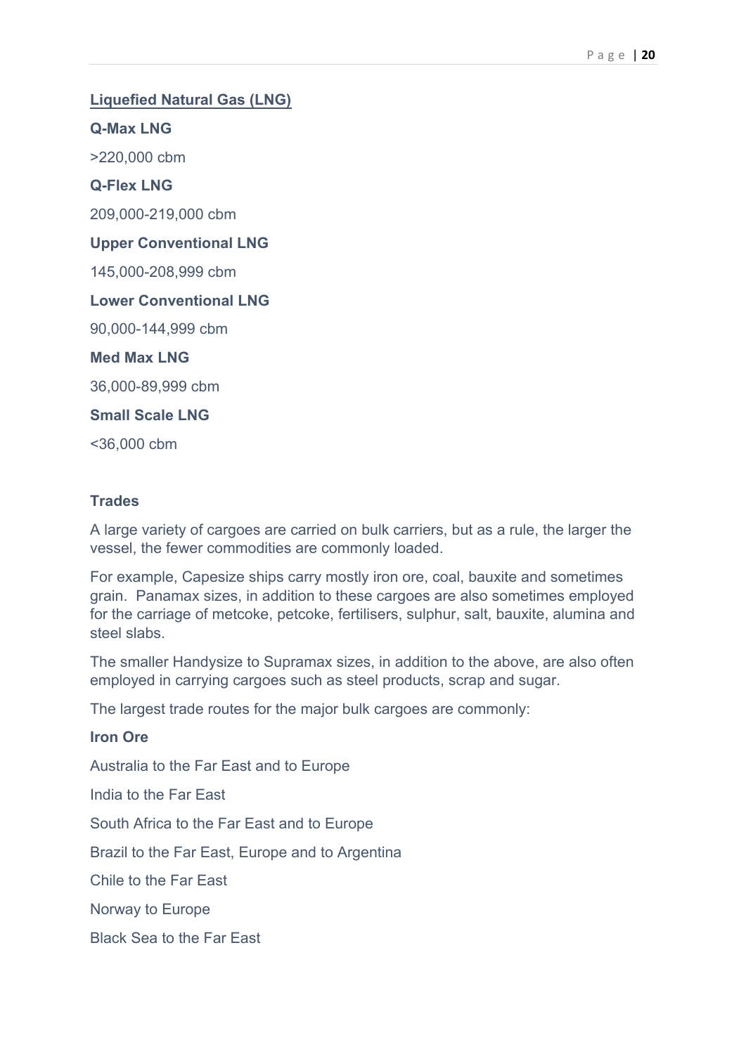## Liquefied Natural Gas (LNG)

**Q-Max LNG**

>220,000 cbm

**Q-Flex LNG**

209,000-219,000 cbm

**Upper Conventional LNG**

145,000-208,999 cbm

**Lower Conventional LNG**

90,000-144,999 cbm

**Med Max LNG**

36,000-89,999 cbm

**Small Scale LNG**

<36,000 cbm

### Trades

A large variety of cargoes are carried on bulk carriers, but as a rule, the larger the vessel, the fewer commodities are commonly loaded.

For example, Capesize ships carry mostly iron ore, coal, bauxite and sometimes grain. Panamax sizes, in addition to these cargoes are also sometimes employed for the carriage of metcoke, petcoke, fertilisers, sulphur, salt, bauxite, alumina and steel slabs.

The smaller Handysize to Supramax sizes, in addition to the above, are also often employed in carrying cargoes such as steel products, scrap and sugar.

The largest trade routes for the major bulk cargoes are commonly:

**Iron Ore**

Australia to the Far East and to Europe

India to the Far East

South Africa to the Far East and to Europe

Brazil to the Far East, Europe and to Argentina

Chile to the Far East

Norway to Europe

Black Sea to the Far East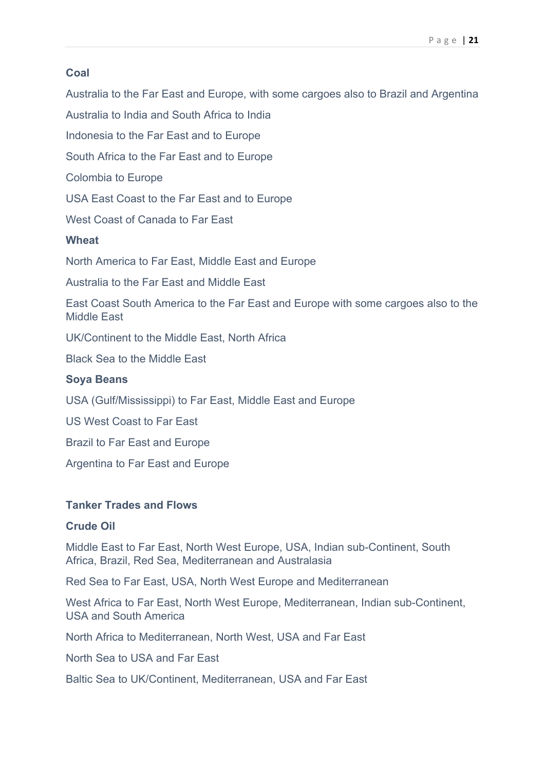### Coal

Australia to the Far East and Europe, with some cargoes also to Brazil and Argentina

Australia to India and South Africa to India

Indonesia to the Far East and to Europe

South Africa to the Far East and to Europe

Colombia to Europe

USA East Coast to the Far East and to Europe

West Coast of Canada to Far East

### Wheat

North America to Far East, Middle East and Europe

Australia to the Far East and Middle East

East Coast South America to the Far East and Europe with some cargoes also to the Middle East

UK/Continent to the Middle East, North Africa

Black Sea to the Middle East

### Soya Beans

USA (Gulf/Mississippi) to Far East, Middle East and Europe

US West Coast to Far East

Brazil to Far East and Europe

Argentina to Far East and Europe

## Tanker Trades and Flows

### Crude Oil

Middle East to Far East, North West Europe, USA, Indian sub-Continent, South Africa, Brazil, Red Sea, Mediterranean and Australasia

Red Sea to Far East, USA, North West Europe and Mediterranean

West Africa to Far East, North West Europe, Mediterranean, Indian sub-Continent, USA and South America

North Africa to Mediterranean, North West, USA and Far East

North Sea to USA and Far East

Baltic Sea to UK/Continent, Mediterranean, USA and Far East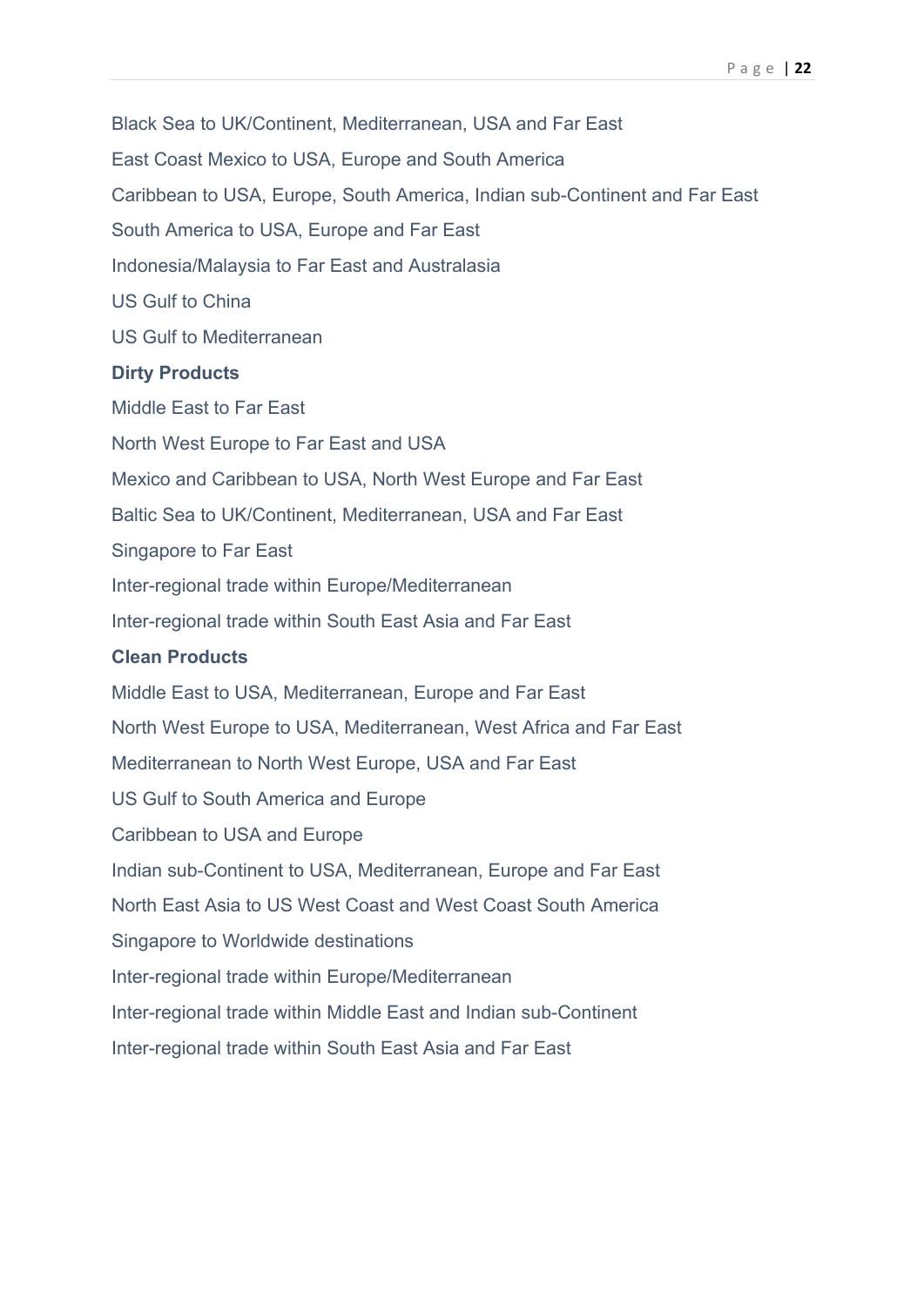Black Sea to UK/Continent, Mediterranean, USA and Far East

East Coast Mexico to USA, Europe and South America

Caribbean to USA, Europe, South America, Indian sub-Continent and Far East

South America to USA, Europe and Far East

Indonesia/Malaysia to Far East and Australasia

US Gulf to China

US Gulf to Mediterranean

**Dirty Products**

Middle East to Far East

North West Europe to Far East and USA

Mexico and Caribbean to USA, North West Europe and Far East

Baltic Sea to UK/Continent, Mediterranean, USA and Far East

Singapore to Far East

Inter-regional trade within Europe/Mediterranean

Inter-regional trade within South East Asia and Far East

**Clean Products**

Middle East to USA, Mediterranean, Europe and Far East

North West Europe to USA, Mediterranean, West Africa and Far East

Mediterranean to North West Europe, USA and Far East

US Gulf to South America and Europe

Caribbean to USA and Europe

Indian sub-Continent to USA, Mediterranean, Europe and Far East

North East Asia to US West Coast and West Coast South America

Singapore to Worldwide destinations

Inter-regional trade within Europe/Mediterranean

Inter-regional trade within Middle East and Indian sub-Continent

Inter-regional trade within South East Asia and Far East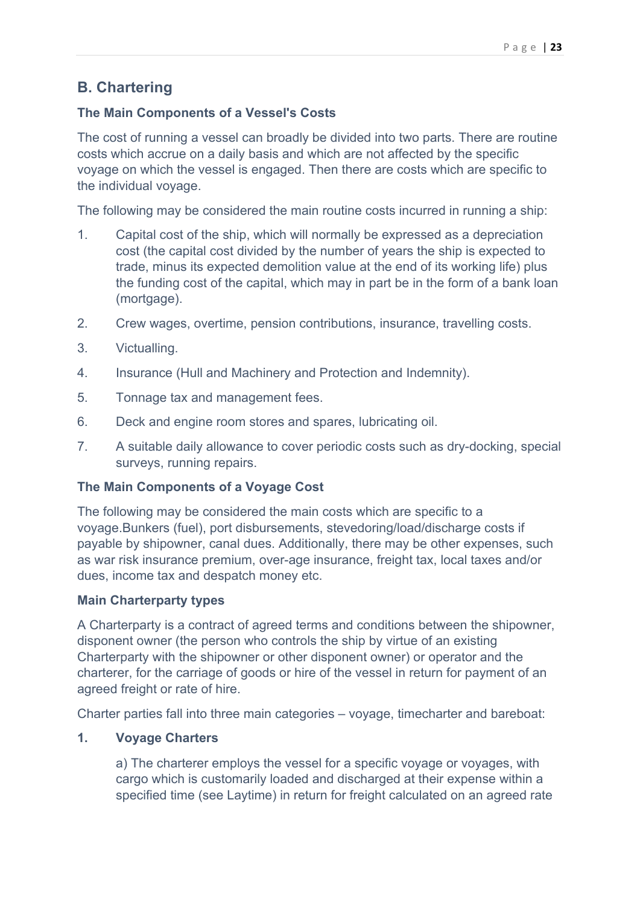## B. Chartering

### The Main Components of a Vessel's Costs

The cost of running a vessel can broadly be divided into two parts. There are routine costs which accrue on a daily basis and which are not affected by the specific voyage on which the vessel is engaged. Then there are costs which are specific to the individual voyage.

The following may be considered the main routine costs incurred in running a ship:

1. Capital cost of the ship, which will normally be expressed as a depreciation cost (the capital cost divided by the number of years the ship is expected to trade, minus its expected demolition value at the end of its working life) plus the funding cost of the capital, which may in part be in the form of a bank loan (mortgage).
2. Crew wages, overtime, pension contributions, insurance, travelling costs.
3. Victualling.
4. Insurance (Hull and Machinery and Protection and Indemnity).
5. Tonnage tax and management fees.
6. Deck and engine room stores and spares, lubricating oil.
7. A suitable daily allowance to cover periodic costs such as dry-docking, special surveys, running repairs.

### The Main Components of a Voyage Cost

The following may be considered the main costs which are specific to a voyage.Bunkers (fuel), port disbursements, stevedoring/load/discharge costs if payable by shipowner, canal dues. Additionally, there may be other expenses, such as war risk insurance premium, over-age insurance, freight tax, local taxes and/or dues, income tax and despatch money etc.

### Main Charterparty types

A Charterparty is a contract of agreed terms and conditions between the shipowner, disponent owner (the person who controls the ship by virtue of an existing Charterparty with the shipowner or other disponent owner) or operator and the charterer, for the carriage of goods or hire of the vessel in return for payment of an agreed freight or rate of hire.

Charter parties fall into three main categories – voyage, timecharter and bareboat:

1. **Voyage Charters**

   a) The charterer employs the vessel for a specific voyage or voyages, with cargo which is customarily loaded and discharged at their expense within a specified time (see Laytime) in return for freight calculated on an agreed rate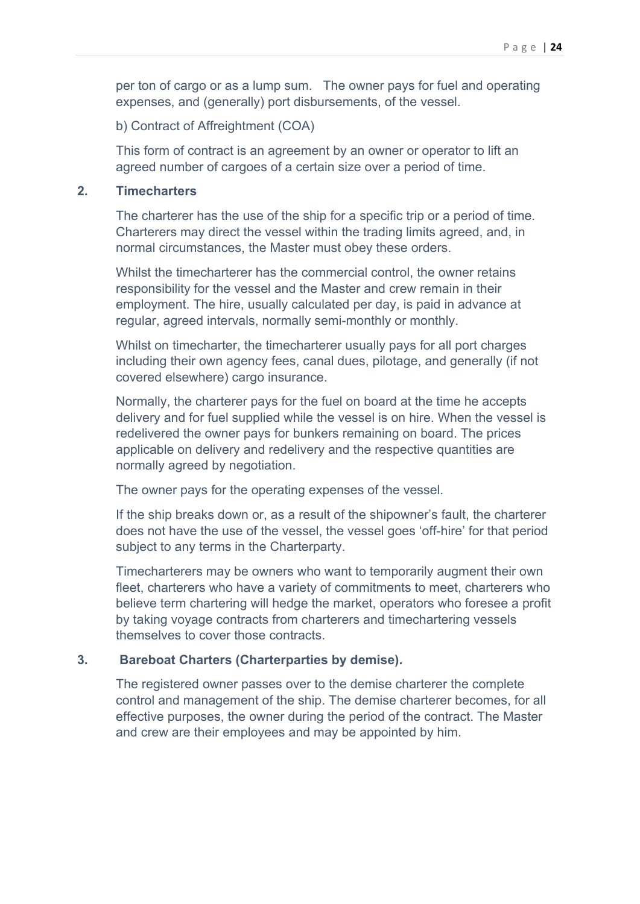per ton of cargo or as a lump sum. The owner pays for fuel and operating expenses, and (generally) port disbursements, of the vessel.

b) Contract of Affreightment (COA)

This form of contract is an agreement by an owner or operator to lift an agreed number of cargoes of a certain size over a period of time.

**2. Timecharters**

The charterer has the use of the ship for a specific trip or a period of time. Charterers may direct the vessel within the trading limits agreed, and, in normal circumstances, the Master must obey these orders.

Whilst the timecharterer has the commercial control, the owner retains responsibility for the vessel and the Master and crew remain in their employment. The hire, usually calculated per day, is paid in advance at regular, agreed intervals, normally semi-monthly or monthly.

Whilst on timecharter, the timecharterer usually pays for all port charges including their own agency fees, canal dues, pilotage, and generally (if not covered elsewhere) cargo insurance.

Normally, the charterer pays for the fuel on board at the time he accepts delivery and for fuel supplied while the vessel is on hire. When the vessel is redelivered the owner pays for bunkers remaining on board. The prices applicable on delivery and redelivery and the respective quantities are normally agreed by negotiation.

The owner pays for the operating expenses of the vessel.

If the ship breaks down or, as a result of the shipowner's fault, the charterer does not have the use of the vessel, the vessel goes 'off-hire' for that period subject to any terms in the Charterparty.

Timecharterers may be owners who want to temporarily augment their own fleet, charterers who have a variety of commitments to meet, charterers who believe term chartering will hedge the market, operators who foresee a profit by taking voyage contracts from charterers and timechartering vessels themselves to cover those contracts.

**3. Bareboat Charters (Charterparties by demise).**

The registered owner passes over to the demise charterer the complete control and management of the ship. The demise charterer becomes, for all effective purposes, the owner during the period of the contract. The Master and crew are their employees and may be appointed by him.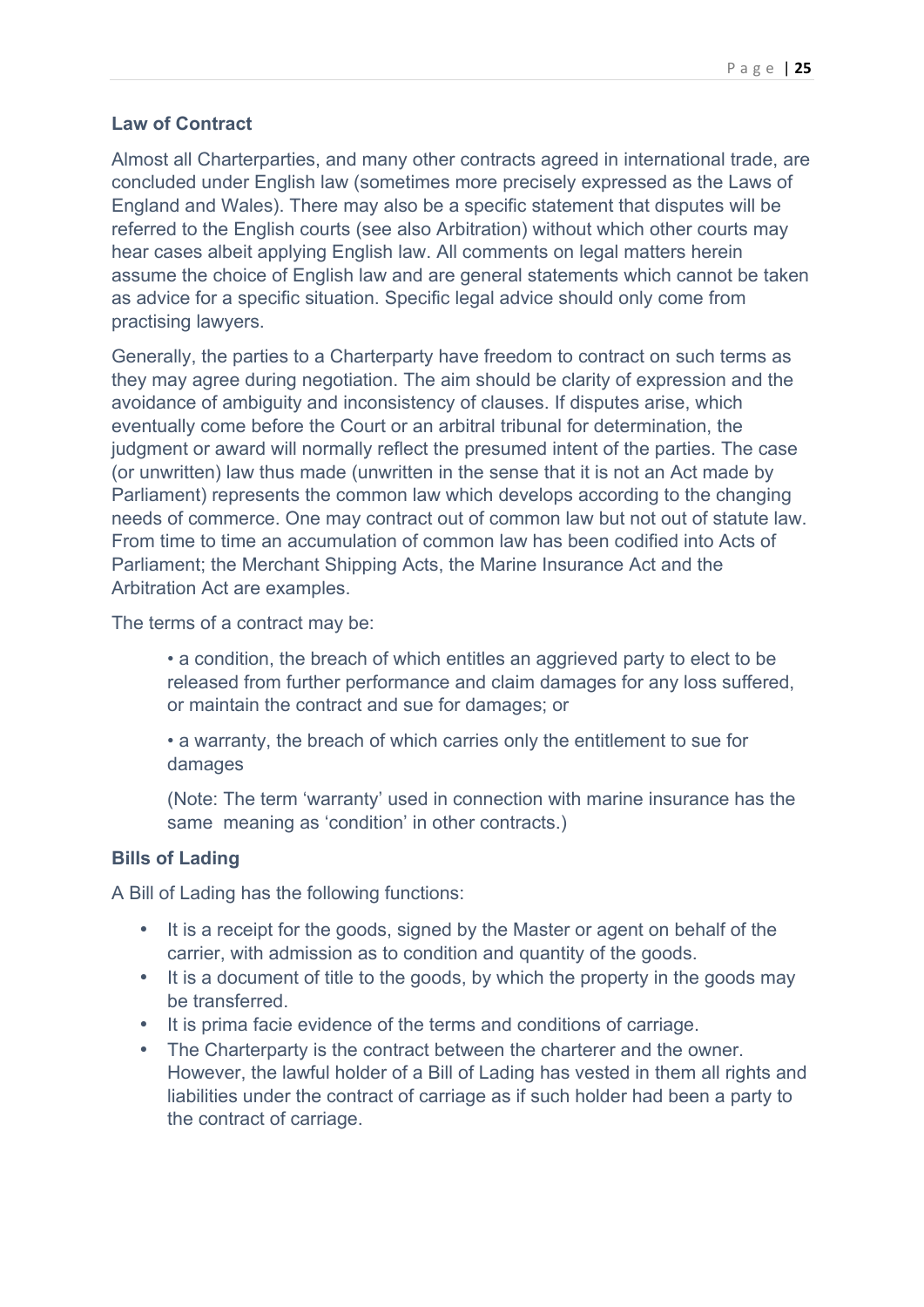### Law of Contract

Almost all Charterparties, and many other contracts agreed in international trade, are concluded under English law (sometimes more precisely expressed as the Laws of England and Wales). There may also be a specific statement that disputes will be referred to the English courts (see also Arbitration) without which other courts may hear cases albeit applying English law. All comments on legal matters herein assume the choice of English law and are general statements which cannot be taken as advice for a specific situation. Specific legal advice should only come from practising lawyers.

Generally, the parties to a Charterparty have freedom to contract on such terms as they may agree during negotiation. The aim should be clarity of expression and the avoidance of ambiguity and inconsistency of clauses. If disputes arise, which eventually come before the Court or an arbitral tribunal for determination, the judgment or award will normally reflect the presumed intent of the parties. The case (or unwritten) law thus made (unwritten in the sense that it is not an Act made by Parliament) represents the common law which develops according to the changing needs of commerce. One may contract out of common law but not out of statute law. From time to time an accumulation of common law has been codified into Acts of Parliament; the Merchant Shipping Acts, the Marine Insurance Act and the Arbitration Act are examples.

The terms of a contract may be:

- a condition, the breach of which entitles an aggrieved party to elect to be released from further performance and claim damages for any loss suffered, or maintain the contract and sue for damages; or
- a warranty, the breach of which carries only the entitlement to sue for damages

(Note: The term 'warranty' used in connection with marine insurance has the same meaning as 'condition' in other contracts.)

### Bills of Lading

A Bill of Lading has the following functions:

- It is a receipt for the goods, signed by the Master or agent on behalf of the carrier, with admission as to condition and quantity of the goods.
- It is a document of title to the goods, by which the property in the goods may be transferred.
- It is prima facie evidence of the terms and conditions of carriage.
- The Charterparty is the contract between the charterer and the owner. However, the lawful holder of a Bill of Lading has vested in them all rights and liabilities under the contract of carriage as if such holder had been a party to the contract of carriage.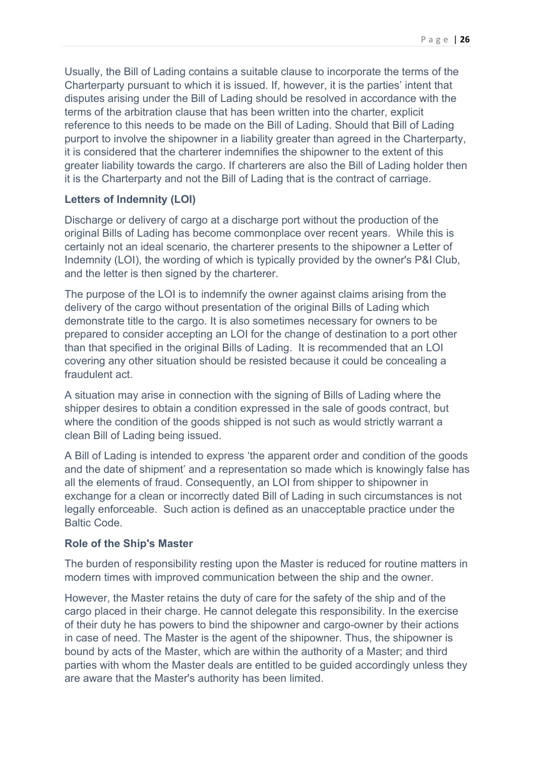Usually, the Bill of Lading contains a suitable clause to incorporate the terms of the Charterparty pursuant to which it is issued. If, however, it is the parties' intent that disputes arising under the Bill of Lading should be resolved in accordance with the terms of the arbitration clause that has been written into the charter, explicit reference to this needs to be made on the Bill of Lading. Should that Bill of Lading purport to involve the shipowner in a liability greater than agreed in the Charterparty, it is considered that the charterer indemnifies the shipowner to the extent of this greater liability towards the cargo. If charterers are also the Bill of Lading holder then it is the Charterparty and not the Bill of Lading that is the contract of carriage.

### Letters of Indemnity (LOI)

Discharge or delivery of cargo at a discharge port without the production of the original Bills of Lading has become commonplace over recent years. While this is certainly not an ideal scenario, the charterer presents to the shipowner a Letter of Indemnity (LOI), the wording of which is typically provided by the owner's P&I Club, and the letter is then signed by the charterer.

The purpose of the LOI is to indemnify the owner against claims arising from the delivery of the cargo without presentation of the original Bills of Lading which demonstrate title to the cargo. It is also sometimes necessary for owners to be prepared to consider accepting an LOI for the change of destination to a port other than that specified in the original Bills of Lading. It is recommended that an LOI covering any other situation should be resisted because it could be concealing a fraudulent act.

A situation may arise in connection with the signing of Bills of Lading where the shipper desires to obtain a condition expressed in the sale of goods contract, but where the condition of the goods shipped is not such as would strictly warrant a clean Bill of Lading being issued.

A Bill of Lading is intended to express 'the apparent order and condition of the goods and the date of shipment' and a representation so made which is knowingly false has all the elements of fraud. Consequently, an LOI from shipper to shipowner in exchange for a clean or incorrectly dated Bill of Lading in such circumstances is not legally enforceable. Such action is defined as an unacceptable practice under the Baltic Code.

### Role of the Ship's Master

The burden of responsibility resting upon the Master is reduced for routine matters in modern times with improved communication between the ship and the owner.

However, the Master retains the duty of care for the safety of the ship and of the cargo placed in their charge. He cannot delegate this responsibility. In the exercise of their duty he has powers to bind the shipowner and cargo-owner by their actions in case of need. The Master is the agent of the shipowner. Thus, the shipowner is bound by acts of the Master, which are within the authority of a Master; and third parties with whom the Master deals are entitled to be guided accordingly unless they are aware that the Master's authority has been limited.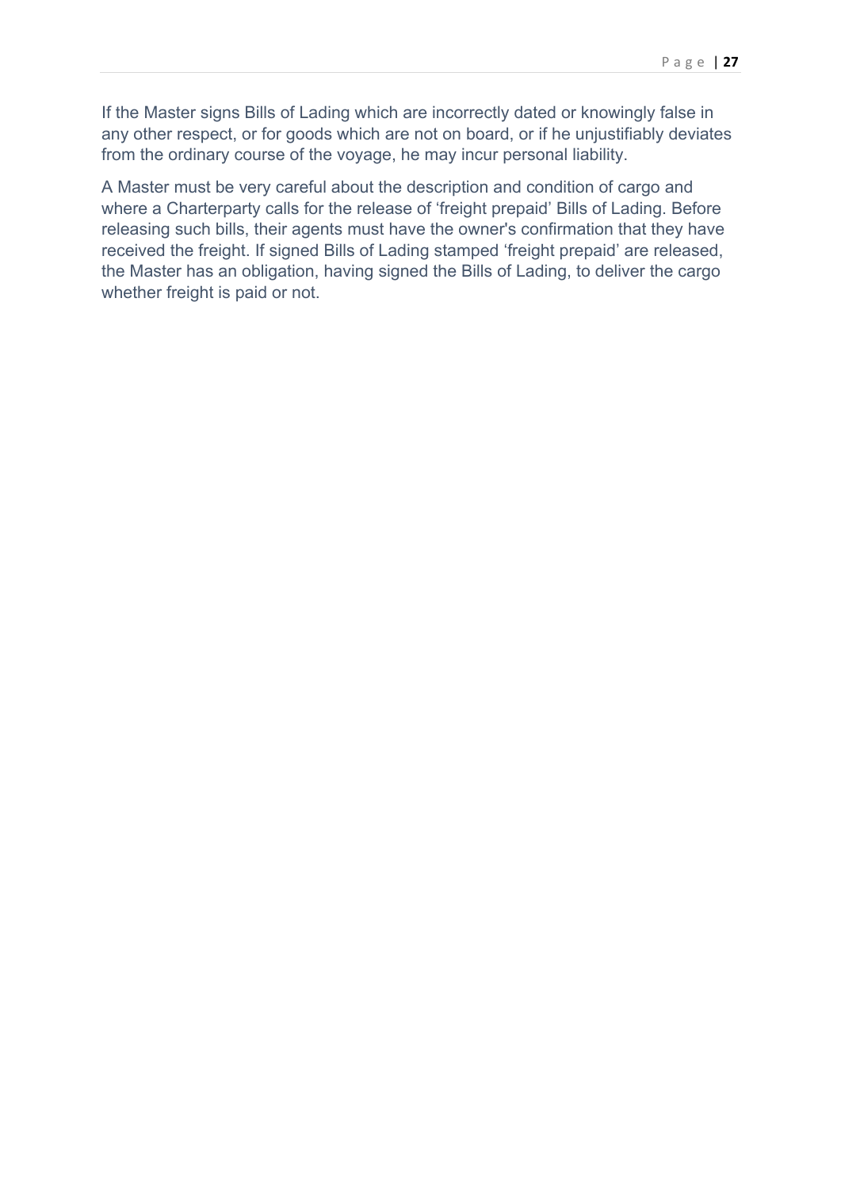If the Master signs Bills of Lading which are incorrectly dated or knowingly false in any other respect, or for goods which are not on board, or if he unjustifiably deviates from the ordinary course of the voyage, he may incur personal liability.

A Master must be very careful about the description and condition of cargo and where a Charterparty calls for the release of 'freight prepaid' Bills of Lading. Before releasing such bills, their agents must have the owner's confirmation that they have received the freight. If signed Bills of Lading stamped 'freight prepaid' are released, the Master has an obligation, having signed the Bills of Lading, to deliver the cargo whether freight is paid or not.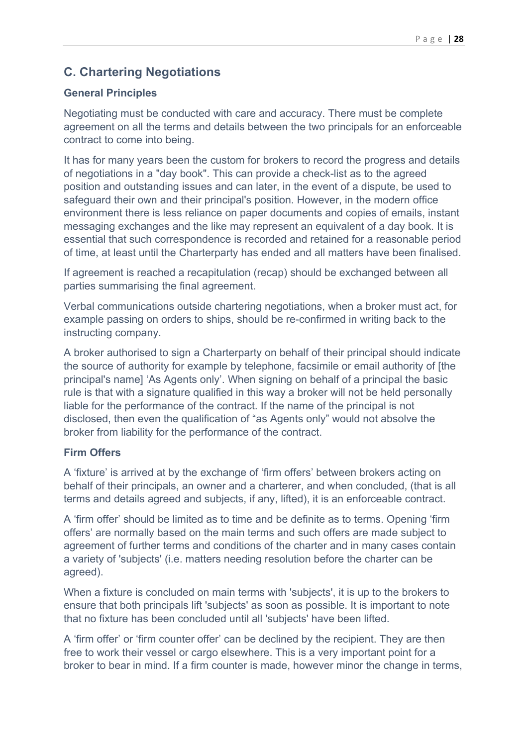## C. Chartering Negotiations

### General Principles

Negotiating must be conducted with care and accuracy. There must be complete agreement on all the terms and details between the two principals for an enforceable contract to come into being.

It has for many years been the custom for brokers to record the progress and details of negotiations in a "day book". This can provide a check-list as to the agreed position and outstanding issues and can later, in the event of a dispute, be used to safeguard their own and their principal's position. However, in the modern office environment there is less reliance on paper documents and copies of emails, instant messaging exchanges and the like may represent an equivalent of a day book. It is essential that such correspondence is recorded and retained for a reasonable period of time, at least until the Charterparty has ended and all matters have been finalised.

If agreement is reached a recapitulation (recap) should be exchanged between all parties summarising the final agreement.

Verbal communications outside chartering negotiations, when a broker must act, for example passing on orders to ships, should be re-confirmed in writing back to the instructing company.

A broker authorised to sign a Charterparty on behalf of their principal should indicate the source of authority for example by telephone, facsimile or email authority of [the principal's name] 'As Agents only'. When signing on behalf of a principal the basic rule is that with a signature qualified in this way a broker will not be held personally liable for the performance of the contract. If the name of the principal is not disclosed, then even the qualification of "as Agents only" would not absolve the broker from liability for the performance of the contract.

### Firm Offers

A 'fixture' is arrived at by the exchange of 'firm offers' between brokers acting on behalf of their principals, an owner and a charterer, and when concluded, (that is all terms and details agreed and subjects, if any, lifted), it is an enforceable contract.

A 'firm offer' should be limited as to time and be definite as to terms. Opening 'firm offers' are normally based on the main terms and such offers are made subject to agreement of further terms and conditions of the charter and in many cases contain a variety of 'subjects' (i.e. matters needing resolution before the charter can be agreed).

When a fixture is concluded on main terms with 'subjects', it is up to the brokers to ensure that both principals lift 'subjects' as soon as possible. It is important to note that no fixture has been concluded until all 'subjects' have been lifted.

A 'firm offer' or 'firm counter offer' can be declined by the recipient. They are then free to work their vessel or cargo elsewhere. This is a very important point for a broker to bear in mind. If a firm counter is made, however minor the change in terms,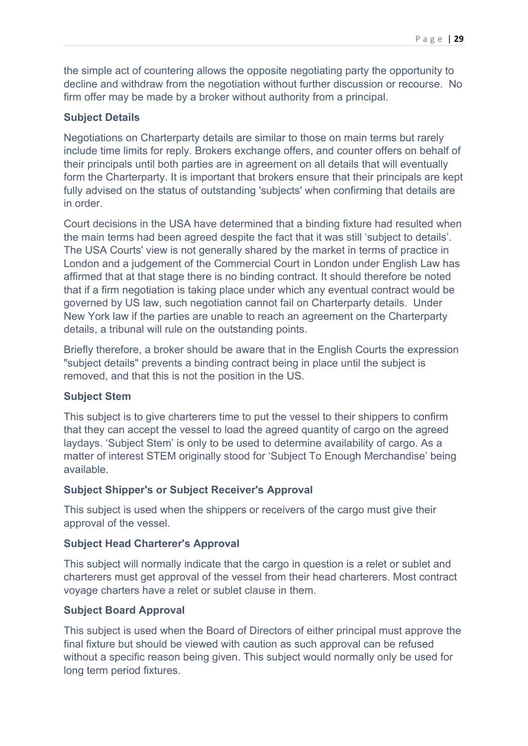the simple act of countering allows the opposite negotiating party the opportunity to decline and withdraw from the negotiation without further discussion or recourse. No firm offer may be made by a broker without authority from a principal.

### Subject Details

Negotiations on Charterparty details are similar to those on main terms but rarely include time limits for reply. Brokers exchange offers, and counter offers on behalf of their principals until both parties are in agreement on all details that will eventually form the Charterparty. It is important that brokers ensure that their principals are kept fully advised on the status of outstanding 'subjects' when confirming that details are in order.

Court decisions in the USA have determined that a binding fixture had resulted when the main terms had been agreed despite the fact that it was still 'subject to details'. The USA Courts' view is not generally shared by the market in terms of practice in London and a judgement of the Commercial Court in London under English Law has affirmed that at that stage there is no binding contract. It should therefore be noted that if a firm negotiation is taking place under which any eventual contract would be governed by US law, such negotiation cannot fail on Charterparty details. Under New York law if the parties are unable to reach an agreement on the Charterparty details, a tribunal will rule on the outstanding points.

Briefly therefore, a broker should be aware that in the English Courts the expression "subject details" prevents a binding contract being in place until the subject is removed, and that this is not the position in the US.

### Subject Stem

This subject is to give charterers time to put the vessel to their shippers to confirm that they can accept the vessel to load the agreed quantity of cargo on the agreed laydays. 'Subject Stem' is only to be used to determine availability of cargo. As a matter of interest STEM originally stood for 'Subject To Enough Merchandise' being available.

### Subject Shipper's or Subject Receiver's Approval

This subject is used when the shippers or receivers of the cargo must give their approval of the vessel.

### Subject Head Charterer's Approval

This subject will normally indicate that the cargo in question is a relet or sublet and charterers must get approval of the vessel from their head charterers. Most contract voyage charters have a relet or sublet clause in them.

### Subject Board Approval

This subject is used when the Board of Directors of either principal must approve the final fixture but should be viewed with caution as such approval can be refused without a specific reason being given. This subject would normally only be used for long term period fixtures.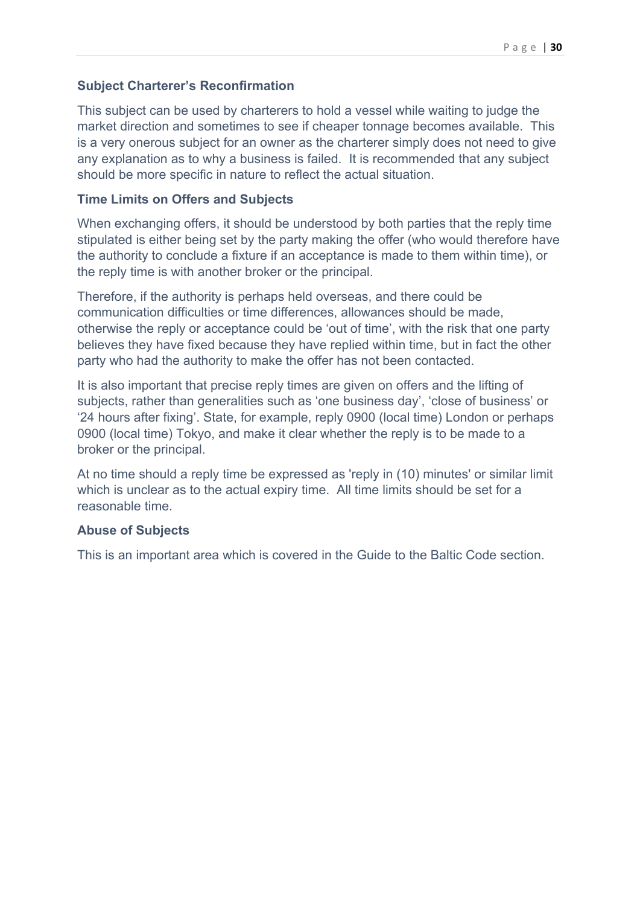### Subject Charterer's Reconfirmation

This subject can be used by charterers to hold a vessel while waiting to judge the market direction and sometimes to see if cheaper tonnage becomes available. This is a very onerous subject for an owner as the charterer simply does not need to give any explanation as to why a business is failed. It is recommended that any subject should be more specific in nature to reflect the actual situation.

### Time Limits on Offers and Subjects

When exchanging offers, it should be understood by both parties that the reply time stipulated is either being set by the party making the offer (who would therefore have the authority to conclude a fixture if an acceptance is made to them within time), or the reply time is with another broker or the principal.

Therefore, if the authority is perhaps held overseas, and there could be communication difficulties or time differences, allowances should be made, otherwise the reply or acceptance could be 'out of time', with the risk that one party believes they have fixed because they have replied within time, but in fact the other party who had the authority to make the offer has not been contacted.

It is also important that precise reply times are given on offers and the lifting of subjects, rather than generalities such as 'one business day', 'close of business' or '24 hours after fixing'. State, for example, reply 0900 (local time) London or perhaps 0900 (local time) Tokyo, and make it clear whether the reply is to be made to a broker or the principal.

At no time should a reply time be expressed as 'reply in (10) minutes' or similar limit which is unclear as to the actual expiry time. All time limits should be set for a reasonable time.

### Abuse of Subjects

This is an important area which is covered in the Guide to the Baltic Code section.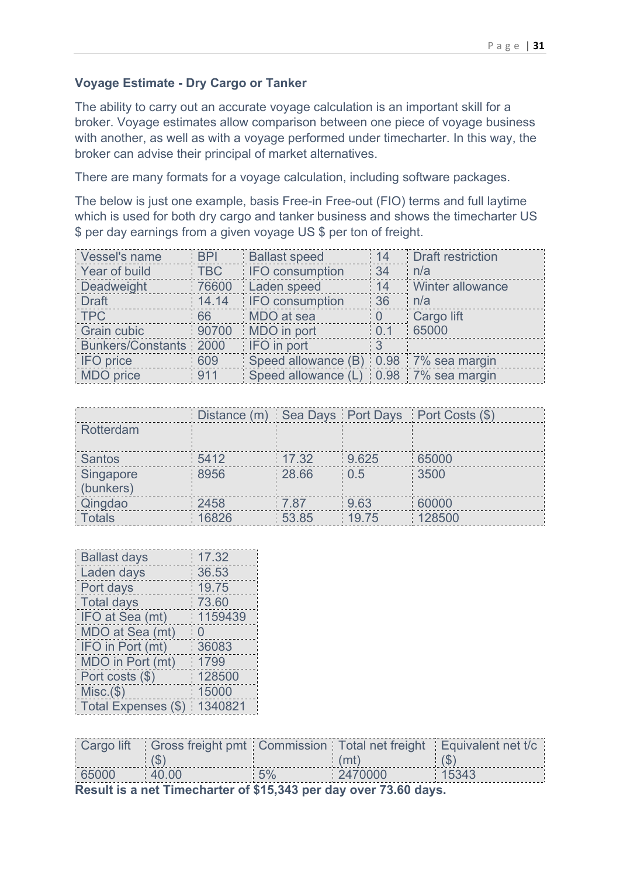**Voyage Estimate - Dry Cargo or Tanker**

The ability to carry out an accurate voyage calculation is an important skill for a broker. Voyage estimates allow comparison between one piece of voyage business with another, as well as with a voyage performed under timecharter. In this way, the broker can advise their principal of market alternatives.

There are many formats for a voyage calculation, including software packages.

The below is just one example, basis Free-in Free-out (FIO) terms and full laytime which is used for both dry cargo and tanker business and shows the timecharter US $ per day earnings from a given voyage US $ per ton of freight.

| Vessel's name | BPI | Ballast speed | 14 | Draft restriction |
|---|---|---|---|---|
| Year of build | TBC | IFO consumption | 34 | n/a |
| Deadweight | 76600 | Laden speed | 14 | Winter allowance |
| Draft | 14.14 | IFO consumption | 36 | n/a |
| TPC | 66 | MDO at sea | 0 | Cargo lift |
| Grain cubic | 90700 | MDO in port | 0.1 | 65000 |
| Bunkers/Constants | 2000 | IFO in port | 3 | |
| IFO price | 609 | Speed allowance (B) | 0.98 | 7% sea margin |
| MDO price | 911 | Speed allowance (L) | 0.98 | 7% sea margin |

| | Distance (m) | Sea Days | Port Days | Port Costs ($) |
|---|---|---|---|---|
| Rotterdam | | | | |
| Santos | 5412 | 17.32 | 9.625 | 65000 |
| Singapore (bunkers) | 8956 | 28.66 | 0.5 | 3500 |
| Qingdao | 2458 | 7.87 | 9.63 | 60000 |
| Totals | 16826 | 53.85 | 19.75 | 128500 |

| | |
|---|---|
| Ballast days | 17.32 |
| Laden days | 36.53 |
| Port days | 19.75 |
| Total days | 73.60 |
| IFO at Sea (mt) | 1159439 |
| MDO at Sea (mt) | 0 |
| IFO in Port (mt) | 36083 |
| MDO in Port (mt) | 1799 |
| Port costs ($) | 128500 |
| Misc.($) | 15000 |
| Total Expenses ($) | 1340821 |

| Cargo lift | Gross freight pmt ($) | Commission | Total net freight (mt) | Equivalent net t/c ($) |
|---|---|---|---|---|
| 65000 | 40.00 | 5% | 2470000 | 15343 |

**Result is a net Timecharter of $15,343 per day over 73.60 days.**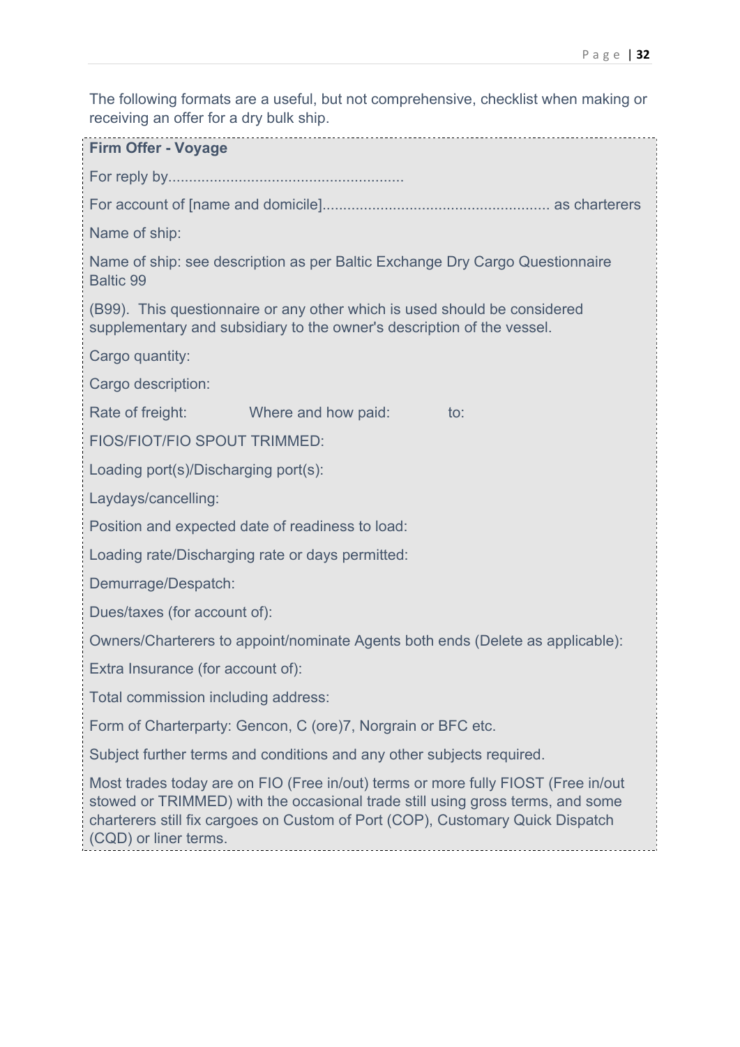The following formats are a useful, but not comprehensive, checklist when making or receiving an offer for a dry bulk ship.

**Firm Offer - Voyage**

For reply by........................................................

For account of [name and domicile]...................................................... as charterers

Name of ship:

Name of ship: see description as per Baltic Exchange Dry Cargo Questionnaire Baltic 99

(B99). This questionnaire or any other which is used should be considered supplementary and subsidiary to the owner's description of the vessel.

Cargo quantity:

Cargo description:

Rate of freight: Where and how paid: to:

FIOS/FIOT/FIO SPOUT TRIMMED:

Loading port(s)/Discharging port(s):

Laydays/cancelling:

Position and expected date of readiness to load:

Loading rate/Discharging rate or days permitted:

Demurrage/Despatch:

Dues/taxes (for account of):

Owners/Charterers to appoint/nominate Agents both ends (Delete as applicable):

Extra Insurance (for account of):

Total commission including address:

Form of Charterparty: Gencon, C (ore)7, Norgrain or BFC etc.

Subject further terms and conditions and any other subjects required.

Most trades today are on FIO (Free in/out) terms or more fully FIOST (Free in/out stowed or TRIMMED) with the occasional trade still using gross terms, and some charterers still fix cargoes on Custom of Port (COP), Customary Quick Dispatch (CQD) or liner terms.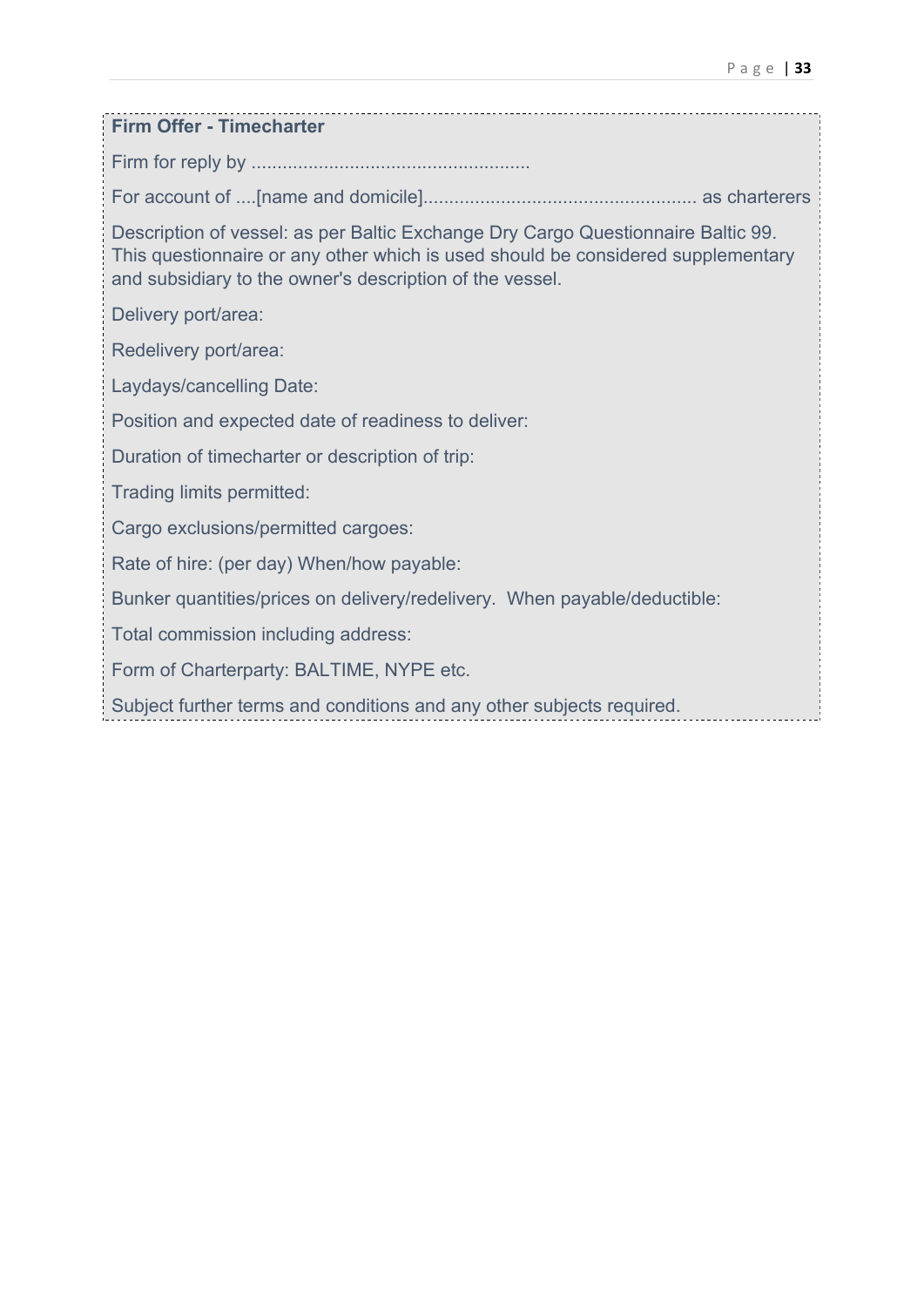**Firm Offer - Timecharter**

Firm for reply by ......................................................

For account of ....[name and domicile]..................................................... as charterers

Description of vessel: as per Baltic Exchange Dry Cargo Questionnaire Baltic 99. This questionnaire or any other which is used should be considered supplementary and subsidiary to the owner's description of the vessel.

Delivery port/area:

Redelivery port/area:

Laydays/cancelling Date:

Position and expected date of readiness to deliver:

Duration of timecharter or description of trip:

Trading limits permitted:

Cargo exclusions/permitted cargoes:

Rate of hire: (per day) When/how payable:

Bunker quantities/prices on delivery/redelivery. When payable/deductible:

Total commission including address:

Form of Charterparty: BALTIME, NYPE etc.

Subject further terms and conditions and any other subjects required.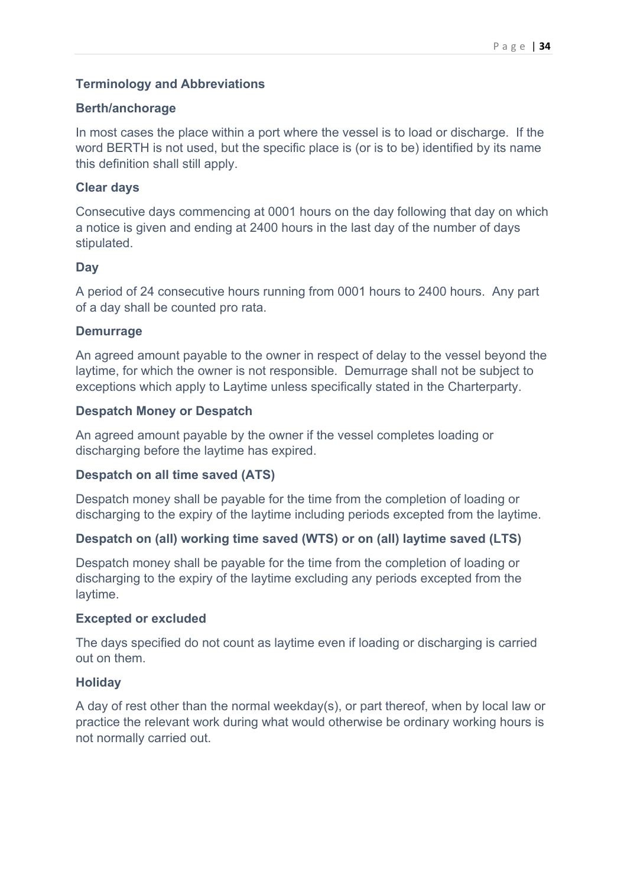## Terminology and Abbreviations

### Berth/anchorage

In most cases the place within a port where the vessel is to load or discharge. If the word BERTH is not used, but the specific place is (or is to be) identified by its name this definition shall still apply.

### Clear days

Consecutive days commencing at 0001 hours on the day following that day on which a notice is given and ending at 2400 hours in the last day of the number of days stipulated.

### Day

A period of 24 consecutive hours running from 0001 hours to 2400 hours. Any part of a day shall be counted pro rata.

### Demurrage

An agreed amount payable to the owner in respect of delay to the vessel beyond the laytime, for which the owner is not responsible. Demurrage shall not be subject to exceptions which apply to Laytime unless specifically stated in the Charterparty.

### Despatch Money or Despatch

An agreed amount payable by the owner if the vessel completes loading or discharging before the laytime has expired.

### Despatch on all time saved (ATS)

Despatch money shall be payable for the time from the completion of loading or discharging to the expiry of the laytime including periods excepted from the laytime.

### Despatch on (all) working time saved (WTS) or on (all) laytime saved (LTS)

Despatch money shall be payable for the time from the completion of loading or discharging to the expiry of the laytime excluding any periods excepted from the laytime.

### Excepted or excluded

The days specified do not count as laytime even if loading or discharging is carried out on them.

### Holiday

A day of rest other than the normal weekday(s), or part thereof, when by local law or practice the relevant work during what would otherwise be ordinary working hours is not normally carried out.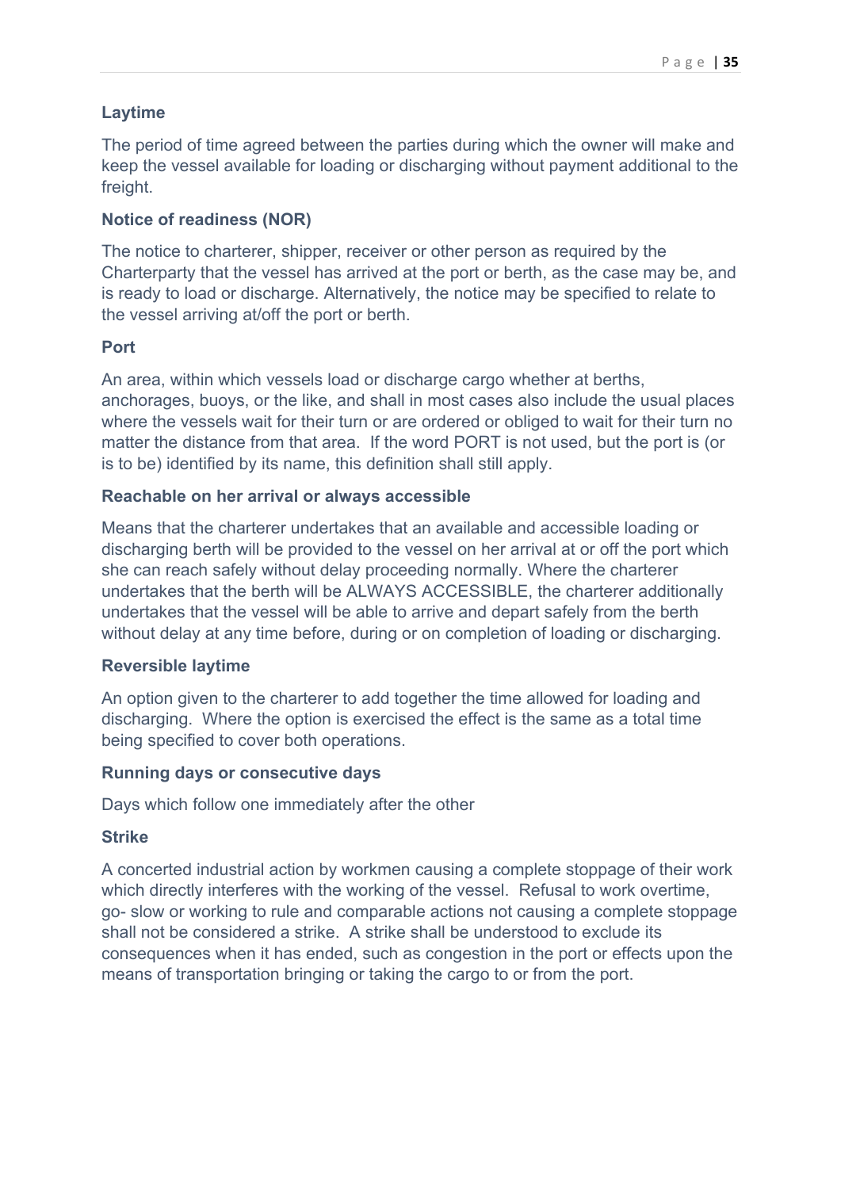**Laytime**

The period of time agreed between the parties during which the owner will make and keep the vessel available for loading or discharging without payment additional to the freight.

**Notice of readiness (NOR)**

The notice to charterer, shipper, receiver or other person as required by the Charterparty that the vessel has arrived at the port or berth, as the case may be, and is ready to load or discharge. Alternatively, the notice may be specified to relate to the vessel arriving at/off the port or berth.

**Port**

An area, within which vessels load or discharge cargo whether at berths, anchorages, buoys, or the like, and shall in most cases also include the usual places where the vessels wait for their turn or are ordered or obliged to wait for their turn no matter the distance from that area. If the word PORT is not used, but the port is (or is to be) identified by its name, this definition shall still apply.

**Reachable on her arrival or always accessible**

Means that the charterer undertakes that an available and accessible loading or discharging berth will be provided to the vessel on her arrival at or off the port which she can reach safely without delay proceeding normally. Where the charterer undertakes that the berth will be ALWAYS ACCESSIBLE, the charterer additionally undertakes that the vessel will be able to arrive and depart safely from the berth without delay at any time before, during or on completion of loading or discharging.

**Reversible laytime**

An option given to the charterer to add together the time allowed for loading and discharging. Where the option is exercised the effect is the same as a total time being specified to cover both operations.

**Running days or consecutive days**

Days which follow one immediately after the other

**Strike**

A concerted industrial action by workmen causing a complete stoppage of their work which directly interferes with the working of the vessel. Refusal to work overtime, go- slow or working to rule and comparable actions not causing a complete stoppage shall not be considered a strike. A strike shall be understood to exclude its consequences when it has ended, such as congestion in the port or effects upon the means of transportation bringing or taking the cargo to or from the port.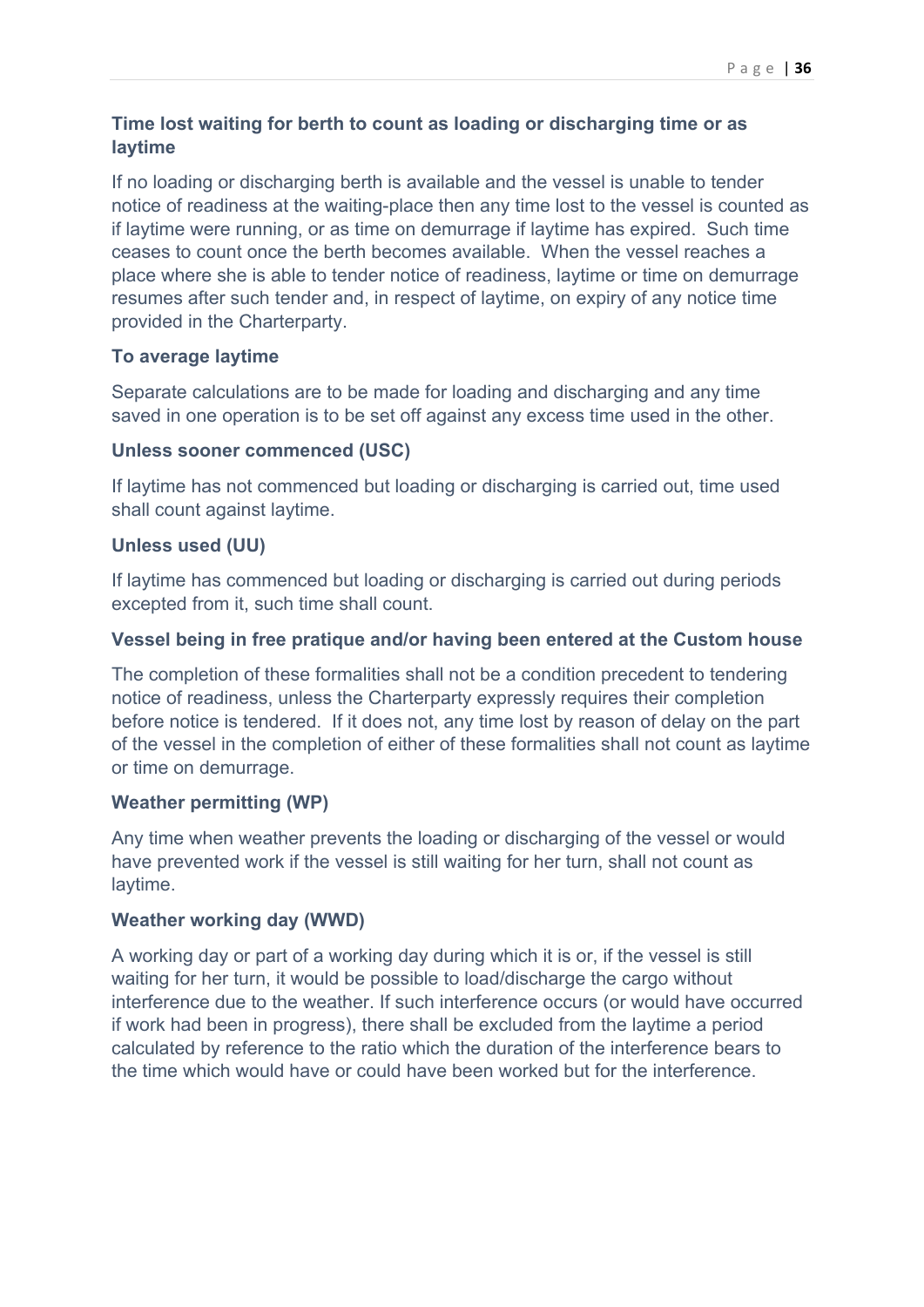### Time lost waiting for berth to count as loading or discharging time or as laytime

If no loading or discharging berth is available and the vessel is unable to tender notice of readiness at the waiting-place then any time lost to the vessel is counted as if laytime were running, or as time on demurrage if laytime has expired. Such time ceases to count once the berth becomes available. When the vessel reaches a place where she is able to tender notice of readiness, laytime or time on demurrage resumes after such tender and, in respect of laytime, on expiry of any notice time provided in the Charterparty.

### To average laytime

Separate calculations are to be made for loading and discharging and any time saved in one operation is to be set off against any excess time used in the other.

### Unless sooner commenced (USC)

If laytime has not commenced but loading or discharging is carried out, time used shall count against laytime.

### Unless used (UU)

If laytime has commenced but loading or discharging is carried out during periods excepted from it, such time shall count.

### Vessel being in free pratique and/or having been entered at the Custom house

The completion of these formalities shall not be a condition precedent to tendering notice of readiness, unless the Charterparty expressly requires their completion before notice is tendered. If it does not, any time lost by reason of delay on the part of the vessel in the completion of either of these formalities shall not count as laytime or time on demurrage.

### Weather permitting (WP)

Any time when weather prevents the loading or discharging of the vessel or would have prevented work if the vessel is still waiting for her turn, shall not count as laytime.

### Weather working day (WWD)

A working day or part of a working day during which it is or, if the vessel is still waiting for her turn, it would be possible to load/discharge the cargo without interference due to the weather. If such interference occurs (or would have occurred if work had been in progress), there shall be excluded from the laytime a period calculated by reference to the ratio which the duration of the interference bears to the time which would have or could have been worked but for the interference.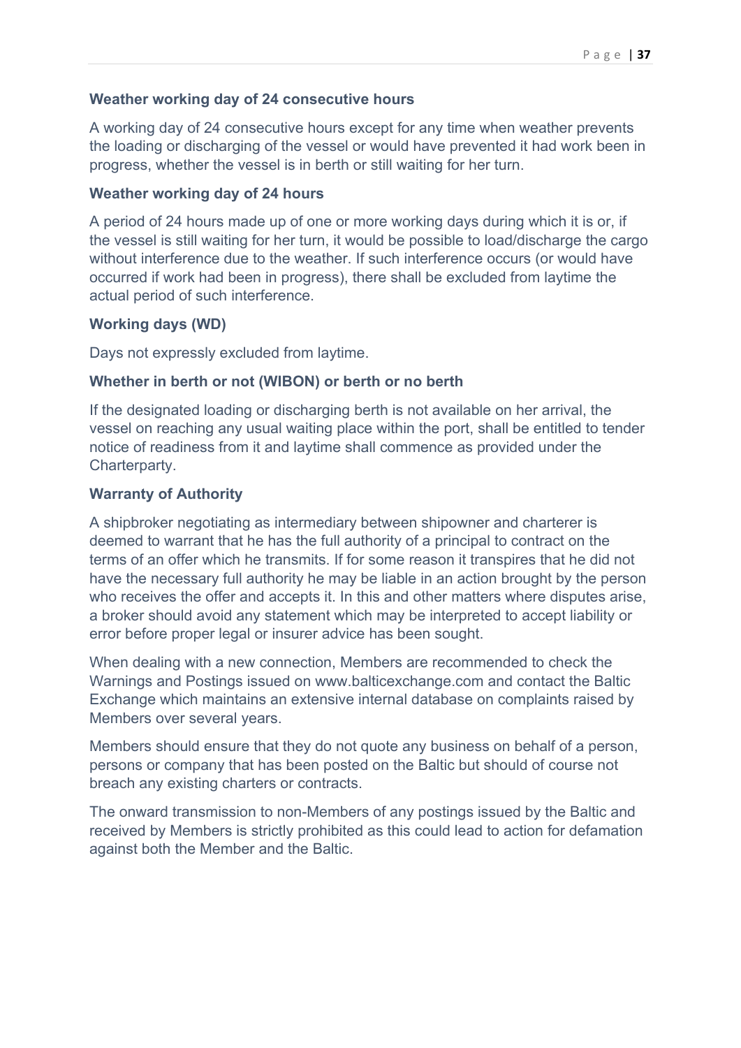**Weather working day of 24 consecutive hours**

A working day of 24 consecutive hours except for any time when weather prevents the loading or discharging of the vessel or would have prevented it had work been in progress, whether the vessel is in berth or still waiting for her turn.

**Weather working day of 24 hours**

A period of 24 hours made up of one or more working days during which it is or, if the vessel is still waiting for her turn, it would be possible to load/discharge the cargo without interference due to the weather. If such interference occurs (or would have occurred if work had been in progress), there shall be excluded from laytime the actual period of such interference.

**Working days (WD)**

Days not expressly excluded from laytime.

**Whether in berth or not (WIBON) or berth or no berth**

If the designated loading or discharging berth is not available on her arrival, the vessel on reaching any usual waiting place within the port, shall be entitled to tender notice of readiness from it and laytime shall commence as provided under the Charterparty.

**Warranty of Authority**

A shipbroker negotiating as intermediary between shipowner and charterer is deemed to warrant that he has the full authority of a principal to contract on the terms of an offer which he transmits. If for some reason it transpires that he did not have the necessary full authority he may be liable in an action brought by the person who receives the offer and accepts it. In this and other matters where disputes arise, a broker should avoid any statement which may be interpreted to accept liability or error before proper legal or insurer advice has been sought.

When dealing with a new connection, Members are recommended to check the Warnings and Postings issued on www.balticexchange.com and contact the Baltic Exchange which maintains an extensive internal database on complaints raised by Members over several years.

Members should ensure that they do not quote any business on behalf of a person, persons or company that has been posted on the Baltic but should of course not breach any existing charters or contracts.

The onward transmission to non-Members of any postings issued by the Baltic and received by Members is strictly prohibited as this could lead to action for defamation against both the Member and the Baltic.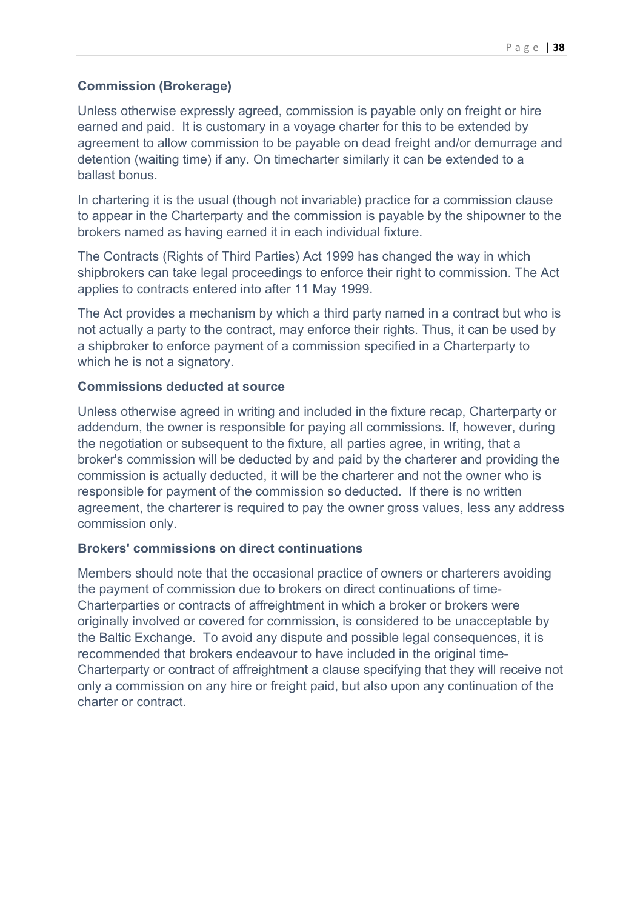### Commission (Brokerage)

Unless otherwise expressly agreed, commission is payable only on freight or hire earned and paid. It is customary in a voyage charter for this to be extended by agreement to allow commission to be payable on dead freight and/or demurrage and detention (waiting time) if any. On timecharter similarly it can be extended to a ballast bonus.

In chartering it is the usual (though not invariable) practice for a commission clause to appear in the Charterparty and the commission is payable by the shipowner to the brokers named as having earned it in each individual fixture.

The Contracts (Rights of Third Parties) Act 1999 has changed the way in which shipbrokers can take legal proceedings to enforce their right to commission. The Act applies to contracts entered into after 11 May 1999.

The Act provides a mechanism by which a third party named in a contract but who is not actually a party to the contract, may enforce their rights. Thus, it can be used by a shipbroker to enforce payment of a commission specified in a Charterparty to which he is not a signatory.

### Commissions deducted at source

Unless otherwise agreed in writing and included in the fixture recap, Charterparty or addendum, the owner is responsible for paying all commissions. If, however, during the negotiation or subsequent to the fixture, all parties agree, in writing, that a broker's commission will be deducted by and paid by the charterer and providing the commission is actually deducted, it will be the charterer and not the owner who is responsible for payment of the commission so deducted. If there is no written agreement, the charterer is required to pay the owner gross values, less any address commission only.

### Brokers' commissions on direct continuations

Members should note that the occasional practice of owners or charterers avoiding the payment of commission due to brokers on direct continuations of time-Charterparties or contracts of affreightment in which a broker or brokers were originally involved or covered for commission, is considered to be unacceptable by the Baltic Exchange. To avoid any dispute and possible legal consequences, it is recommended that brokers endeavour to have included in the original time-Charterparty or contract of affreightment a clause specifying that they will receive not only a commission on any hire or freight paid, but also upon any continuation of the charter or contract.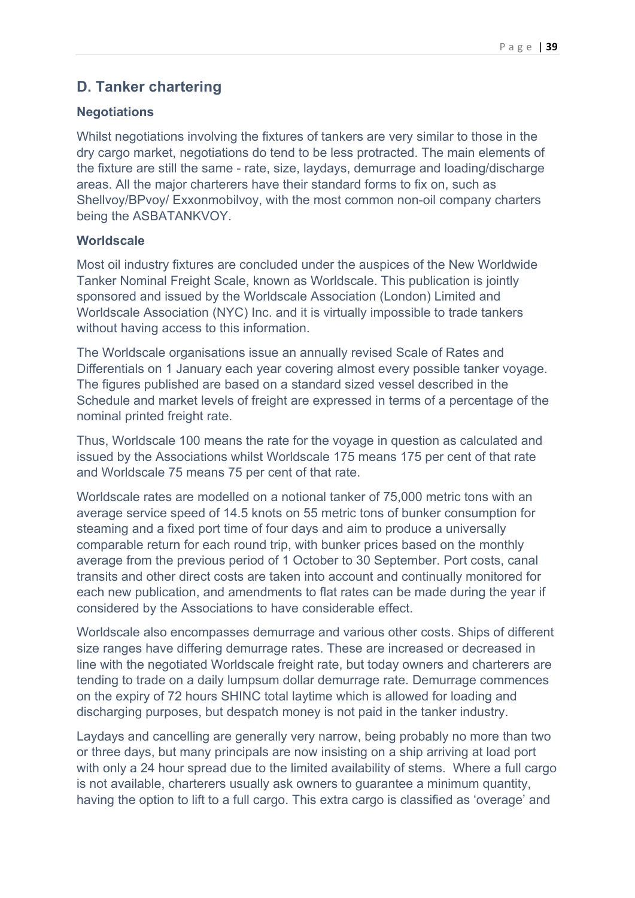## D. Tanker chartering

### Negotiations

Whilst negotiations involving the fixtures of tankers are very similar to those in the dry cargo market, negotiations do tend to be less protracted. The main elements of the fixture are still the same - rate, size, laydays, demurrage and loading/discharge areas. All the major charterers have their standard forms to fix on, such as Shellvoy/BPvoy/ Exxonmobilvoy, with the most common non-oil company charters being the ASBATANKVOY.

### Worldscale

Most oil industry fixtures are concluded under the auspices of the New Worldwide Tanker Nominal Freight Scale, known as Worldscale. This publication is jointly sponsored and issued by the Worldscale Association (London) Limited and Worldscale Association (NYC) Inc. and it is virtually impossible to trade tankers without having access to this information.

The Worldscale organisations issue an annually revised Scale of Rates and Differentials on 1 January each year covering almost every possible tanker voyage. The figures published are based on a standard sized vessel described in the Schedule and market levels of freight are expressed in terms of a percentage of the nominal printed freight rate.

Thus, Worldscale 100 means the rate for the voyage in question as calculated and issued by the Associations whilst Worldscale 175 means 175 per cent of that rate and Worldscale 75 means 75 per cent of that rate.

Worldscale rates are modelled on a notional tanker of 75,000 metric tons with an average service speed of 14.5 knots on 55 metric tons of bunker consumption for steaming and a fixed port time of four days and aim to produce a universally comparable return for each round trip, with bunker prices based on the monthly average from the previous period of 1 October to 30 September. Port costs, canal transits and other direct costs are taken into account and continually monitored for each new publication, and amendments to flat rates can be made during the year if considered by the Associations to have considerable effect.

Worldscale also encompasses demurrage and various other costs. Ships of different size ranges have differing demurrage rates. These are increased or decreased in line with the negotiated Worldscale freight rate, but today owners and charterers are tending to trade on a daily lumpsum dollar demurrage rate. Demurrage commences on the expiry of 72 hours SHINC total laytime which is allowed for loading and discharging purposes, but despatch money is not paid in the tanker industry.

Laydays and cancelling are generally very narrow, being probably no more than two or three days, but many principals are now insisting on a ship arriving at load port with only a 24 hour spread due to the limited availability of stems. Where a full cargo is not available, charterers usually ask owners to guarantee a minimum quantity, having the option to lift to a full cargo. This extra cargo is classified as 'overage' and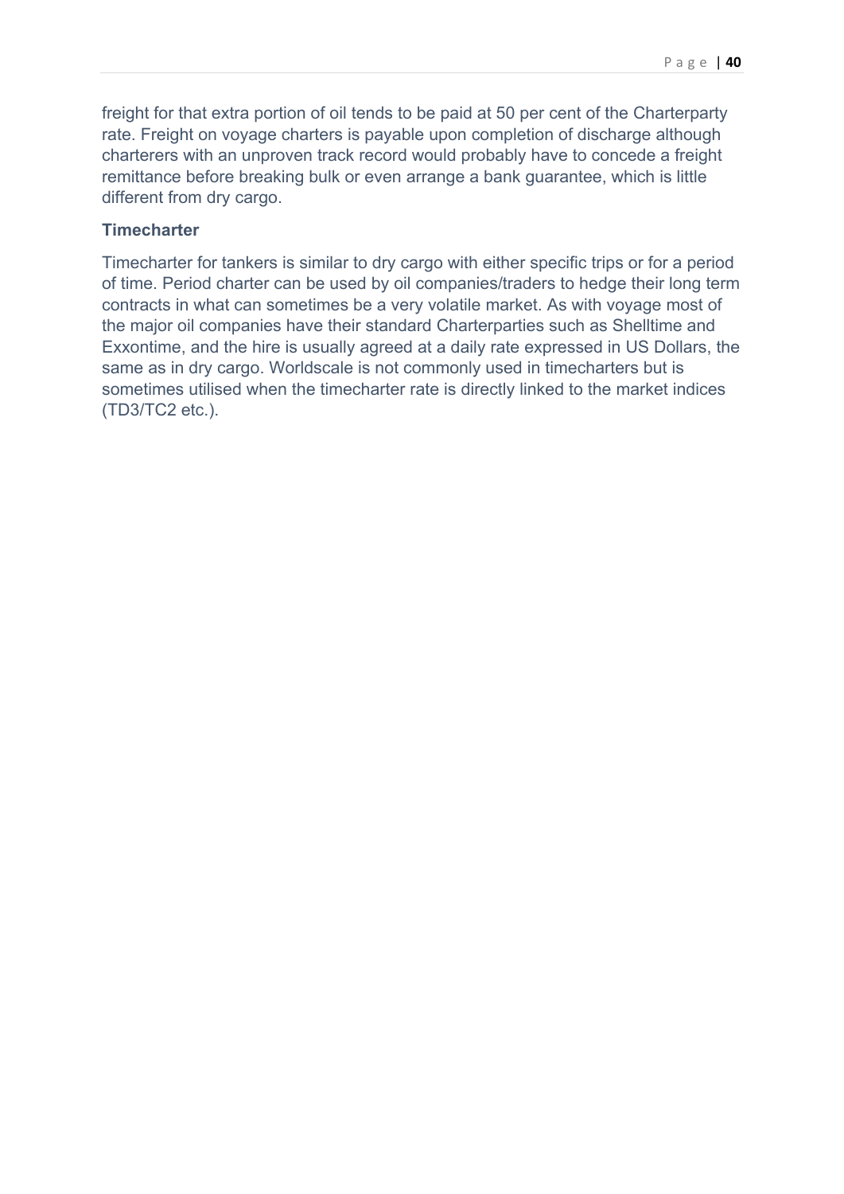freight for that extra portion of oil tends to be paid at 50 per cent of the Charterparty rate. Freight on voyage charters is payable upon completion of discharge although charterers with an unproven track record would probably have to concede a freight remittance before breaking bulk or even arrange a bank guarantee, which is little different from dry cargo.

### Timecharter

Timecharter for tankers is similar to dry cargo with either specific trips or for a period of time. Period charter can be used by oil companies/traders to hedge their long term contracts in what can sometimes be a very volatile market. As with voyage most of the major oil companies have their standard Charterparties such as Shelltime and Exxontime, and the hire is usually agreed at a daily rate expressed in US Dollars, the same as in dry cargo. Worldscale is not commonly used in timecharters but is sometimes utilised when the timecharter rate is directly linked to the market indices (TD3/TC2 etc.).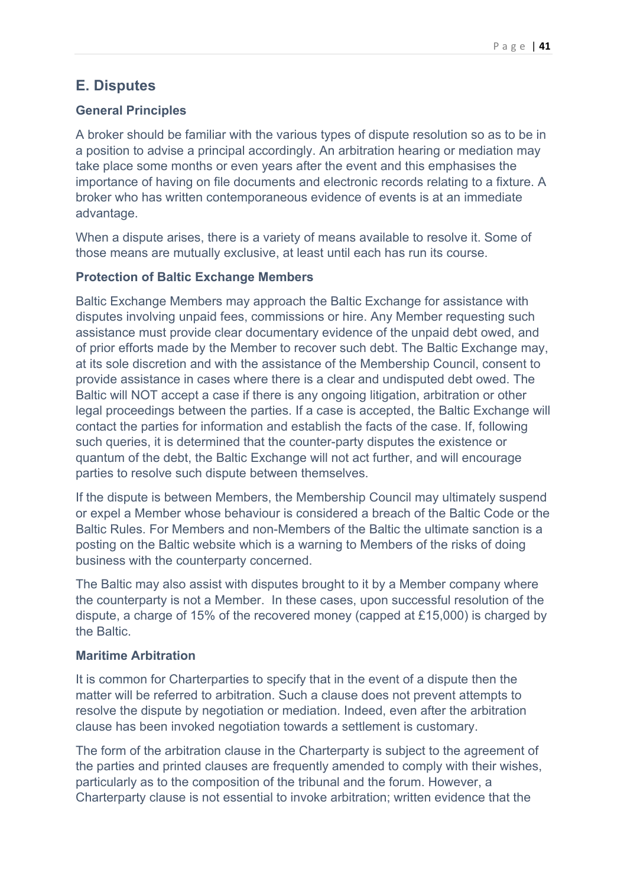## E. Disputes

### General Principles

A broker should be familiar with the various types of dispute resolution so as to be in a position to advise a principal accordingly. An arbitration hearing or mediation may take place some months or even years after the event and this emphasises the importance of having on file documents and electronic records relating to a fixture. A broker who has written contemporaneous evidence of events is at an immediate advantage.

When a dispute arises, there is a variety of means available to resolve it. Some of those means are mutually exclusive, at least until each has run its course.

### Protection of Baltic Exchange Members

Baltic Exchange Members may approach the Baltic Exchange for assistance with disputes involving unpaid fees, commissions or hire. Any Member requesting such assistance must provide clear documentary evidence of the unpaid debt owed, and of prior efforts made by the Member to recover such debt. The Baltic Exchange may, at its sole discretion and with the assistance of the Membership Council, consent to provide assistance in cases where there is a clear and undisputed debt owed. The Baltic will NOT accept a case if there is any ongoing litigation, arbitration or other legal proceedings between the parties. If a case is accepted, the Baltic Exchange will contact the parties for information and establish the facts of the case. If, following such queries, it is determined that the counter-party disputes the existence or quantum of the debt, the Baltic Exchange will not act further, and will encourage parties to resolve such dispute between themselves.

If the dispute is between Members, the Membership Council may ultimately suspend or expel a Member whose behaviour is considered a breach of the Baltic Code or the Baltic Rules. For Members and non-Members of the Baltic the ultimate sanction is a posting on the Baltic website which is a warning to Members of the risks of doing business with the counterparty concerned.

The Baltic may also assist with disputes brought to it by a Member company where the counterparty is not a Member. In these cases, upon successful resolution of the dispute, a charge of 15% of the recovered money (capped at £15,000) is charged by the Baltic.

### Maritime Arbitration

It is common for Charterparties to specify that in the event of a dispute then the matter will be referred to arbitration. Such a clause does not prevent attempts to resolve the dispute by negotiation or mediation. Indeed, even after the arbitration clause has been invoked negotiation towards a settlement is customary.

The form of the arbitration clause in the Charterparty is subject to the agreement of the parties and printed clauses are frequently amended to comply with their wishes, particularly as to the composition of the tribunal and the forum. However, a Charterparty clause is not essential to invoke arbitration; written evidence that the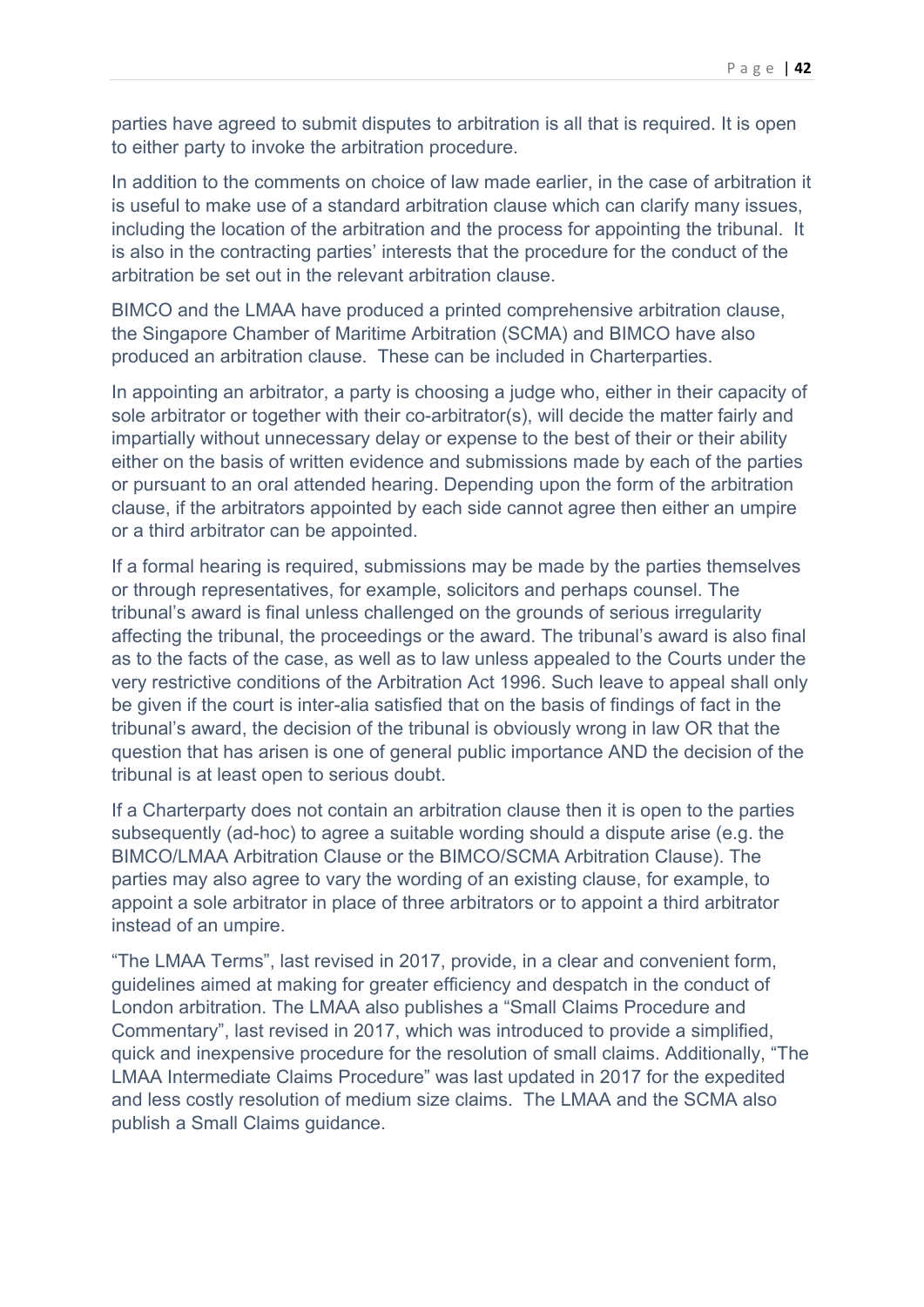parties have agreed to submit disputes to arbitration is all that is required. It is open to either party to invoke the arbitration procedure.

In addition to the comments on choice of law made earlier, in the case of arbitration it is useful to make use of a standard arbitration clause which can clarify many issues, including the location of the arbitration and the process for appointing the tribunal. It is also in the contracting parties' interests that the procedure for the conduct of the arbitration be set out in the relevant arbitration clause.

BIMCO and the LMAA have produced a printed comprehensive arbitration clause, the Singapore Chamber of Maritime Arbitration (SCMA) and BIMCO have also produced an arbitration clause. These can be included in Charterparties.

In appointing an arbitrator, a party is choosing a judge who, either in their capacity of sole arbitrator or together with their co-arbitrator(s), will decide the matter fairly and impartially without unnecessary delay or expense to the best of their or their ability either on the basis of written evidence and submissions made by each of the parties or pursuant to an oral attended hearing. Depending upon the form of the arbitration clause, if the arbitrators appointed by each side cannot agree then either an umpire or a third arbitrator can be appointed.

If a formal hearing is required, submissions may be made by the parties themselves or through representatives, for example, solicitors and perhaps counsel. The tribunal's award is final unless challenged on the grounds of serious irregularity affecting the tribunal, the proceedings or the award. The tribunal's award is also final as to the facts of the case, as well as to law unless appealed to the Courts under the very restrictive conditions of the Arbitration Act 1996. Such leave to appeal shall only be given if the court is inter-alia satisfied that on the basis of findings of fact in the tribunal's award, the decision of the tribunal is obviously wrong in law OR that the question that has arisen is one of general public importance AND the decision of the tribunal is at least open to serious doubt.

If a Charterparty does not contain an arbitration clause then it is open to the parties subsequently (ad-hoc) to agree a suitable wording should a dispute arise (e.g. the BIMCO/LMAA Arbitration Clause or the BIMCO/SCMA Arbitration Clause). The parties may also agree to vary the wording of an existing clause, for example, to appoint a sole arbitrator in place of three arbitrators or to appoint a third arbitrator instead of an umpire.

"The LMAA Terms", last revised in 2017, provide, in a clear and convenient form, guidelines aimed at making for greater efficiency and despatch in the conduct of London arbitration. The LMAA also publishes a "Small Claims Procedure and Commentary", last revised in 2017, which was introduced to provide a simplified, quick and inexpensive procedure for the resolution of small claims. Additionally, "The LMAA Intermediate Claims Procedure" was last updated in 2017 for the expedited and less costly resolution of medium size claims. The LMAA and the SCMA also publish a Small Claims guidance.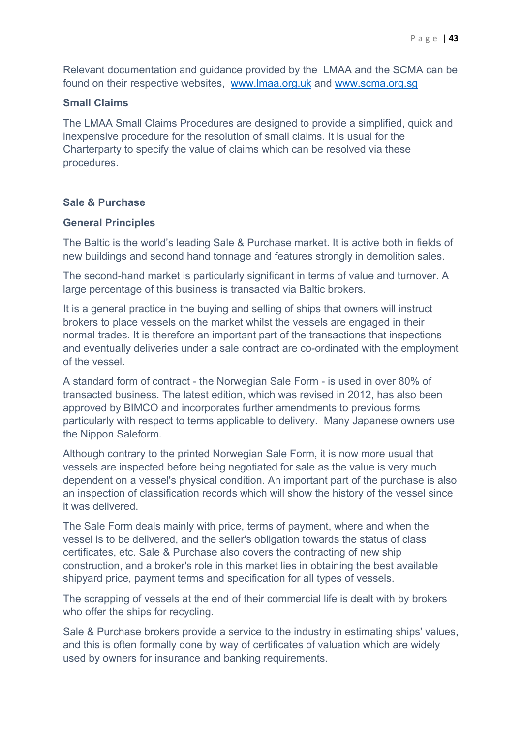Relevant documentation and guidance provided by the LMAA and the SCMA can be found on their respective websites, [www.lmaa.org.uk](http://www.lmaa.org.uk) and [www.scma.org.sg](http://www.scma.org.sg)

### Small Claims

The LMAA Small Claims Procedures are designed to provide a simplified, quick and inexpensive procedure for the resolution of small claims. It is usual for the Charterparty to specify the value of claims which can be resolved via these procedures.

## Sale & Purchase

### General Principles

The Baltic is the world's leading Sale & Purchase market. It is active both in fields of new buildings and second hand tonnage and features strongly in demolition sales.

The second-hand market is particularly significant in terms of value and turnover. A large percentage of this business is transacted via Baltic brokers.

It is a general practice in the buying and selling of ships that owners will instruct brokers to place vessels on the market whilst the vessels are engaged in their normal trades. It is therefore an important part of the transactions that inspections and eventually deliveries under a sale contract are co-ordinated with the employment of the vessel.

A standard form of contract - the Norwegian Sale Form - is used in over 80% of transacted business. The latest edition, which was revised in 2012, has also been approved by BIMCO and incorporates further amendments to previous forms particularly with respect to terms applicable to delivery. Many Japanese owners use the Nippon Saleform.

Although contrary to the printed Norwegian Sale Form, it is now more usual that vessels are inspected before being negotiated for sale as the value is very much dependent on a vessel's physical condition. An important part of the purchase is also an inspection of classification records which will show the history of the vessel since it was delivered.

The Sale Form deals mainly with price, terms of payment, where and when the vessel is to be delivered, and the seller's obligation towards the status of class certificates, etc. Sale & Purchase also covers the contracting of new ship construction, and a broker's role in this market lies in obtaining the best available shipyard price, payment terms and specification for all types of vessels.

The scrapping of vessels at the end of their commercial life is dealt with by brokers who offer the ships for recycling.

Sale & Purchase brokers provide a service to the industry in estimating ships' values, and this is often formally done by way of certificates of valuation which are widely used by owners for insurance and banking requirements.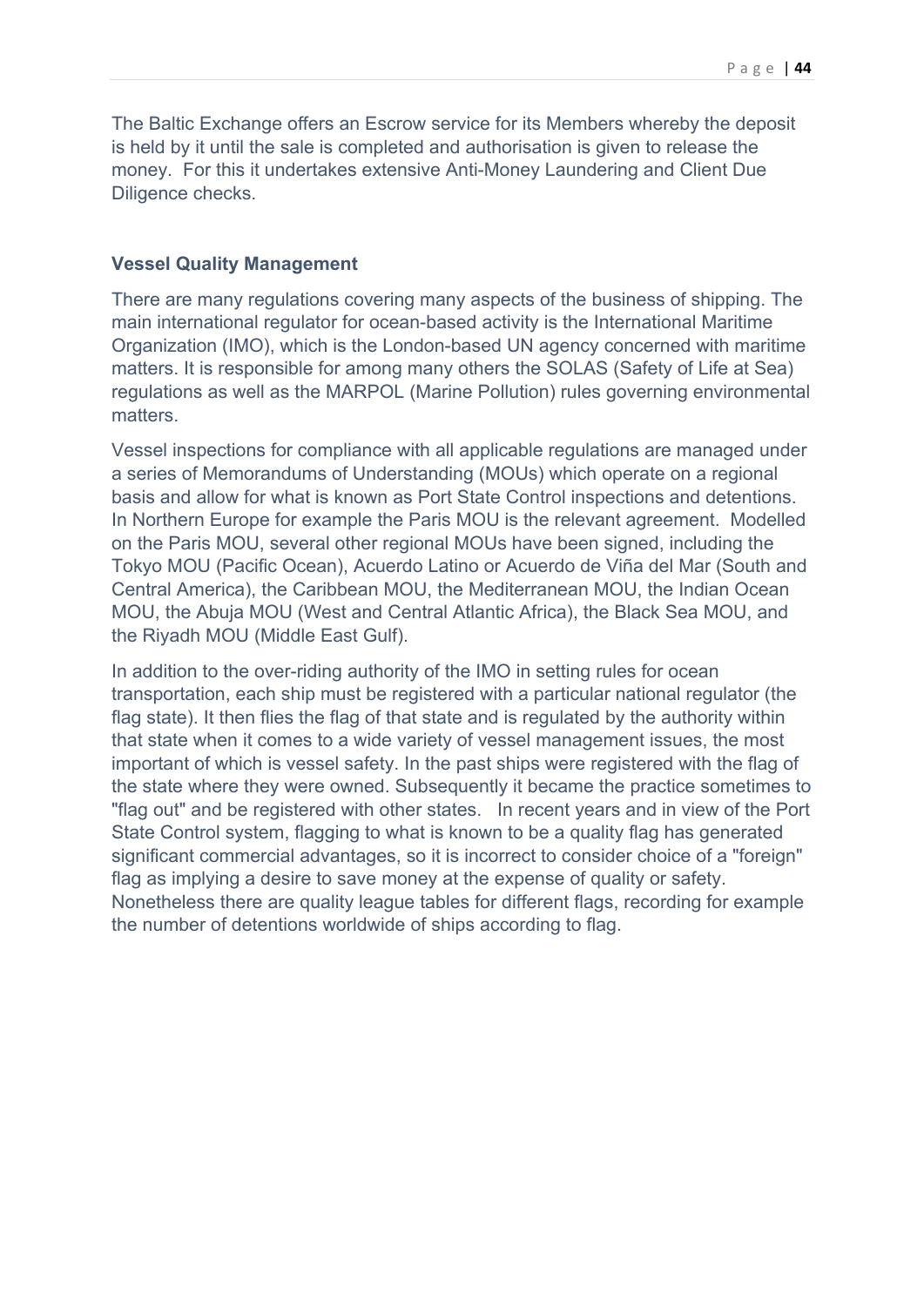The Baltic Exchange offers an Escrow service for its Members whereby the deposit is held by it until the sale is completed and authorisation is given to release the money. For this it undertakes extensive Anti-Money Laundering and Client Due Diligence checks.

**Vessel Quality Management**

There are many regulations covering many aspects of the business of shipping. The main international regulator for ocean-based activity is the International Maritime Organization (IMO), which is the London-based UN agency concerned with maritime matters. It is responsible for among many others the SOLAS (Safety of Life at Sea) regulations as well as the MARPOL (Marine Pollution) rules governing environmental matters.

Vessel inspections for compliance with all applicable regulations are managed under a series of Memorandums of Understanding (MOUs) which operate on a regional basis and allow for what is known as Port State Control inspections and detentions. In Northern Europe for example the Paris MOU is the relevant agreement. Modelled on the Paris MOU, several other regional MOUs have been signed, including the Tokyo MOU (Pacific Ocean), Acuerdo Latino or Acuerdo de Viña del Mar (South and Central America), the Caribbean MOU, the Mediterranean MOU, the Indian Ocean MOU, the Abuja MOU (West and Central Atlantic Africa), the Black Sea MOU, and the Riyadh MOU (Middle East Gulf).

In addition to the over-riding authority of the IMO in setting rules for ocean transportation, each ship must be registered with a particular national regulator (the flag state). It then flies the flag of that state and is regulated by the authority within that state when it comes to a wide variety of vessel management issues, the most important of which is vessel safety. In the past ships were registered with the flag of the state where they were owned. Subsequently it became the practice sometimes to "flag out" and be registered with other states. In recent years and in view of the Port State Control system, flagging to what is known to be a quality flag has generated significant commercial advantages, so it is incorrect to consider choice of a "foreign" flag as implying a desire to save money at the expense of quality or safety. Nonetheless there are quality league tables for different flags, recording for example the number of detentions worldwide of ships according to flag.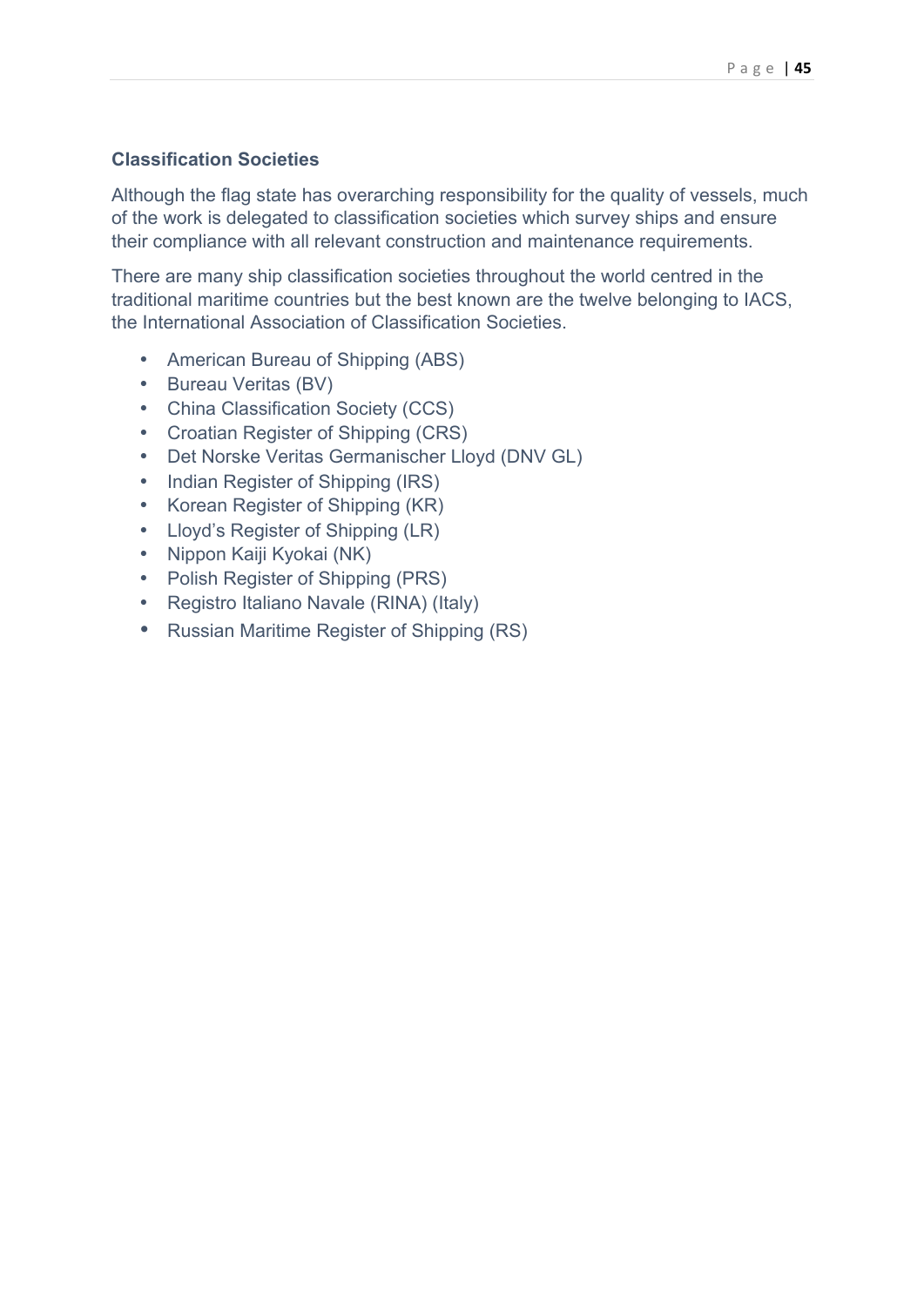### Classification Societies

Although the flag state has overarching responsibility for the quality of vessels, much of the work is delegated to classification societies which survey ships and ensure their compliance with all relevant construction and maintenance requirements.

There are many ship classification societies throughout the world centred in the traditional maritime countries but the best known are the twelve belonging to IACS, the International Association of Classification Societies.

- American Bureau of Shipping (ABS)
- Bureau Veritas (BV)
- China Classification Society (CCS)
- Croatian Register of Shipping (CRS)
- Det Norske Veritas Germanischer Lloyd (DNV GL)
- Indian Register of Shipping (IRS)
- Korean Register of Shipping (KR)
- Lloyd's Register of Shipping (LR)
- Nippon Kaiji Kyokai (NK)
- Polish Register of Shipping (PRS)
- Registro Italiano Navale (RINA) (Italy)
- Russian Maritime Register of Shipping (RS)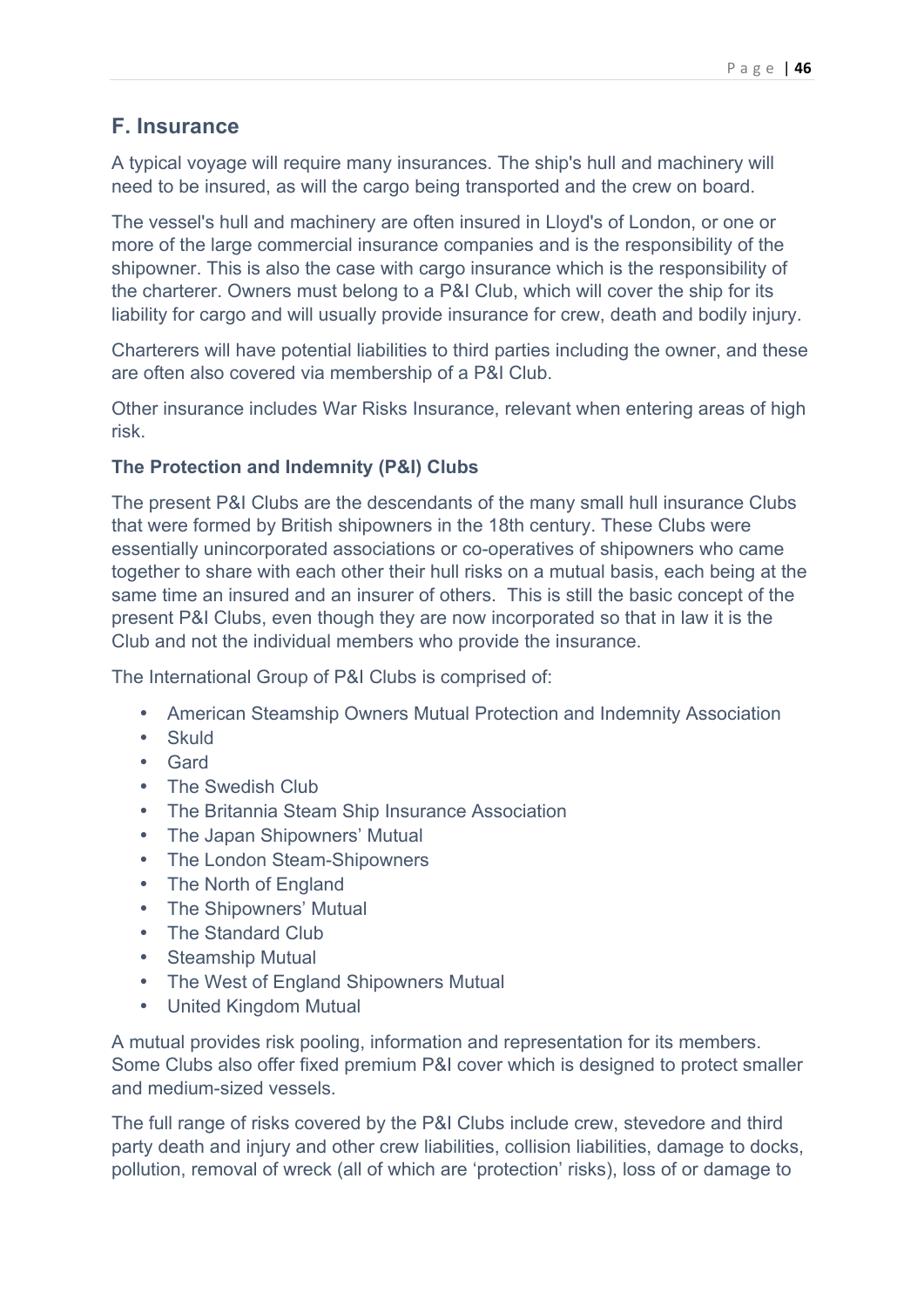## F. Insurance

A typical voyage will require many insurances. The ship's hull and machinery will need to be insured, as will the cargo being transported and the crew on board.

The vessel's hull and machinery are often insured in Lloyd's of London, or one or more of the large commercial insurance companies and is the responsibility of the shipowner. This is also the case with cargo insurance which is the responsibility of the charterer. Owners must belong to a P&I Club, which will cover the ship for its liability for cargo and will usually provide insurance for crew, death and bodily injury.

Charterers will have potential liabilities to third parties including the owner, and these are often also covered via membership of a P&I Club.

Other insurance includes War Risks Insurance, relevant when entering areas of high risk.

### The Protection and Indemnity (P&I) Clubs

The present P&I Clubs are the descendants of the many small hull insurance Clubs that were formed by British shipowners in the 18th century. These Clubs were essentially unincorporated associations or co-operatives of shipowners who came together to share with each other their hull risks on a mutual basis, each being at the same time an insured and an insurer of others. This is still the basic concept of the present P&I Clubs, even though they are now incorporated so that in law it is the Club and not the individual members who provide the insurance.

The International Group of P&I Clubs is comprised of:

- American Steamship Owners Mutual Protection and Indemnity Association
- Skuld
- Gard
- The Swedish Club
- The Britannia Steam Ship Insurance Association
- The Japan Shipowners' Mutual
- The London Steam-Shipowners
- The North of England
- The Shipowners' Mutual
- The Standard Club
- Steamship Mutual
- The West of England Shipowners Mutual
- United Kingdom Mutual

A mutual provides risk pooling, information and representation for its members. Some Clubs also offer fixed premium P&I cover which is designed to protect smaller and medium-sized vessels.

The full range of risks covered by the P&I Clubs include crew, stevedore and third party death and injury and other crew liabilities, collision liabilities, damage to docks, pollution, removal of wreck (all of which are 'protection' risks), loss of or damage to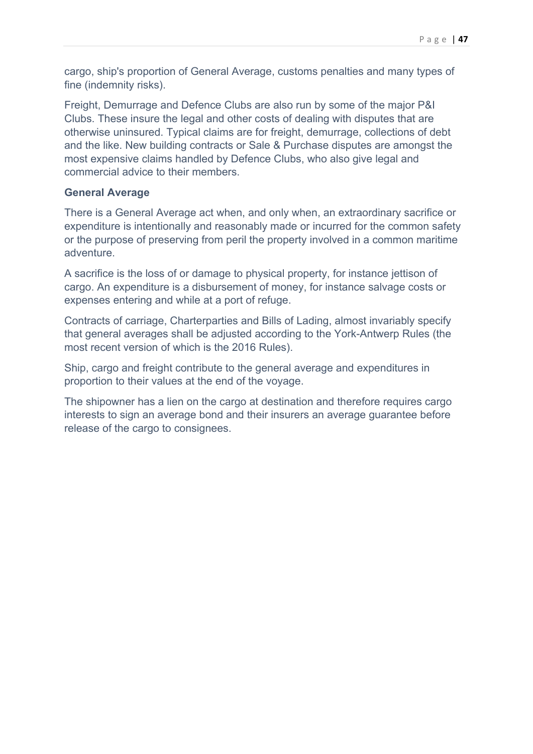cargo, ship's proportion of General Average, customs penalties and many types of fine (indemnity risks).

Freight, Demurrage and Defence Clubs are also run by some of the major P&I Clubs. These insure the legal and other costs of dealing with disputes that are otherwise uninsured. Typical claims are for freight, demurrage, collections of debt and the like. New building contracts or Sale & Purchase disputes are amongst the most expensive claims handled by Defence Clubs, who also give legal and commercial advice to their members.

### General Average

There is a General Average act when, and only when, an extraordinary sacrifice or expenditure is intentionally and reasonably made or incurred for the common safety or the purpose of preserving from peril the property involved in a common maritime adventure.

A sacrifice is the loss of or damage to physical property, for instance jettison of cargo. An expenditure is a disbursement of money, for instance salvage costs or expenses entering and while at a port of refuge.

Contracts of carriage, Charterparties and Bills of Lading, almost invariably specify that general averages shall be adjusted according to the York-Antwerp Rules (the most recent version of which is the 2016 Rules).

Ship, cargo and freight contribute to the general average and expenditures in proportion to their values at the end of the voyage.

The shipowner has a lien on the cargo at destination and therefore requires cargo interests to sign an average bond and their insurers an average guarantee before release of the cargo to consignees.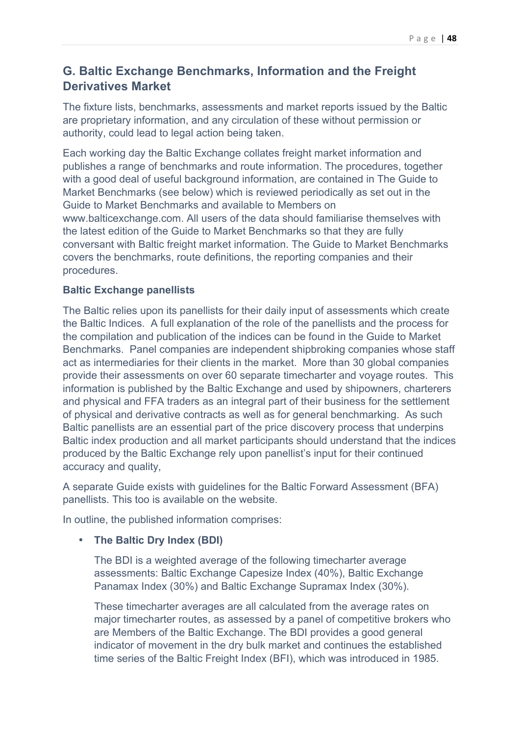## G. Baltic Exchange Benchmarks, Information and the Freight Derivatives Market

The fixture lists, benchmarks, assessments and market reports issued by the Baltic are proprietary information, and any circulation of these without permission or authority, could lead to legal action being taken.

Each working day the Baltic Exchange collates freight market information and publishes a range of benchmarks and route information. The procedures, together with a good deal of useful background information, are contained in The Guide to Market Benchmarks (see below) which is reviewed periodically as set out in the Guide to Market Benchmarks and available to Members on www.balticexchange.com. All users of the data should familiarise themselves with the latest edition of the Guide to Market Benchmarks so that they are fully conversant with Baltic freight market information. The Guide to Market Benchmarks covers the benchmarks, route definitions, the reporting companies and their procedures.

**Baltic Exchange panellists**

The Baltic relies upon its panellists for their daily input of assessments which create the Baltic Indices. A full explanation of the role of the panellists and the process for the compilation and publication of the indices can be found in the Guide to Market Benchmarks. Panel companies are independent shipbroking companies whose staff act as intermediaries for their clients in the market. More than 30 global companies provide their assessments on over 60 separate timecharter and voyage routes. This information is published by the Baltic Exchange and used by shipowners, charterers and physical and FFA traders as an integral part of their business for the settlement of physical and derivative contracts as well as for general benchmarking. As such Baltic panellists are an essential part of the price discovery process that underpins Baltic index production and all market participants should understand that the indices produced by the Baltic Exchange rely upon panellist's input for their continued accuracy and quality,

A separate Guide exists with guidelines for the Baltic Forward Assessment (BFA) panellists. This too is available on the website.

In outline, the published information comprises:

- **The Baltic Dry Index (BDI)**

  The BDI is a weighted average of the following timecharter average assessments: Baltic Exchange Capesize Index (40%), Baltic Exchange Panamax Index (30%) and Baltic Exchange Supramax Index (30%).

  These timecharter averages are all calculated from the average rates on major timecharter routes, as assessed by a panel of competitive brokers who are Members of the Baltic Exchange. The BDI provides a good general indicator of movement in the dry bulk market and continues the established time series of the Baltic Freight Index (BFI), which was introduced in 1985.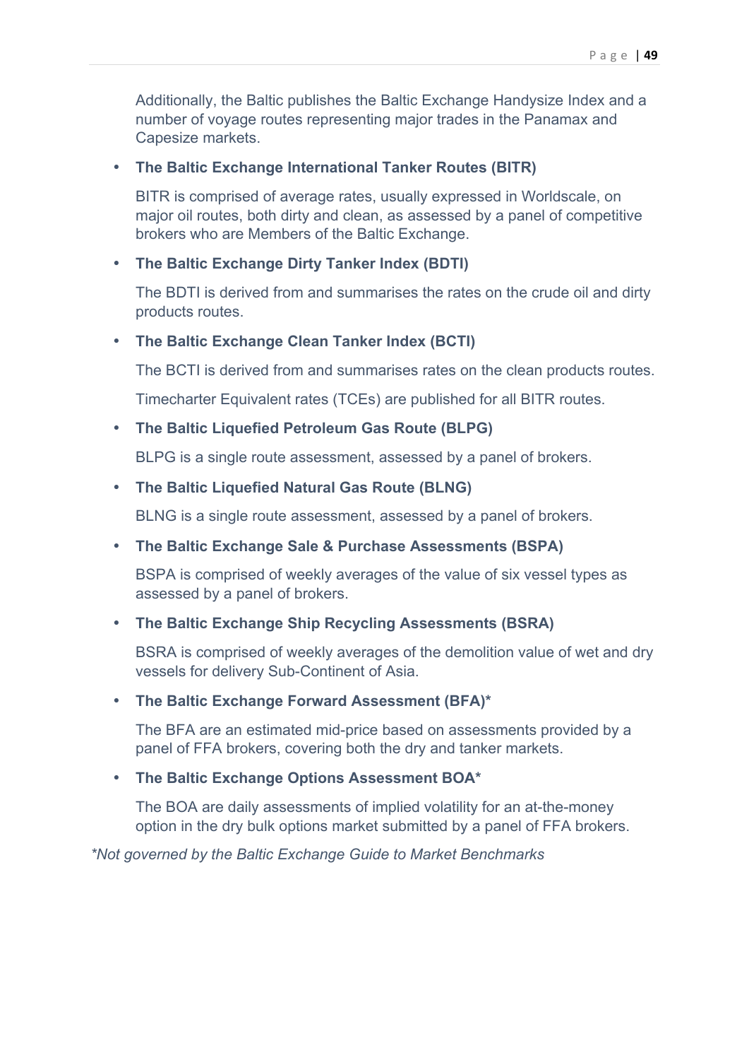Additionally, the Baltic publishes the Baltic Exchange Handysize Index and a number of voyage routes representing major trades in the Panamax and Capesize markets.

- **The Baltic Exchange International Tanker Routes (BITR)**

  BITR is comprised of average rates, usually expressed in Worldscale, on major oil routes, both dirty and clean, as assessed by a panel of competitive brokers who are Members of the Baltic Exchange.

- **The Baltic Exchange Dirty Tanker Index (BDTI)**

  The BDTI is derived from and summarises the rates on the crude oil and dirty products routes.

- **The Baltic Exchange Clean Tanker Index (BCTI)**

  The BCTI is derived from and summarises rates on the clean products routes.

  Timecharter Equivalent rates (TCEs) are published for all BITR routes.

- **The Baltic Liquefied Petroleum Gas Route (BLPG)**

  BLPG is a single route assessment, assessed by a panel of brokers.

- **The Baltic Liquefied Natural Gas Route (BLNG)**

  BLNG is a single route assessment, assessed by a panel of brokers.

- **The Baltic Exchange Sale & Purchase Assessments (BSPA)**

  BSPA is comprised of weekly averages of the value of six vessel types as assessed by a panel of brokers.

- **The Baltic Exchange Ship Recycling Assessments (BSRA)**

  BSRA is comprised of weekly averages of the demolition value of wet and dry vessels for delivery Sub-Continent of Asia.

- **The Baltic Exchange Forward Assessment (BFA)***

  The BFA are an estimated mid-price based on assessments provided by a panel of FFA brokers, covering both the dry and tanker markets.

- **The Baltic Exchange Options Assessment BOA***

  The BOA are daily assessments of implied volatility for an at-the-money option in the dry bulk options market submitted by a panel of FFA brokers.

*\*Not governed by the Baltic Exchange Guide to Market Benchmarks*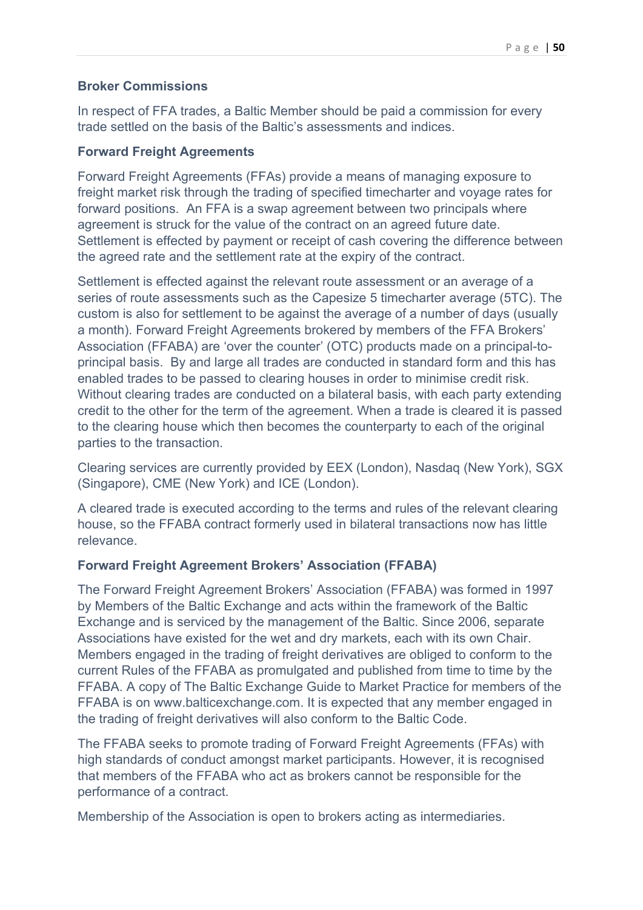## Broker Commissions

In respect of FFA trades, a Baltic Member should be paid a commission for every trade settled on the basis of the Baltic's assessments and indices.

## Forward Freight Agreements

Forward Freight Agreements (FFAs) provide a means of managing exposure to freight market risk through the trading of specified timecharter and voyage rates for forward positions. An FFA is a swap agreement between two principals where agreement is struck for the value of the contract on an agreed future date. Settlement is effected by payment or receipt of cash covering the difference between the agreed rate and the settlement rate at the expiry of the contract.

Settlement is effected against the relevant route assessment or an average of a series of route assessments such as the Capesize 5 timecharter average (5TC). The custom is also for settlement to be against the average of a number of days (usually a month). Forward Freight Agreements brokered by members of the FFA Brokers' Association (FFABA) are 'over the counter' (OTC) products made on a principal-to-principal basis. By and large all trades are conducted in standard form and this has enabled trades to be passed to clearing houses in order to minimise credit risk. Without clearing trades are conducted on a bilateral basis, with each party extending credit to the other for the term of the agreement. When a trade is cleared it is passed to the clearing house which then becomes the counterparty to each of the original parties to the transaction.

Clearing services are currently provided by EEX (London), Nasdaq (New York), SGX (Singapore), CME (New York) and ICE (London).

A cleared trade is executed according to the terms and rules of the relevant clearing house, so the FFABA contract formerly used in bilateral transactions now has little relevance.

## Forward Freight Agreement Brokers' Association (FFABA)

The Forward Freight Agreement Brokers' Association (FFABA) was formed in 1997 by Members of the Baltic Exchange and acts within the framework of the Baltic Exchange and is serviced by the management of the Baltic. Since 2006, separate Associations have existed for the wet and dry markets, each with its own Chair. Members engaged in the trading of freight derivatives are obliged to conform to the current Rules of the FFABA as promulgated and published from time to time by the FFABA. A copy of The Baltic Exchange Guide to Market Practice for members of the FFABA is on www.balticexchange.com. It is expected that any member engaged in the trading of freight derivatives will also conform to the Baltic Code.

The FFABA seeks to promote trading of Forward Freight Agreements (FFAs) with high standards of conduct amongst market participants. However, it is recognised that members of the FFABA who act as brokers cannot be responsible for the performance of a contract.

Membership of the Association is open to brokers acting as intermediaries.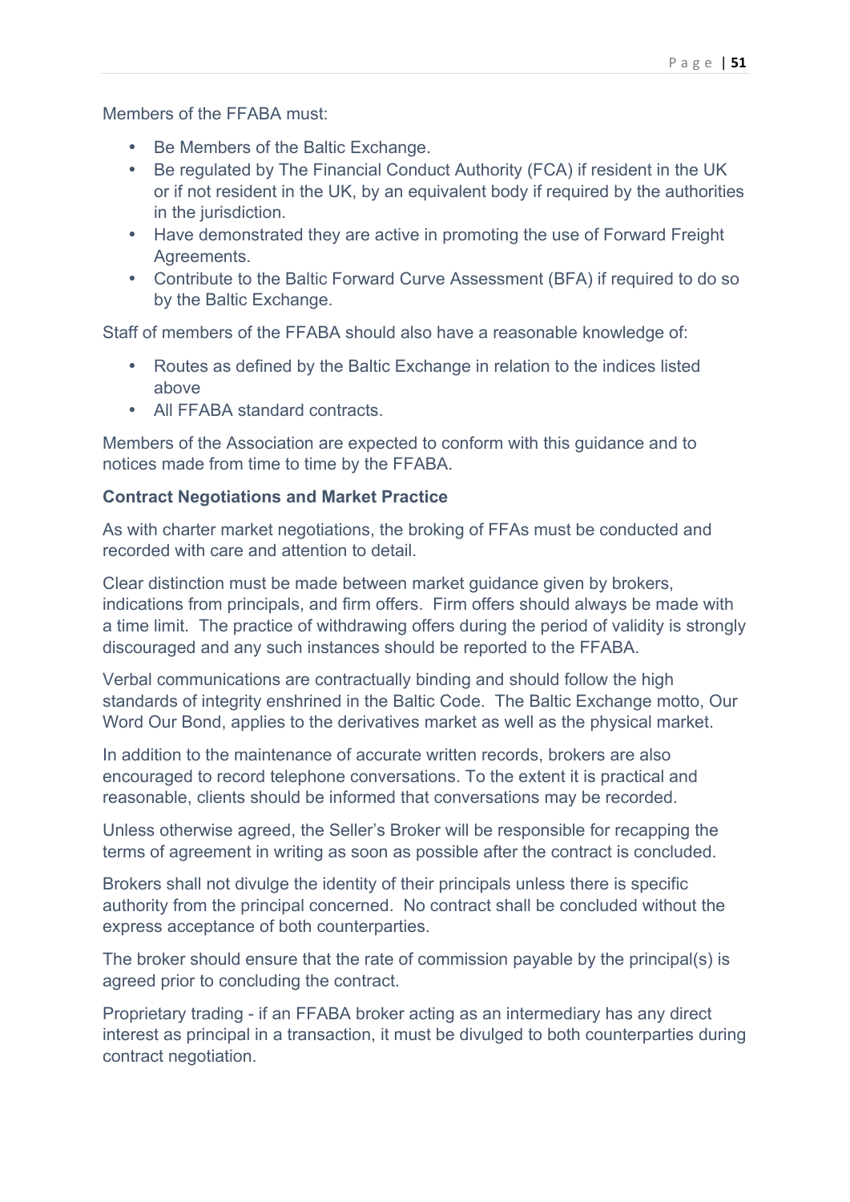Members of the FFABA must:

- Be Members of the Baltic Exchange.
- Be regulated by The Financial Conduct Authority (FCA) if resident in the UK or if not resident in the UK, by an equivalent body if required by the authorities in the jurisdiction.
- Have demonstrated they are active in promoting the use of Forward Freight Agreements.
- Contribute to the Baltic Forward Curve Assessment (BFA) if required to do so by the Baltic Exchange.

Staff of members of the FFABA should also have a reasonable knowledge of:

- Routes as defined by the Baltic Exchange in relation to the indices listed above
- All FFABA standard contracts.

Members of the Association are expected to conform with this guidance and to notices made from time to time by the FFABA.

**Contract Negotiations and Market Practice**

As with charter market negotiations, the broking of FFAs must be conducted and recorded with care and attention to detail.

Clear distinction must be made between market guidance given by brokers, indications from principals, and firm offers. Firm offers should always be made with a time limit. The practice of withdrawing offers during the period of validity is strongly discouraged and any such instances should be reported to the FFABA.

Verbal communications are contractually binding and should follow the high standards of integrity enshrined in the Baltic Code. The Baltic Exchange motto, Our Word Our Bond, applies to the derivatives market as well as the physical market.

In addition to the maintenance of accurate written records, brokers are also encouraged to record telephone conversations. To the extent it is practical and reasonable, clients should be informed that conversations may be recorded.

Unless otherwise agreed, the Seller's Broker will be responsible for recapping the terms of agreement in writing as soon as possible after the contract is concluded.

Brokers shall not divulge the identity of their principals unless there is specific authority from the principal concerned. No contract shall be concluded without the express acceptance of both counterparties.

The broker should ensure that the rate of commission payable by the principal(s) is agreed prior to concluding the contract.

Proprietary trading - if an FFABA broker acting as an intermediary has any direct interest as principal in a transaction, it must be divulged to both counterparties during contract negotiation.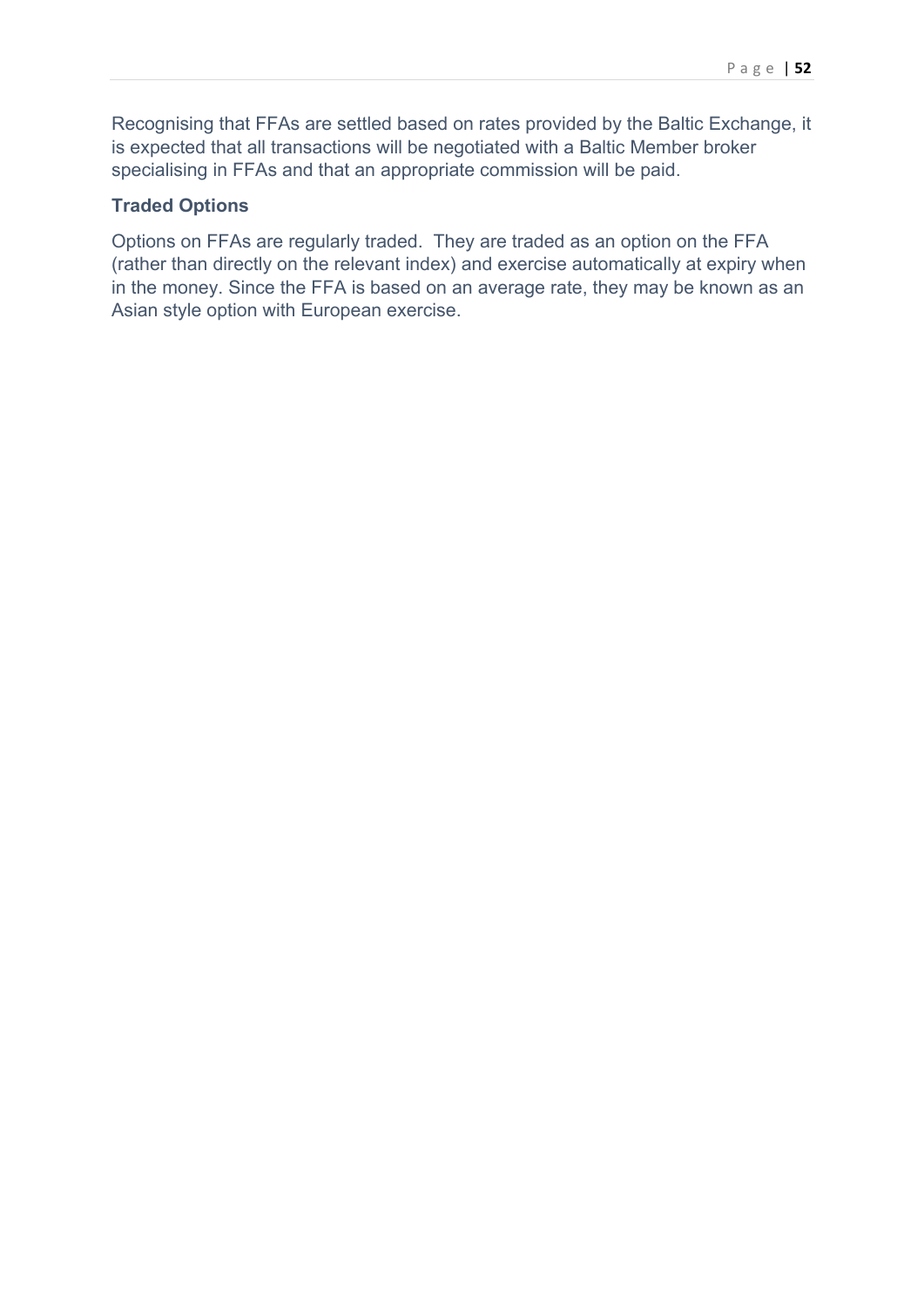Recognising that FFAs are settled based on rates provided by the Baltic Exchange, it is expected that all transactions will be negotiated with a Baltic Member broker specialising in FFAs and that an appropriate commission will be paid.

### Traded Options

Options on FFAs are regularly traded. They are traded as an option on the FFA (rather than directly on the relevant index) and exercise automatically at expiry when in the money. Since the FFA is based on an average rate, they may be known as an Asian style option with European exercise.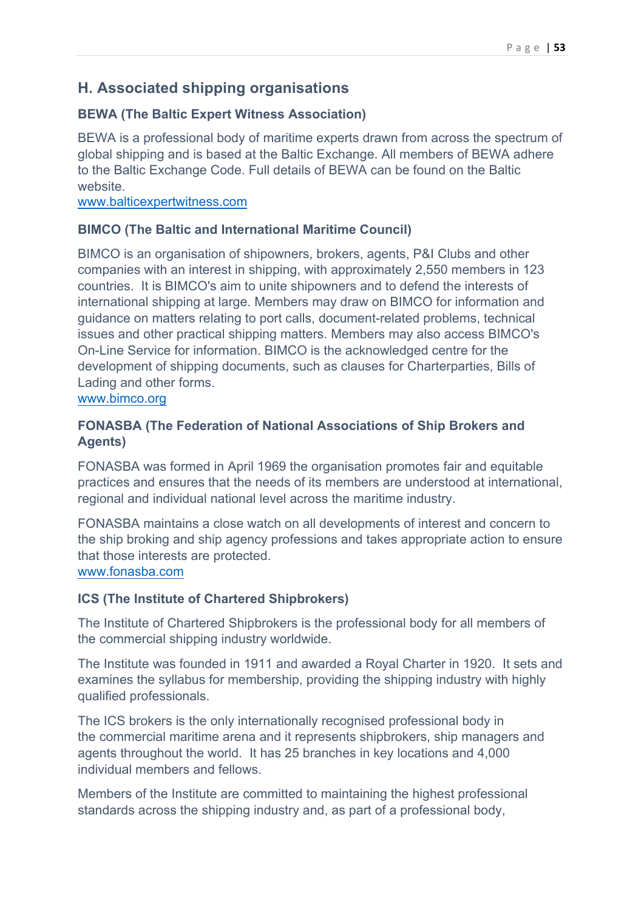## H. Associated shipping organisations

### BEWA (The Baltic Expert Witness Association)

BEWA is a professional body of maritime experts drawn from across the spectrum of global shipping and is based at the Baltic Exchange. All members of BEWA adhere to the Baltic Exchange Code. Full details of BEWA can be found on the Baltic website.
[www.balticexpertwitness.com](http://www.balticexpertwitness.com)

### BIMCO (The Baltic and International Maritime Council)

BIMCO is an organisation of shipowners, brokers, agents, P&I Clubs and other companies with an interest in shipping, with approximately 2,550 members in 123 countries. It is BIMCO's aim to unite shipowners and to defend the interests of international shipping at large. Members may draw on BIMCO for information and guidance on matters relating to port calls, document-related problems, technical issues and other practical shipping matters. Members may also access BIMCO's On-Line Service for information. BIMCO is the acknowledged centre for the development of shipping documents, such as clauses for Charterparties, Bills of Lading and other forms.
[www.bimco.org](http://www.bimco.org)

### FONASBA (The Federation of National Associations of Ship Brokers and Agents)

FONASBA was formed in April 1969 the organisation promotes fair and equitable practices and ensures that the needs of its members are understood at international, regional and individual national level across the maritime industry.

FONASBA maintains a close watch on all developments of interest and concern to the ship broking and ship agency professions and takes appropriate action to ensure that those interests are protected.
[www.fonasba.com](http://www.fonasba.com)

### ICS (The Institute of Chartered Shipbrokers)

The Institute of Chartered Shipbrokers is the professional body for all members of the commercial shipping industry worldwide.

The Institute was founded in 1911 and awarded a Royal Charter in 1920. It sets and examines the syllabus for membership, providing the shipping industry with highly qualified professionals.

The ICS brokers is the only internationally recognised professional body in the commercial maritime arena and it represents shipbrokers, ship managers and agents throughout the world. It has 25 branches in key locations and 4,000 individual members and fellows.

Members of the Institute are committed to maintaining the highest professional standards across the shipping industry and, as part of a professional body,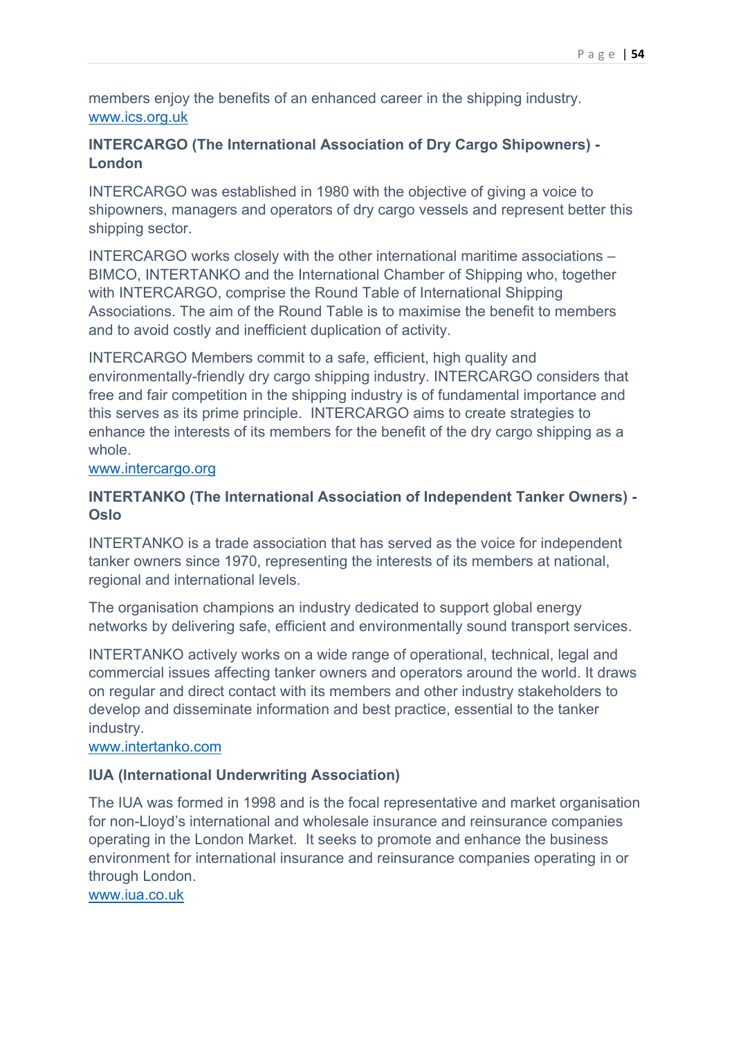members enjoy the benefits of an enhanced career in the shipping industry.
www.ics.org.uk

**INTERCARGO (The International Association of Dry Cargo Shipowners) - London**

INTERCARGO was established in 1980 with the objective of giving a voice to shipowners, managers and operators of dry cargo vessels and represent better this shipping sector.

INTERCARGO works closely with the other international maritime associations – BIMCO, INTERTANKO and the International Chamber of Shipping who, together with INTERCARGO, comprise the Round Table of International Shipping Associations. The aim of the Round Table is to maximise the benefit to members and to avoid costly and inefficient duplication of activity.

INTERCARGO Members commit to a safe, efficient, high quality and environmentally-friendly dry cargo shipping industry. INTERCARGO considers that free and fair competition in the shipping industry is of fundamental importance and this serves as its prime principle. INTERCARGO aims to create strategies to enhance the interests of its members for the benefit of the dry cargo shipping as a whole.
www.intercargo.org

**INTERTANKO (The International Association of Independent Tanker Owners) - Oslo**

INTERTANKO is a trade association that has served as the voice for independent tanker owners since 1970, representing the interests of its members at national, regional and international levels.

The organisation champions an industry dedicated to support global energy networks by delivering safe, efficient and environmentally sound transport services.

INTERTANKO actively works on a wide range of operational, technical, legal and commercial issues affecting tanker owners and operators around the world. It draws on regular and direct contact with its members and other industry stakeholders to develop and disseminate information and best practice, essential to the tanker industry.
www.intertanko.com

**IUA (International Underwriting Association)**

The IUA was formed in 1998 and is the focal representative and market organisation for non-Lloyd's international and wholesale insurance and reinsurance companies operating in the London Market. It seeks to promote and enhance the business environment for international insurance and reinsurance companies operating in or through London.
www.iua.co.uk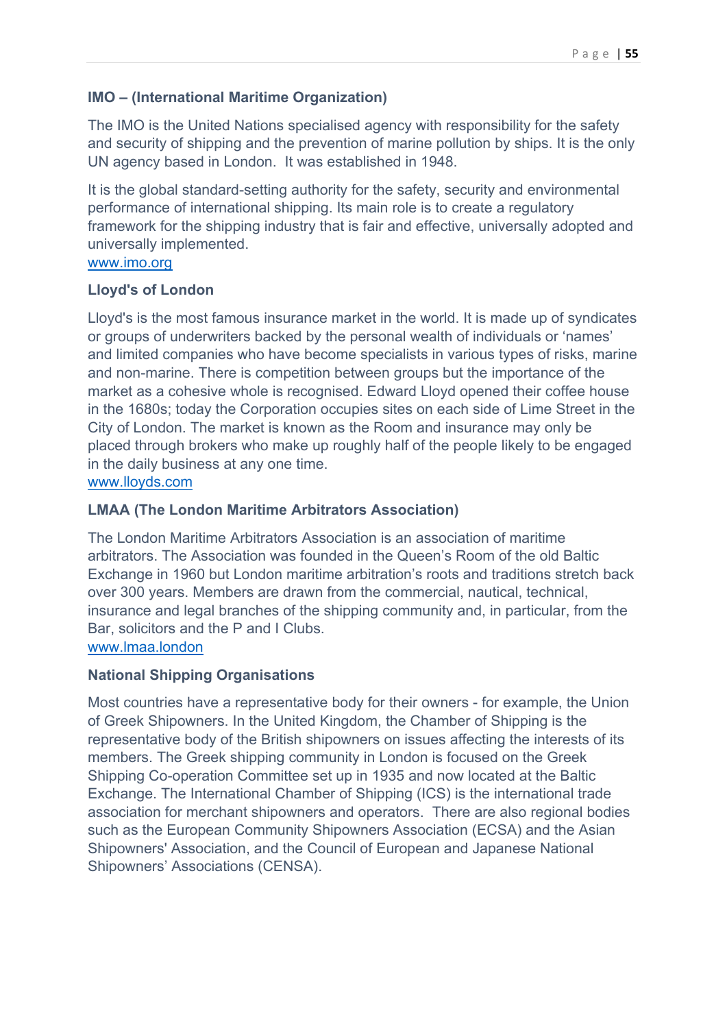**IMO – (International Maritime Organization)**

The IMO is the United Nations specialised agency with responsibility for the safety and security of shipping and the prevention of marine pollution by ships. It is the only UN agency based in London.  It was established in 1948.

It is the global standard-setting authority for the safety, security and environmental performance of international shipping. Its main role is to create a regulatory framework for the shipping industry that is fair and effective, universally adopted and universally implemented.
www.imo.org

**Lloyd's of London**

Lloyd's is the most famous insurance market in the world. It is made up of syndicates or groups of underwriters backed by the personal wealth of individuals or 'names' and limited companies who have become specialists in various types of risks, marine and non-marine. There is competition between groups but the importance of the market as a cohesive whole is recognised. Edward Lloyd opened their coffee house in the 1680s; today the Corporation occupies sites on each side of Lime Street in the City of London. The market is known as the Room and insurance may only be placed through brokers who make up roughly half of the people likely to be engaged in the daily business at any one time.
www.lloyds.com

**LMAA (The London Maritime Arbitrators Association)**

The London Maritime Arbitrators Association is an association of maritime arbitrators. The Association was founded in the Queen's Room of the old Baltic Exchange in 1960 but London maritime arbitration's roots and traditions stretch back over 300 years. Members are drawn from the commercial, nautical, technical, insurance and legal branches of the shipping community and, in particular, from the Bar, solicitors and the P and I Clubs.
www.lmaa.london

**National Shipping Organisations**

Most countries have a representative body for their owners - for example, the Union of Greek Shipowners. In the United Kingdom, the Chamber of Shipping is the representative body of the British shipowners on issues affecting the interests of its members. The Greek shipping community in London is focused on the Greek Shipping Co-operation Committee set up in 1935 and now located at the Baltic Exchange. The International Chamber of Shipping (ICS) is the international trade association for merchant shipowners and operators.  There are also regional bodies such as the European Community Shipowners Association (ECSA) and the Asian Shipowners' Association, and the Council of European and Japanese National Shipowners' Associations (CENSA).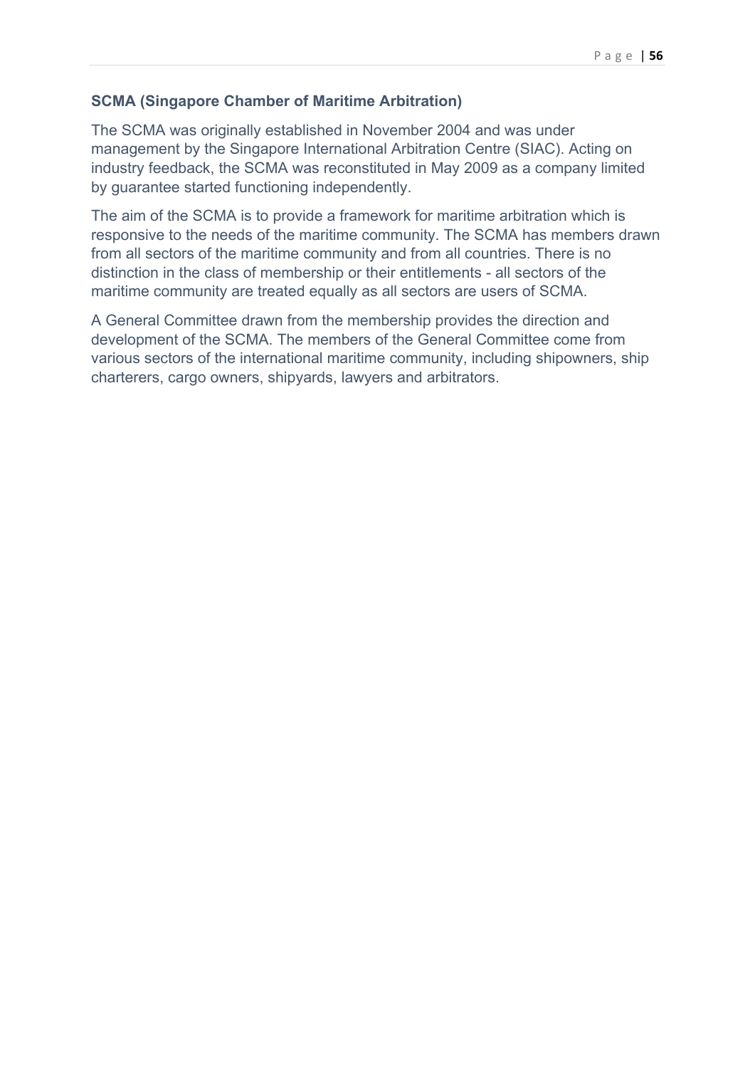### SCMA (Singapore Chamber of Maritime Arbitration)

The SCMA was originally established in November 2004 and was under management by the Singapore International Arbitration Centre (SIAC). Acting on industry feedback, the SCMA was reconstituted in May 2009 as a company limited by guarantee started functioning independently.

The aim of the SCMA is to provide a framework for maritime arbitration which is responsive to the needs of the maritime community. The SCMA has members drawn from all sectors of the maritime community and from all countries. There is no distinction in the class of membership or their entitlements - all sectors of the maritime community are treated equally as all sectors are users of SCMA.

A General Committee drawn from the membership provides the direction and development of the SCMA. The members of the General Committee come from various sectors of the international maritime community, including shipowners, ship charterers, cargo owners, shipyards, lawyers and arbitrators.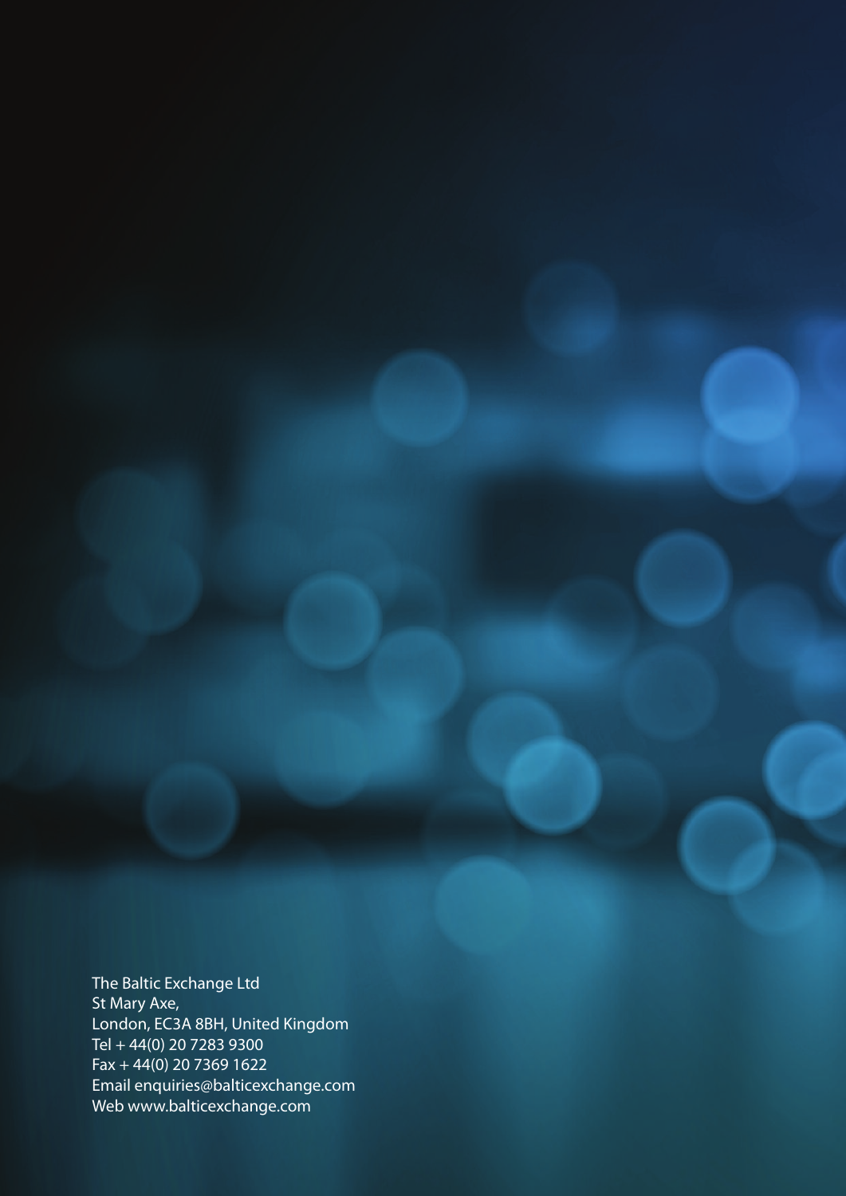The Baltic Exchange Ltd
St Mary Axe,
London, EC3A 8BH, United Kingdom
Tel + 44(0) 20 7283 9300
Fax + 44(0) 20 7369 1622
Email enquiries@balticexchange.com
Web www.balticexchange.com